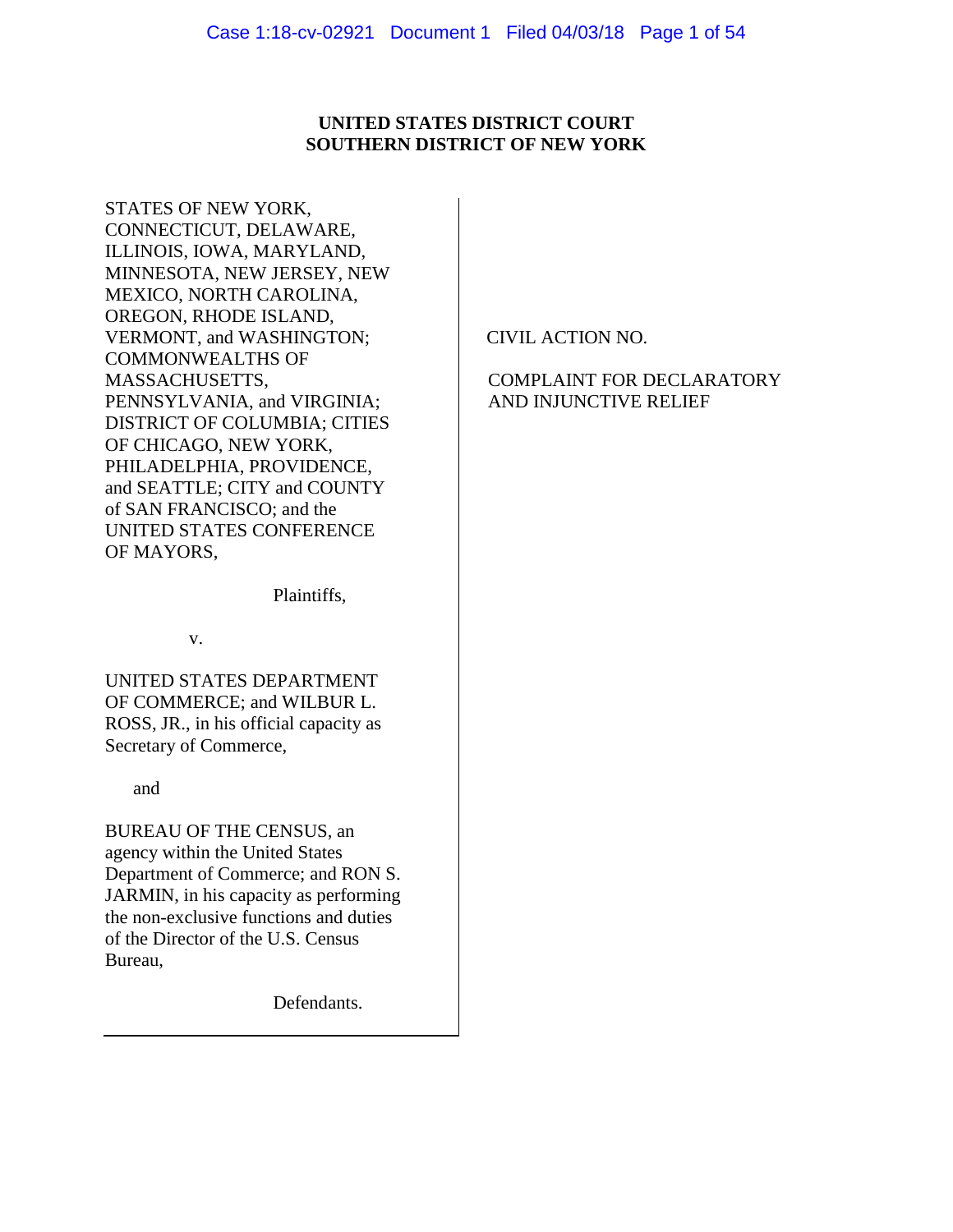**UNITED STATES DISTRICT COURT**
**SOUTHERN DISTRICT OF NEW YORK**

STATES OF NEW YORK, CONNECTICUT, DELAWARE, ILLINOIS, IOWA, MARYLAND, MINNESOTA, NEW JERSEY, NEW MEXICO, NORTH CAROLINA, OREGON, RHODE ISLAND, VERMONT, and WASHINGTON; COMMONWEALTHS OF MASSACHUSETTS, PENNSYLVANIA, and VIRGINIA; DISTRICT OF COLUMBIA; CITIES OF CHICAGO, NEW YORK, PHILADELPHIA, PROVIDENCE, and SEATTLE; CITY and COUNTY of SAN FRANCISCO; and the UNITED STATES CONFERENCE OF MAYORS,

Plaintiffs,

v.

UNITED STATES DEPARTMENT OF COMMERCE; and WILBUR L. ROSS, JR., in his official capacity as Secretary of Commerce,

and

BUREAU OF THE CENSUS, an agency within the United States Department of Commerce; and RON S. JARMIN, in his capacity as performing the non-exclusive functions and duties of the Director of the U.S. Census Bureau,

Defendants.

CIVIL ACTION NO.

COMPLAINT FOR DECLARATORY AND INJUNCTIVE RELIEF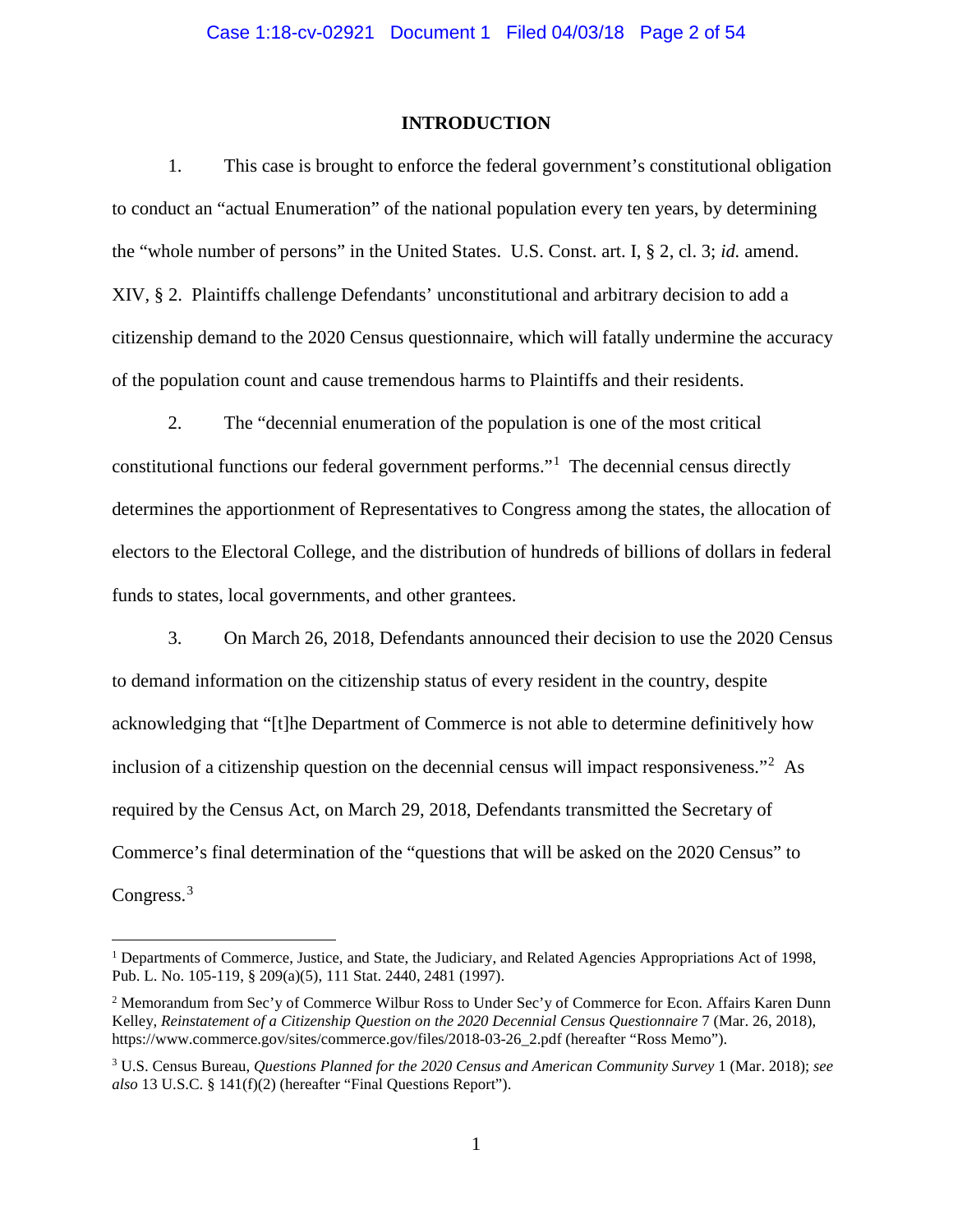## INTRODUCTION

1. This case is brought to enforce the federal government's constitutional obligation to conduct an "actual Enumeration" of the national population every ten years, by determining the "whole number of persons" in the United States. U.S. Const. art. I, § 2, cl. 3; *id.* amend. XIV, § 2. Plaintiffs challenge Defendants' unconstitutional and arbitrary decision to add a citizenship demand to the 2020 Census questionnaire, which will fatally undermine the accuracy of the population count and cause tremendous harms to Plaintiffs and their residents.

2. The "decennial enumeration of the population is one of the most critical constitutional functions our federal government performs."[1] The decennial census directly determines the apportionment of Representatives to Congress among the states, the allocation of electors to the Electoral College, and the distribution of hundreds of billions of dollars in federal funds to states, local governments, and other grantees.

3. On March 26, 2018, Defendants announced their decision to use the 2020 Census to demand information on the citizenship status of every resident in the country, despite acknowledging that "[t]he Department of Commerce is not able to determine definitively how inclusion of a citizenship question on the decennial census will impact responsiveness."[2] As required by the Census Act, on March 29, 2018, Defendants transmitted the Secretary of Commerce's final determination of the "questions that will be asked on the 2020 Census" to Congress.[3]

---

[1] Departments of Commerce, Justice, and State, the Judiciary, and Related Agencies Appropriations Act of 1998, Pub. L. No. 105-119, § 209(a)(5), 111 Stat. 2440, 2481 (1997).

[2] Memorandum from Sec'y of Commerce Wilbur Ross to Under Sec'y of Commerce for Econ. Affairs Karen Dunn Kelley, *Reinstatement of a Citizenship Question on the 2020 Decennial Census Questionnaire* 7 (Mar. 26, 2018), https://www.commerce.gov/sites/commerce.gov/files/2018-03-26_2.pdf (hereafter "Ross Memo").

[3] U.S. Census Bureau, *Questions Planned for the 2020 Census and American Community Survey* 1 (Mar. 2018); *see also* 13 U.S.C. § 141(f)(2) (hereafter "Final Questions Report").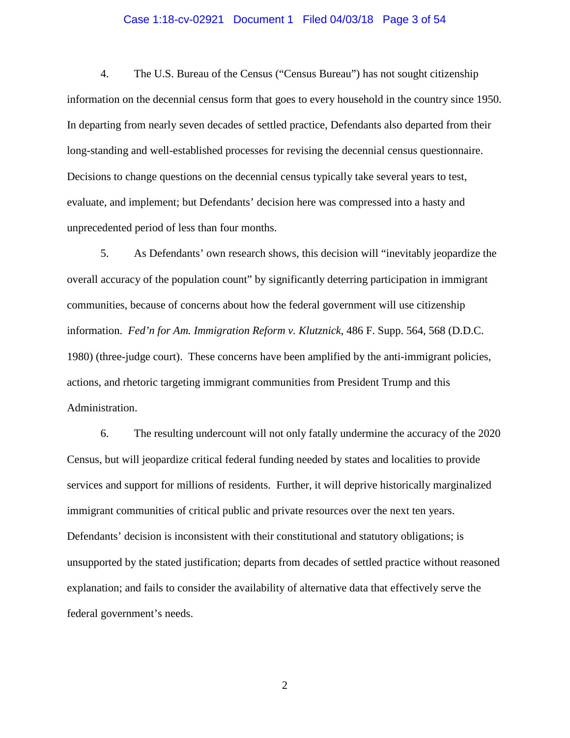4. The U.S. Bureau of the Census ("Census Bureau") has not sought citizenship information on the decennial census form that goes to every household in the country since 1950. In departing from nearly seven decades of settled practice, Defendants also departed from their long-standing and well-established processes for revising the decennial census questionnaire. Decisions to change questions on the decennial census typically take several years to test, evaluate, and implement; but Defendants' decision here was compressed into a hasty and unprecedented period of less than four months.

5. As Defendants' own research shows, this decision will "inevitably jeopardize the overall accuracy of the population count" by significantly deterring participation in immigrant communities, because of concerns about how the federal government will use citizenship information. *Fed'n for Am. Immigration Reform v. Klutznick*, 486 F. Supp. 564, 568 (D.D.C. 1980) (three-judge court). These concerns have been amplified by the anti-immigrant policies, actions, and rhetoric targeting immigrant communities from President Trump and this Administration.

6. The resulting undercount will not only fatally undermine the accuracy of the 2020 Census, but will jeopardize critical federal funding needed by states and localities to provide services and support for millions of residents. Further, it will deprive historically marginalized immigrant communities of critical public and private resources over the next ten years. Defendants' decision is inconsistent with their constitutional and statutory obligations; is unsupported by the stated justification; departs from decades of settled practice without reasoned explanation; and fails to consider the availability of alternative data that effectively serve the federal government's needs.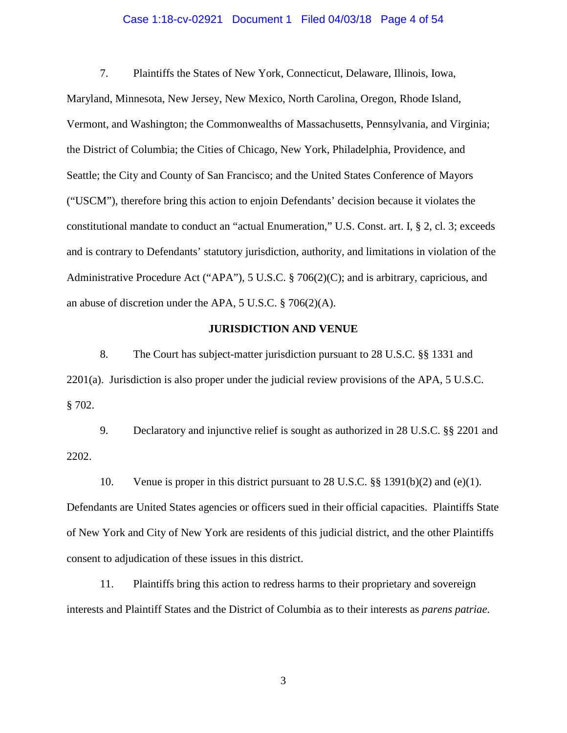7. Plaintiffs the States of New York, Connecticut, Delaware, Illinois, Iowa, Maryland, Minnesota, New Jersey, New Mexico, North Carolina, Oregon, Rhode Island, Vermont, and Washington; the Commonwealths of Massachusetts, Pennsylvania, and Virginia; the District of Columbia; the Cities of Chicago, New York, Philadelphia, Providence, and Seattle; the City and County of San Francisco; and the United States Conference of Mayors ("USCM"), therefore bring this action to enjoin Defendants' decision because it violates the constitutional mandate to conduct an "actual Enumeration," U.S. Const. art. I, § 2, cl. 3; exceeds and is contrary to Defendants' statutory jurisdiction, authority, and limitations in violation of the Administrative Procedure Act ("APA"), 5 U.S.C. § 706(2)(C); and is arbitrary, capricious, and an abuse of discretion under the APA, 5 U.S.C. § 706(2)(A).

## JURISDICTION AND VENUE

8. The Court has subject-matter jurisdiction pursuant to 28 U.S.C. §§ 1331 and 2201(a). Jurisdiction is also proper under the judicial review provisions of the APA, 5 U.S.C. § 702.

9. Declaratory and injunctive relief is sought as authorized in 28 U.S.C. §§ 2201 and 2202.

10. Venue is proper in this district pursuant to 28 U.S.C. §§ 1391(b)(2) and (e)(1). Defendants are United States agencies or officers sued in their official capacities. Plaintiffs State of New York and City of New York are residents of this judicial district, and the other Plaintiffs consent to adjudication of these issues in this district.

11. Plaintiffs bring this action to redress harms to their proprietary and sovereign interests and Plaintiff States and the District of Columbia as to their interests as *parens patriae*.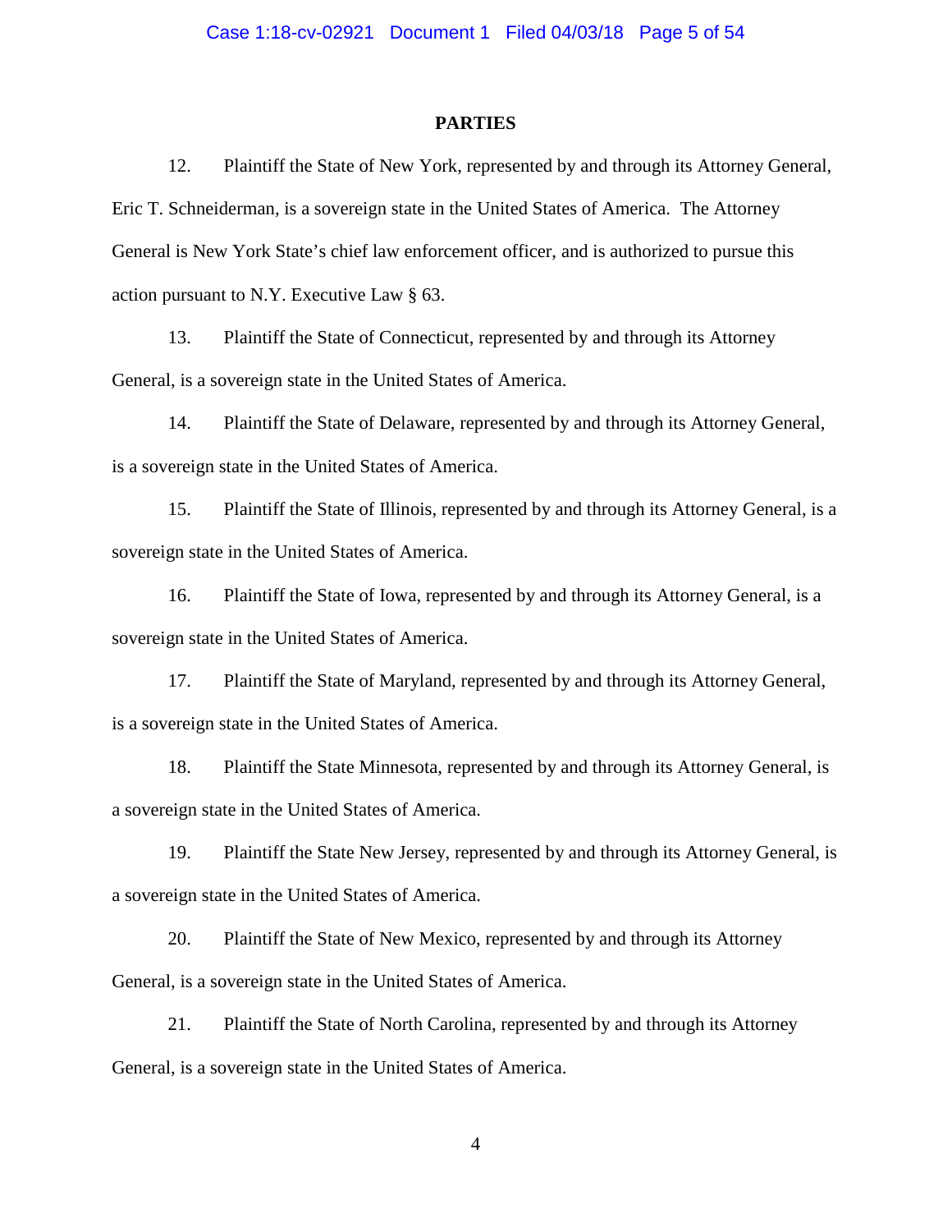## PARTIES

12. Plaintiff the State of New York, represented by and through its Attorney General, Eric T. Schneiderman, is a sovereign state in the United States of America. The Attorney General is New York State's chief law enforcement officer, and is authorized to pursue this action pursuant to N.Y. Executive Law § 63.

13. Plaintiff the State of Connecticut, represented by and through its Attorney General, is a sovereign state in the United States of America.

14. Plaintiff the State of Delaware, represented by and through its Attorney General, is a sovereign state in the United States of America.

15. Plaintiff the State of Illinois, represented by and through its Attorney General, is a sovereign state in the United States of America.

16. Plaintiff the State of Iowa, represented by and through its Attorney General, is a sovereign state in the United States of America.

17. Plaintiff the State of Maryland, represented by and through its Attorney General, is a sovereign state in the United States of America.

18. Plaintiff the State Minnesota, represented by and through its Attorney General, is a sovereign state in the United States of America.

19. Plaintiff the State New Jersey, represented by and through its Attorney General, is a sovereign state in the United States of America.

20. Plaintiff the State of New Mexico, represented by and through its Attorney General, is a sovereign state in the United States of America.

21. Plaintiff the State of North Carolina, represented by and through its Attorney General, is a sovereign state in the United States of America.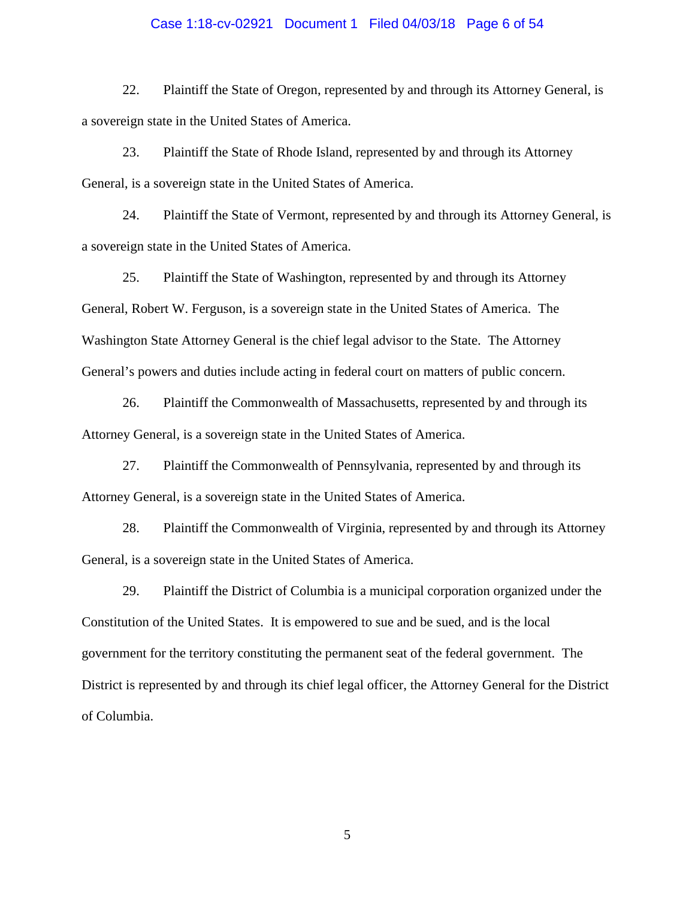22. Plaintiff the State of Oregon, represented by and through its Attorney General, is a sovereign state in the United States of America.

23. Plaintiff the State of Rhode Island, represented by and through its Attorney General, is a sovereign state in the United States of America.

24. Plaintiff the State of Vermont, represented by and through its Attorney General, is a sovereign state in the United States of America.

25. Plaintiff the State of Washington, represented by and through its Attorney General, Robert W. Ferguson, is a sovereign state in the United States of America. The Washington State Attorney General is the chief legal advisor to the State. The Attorney General's powers and duties include acting in federal court on matters of public concern.

26. Plaintiff the Commonwealth of Massachusetts, represented by and through its Attorney General, is a sovereign state in the United States of America.

27. Plaintiff the Commonwealth of Pennsylvania, represented by and through its Attorney General, is a sovereign state in the United States of America.

28. Plaintiff the Commonwealth of Virginia, represented by and through its Attorney General, is a sovereign state in the United States of America.

29. Plaintiff the District of Columbia is a municipal corporation organized under the Constitution of the United States. It is empowered to sue and be sued, and is the local government for the territory constituting the permanent seat of the federal government. The District is represented by and through its chief legal officer, the Attorney General for the District of Columbia.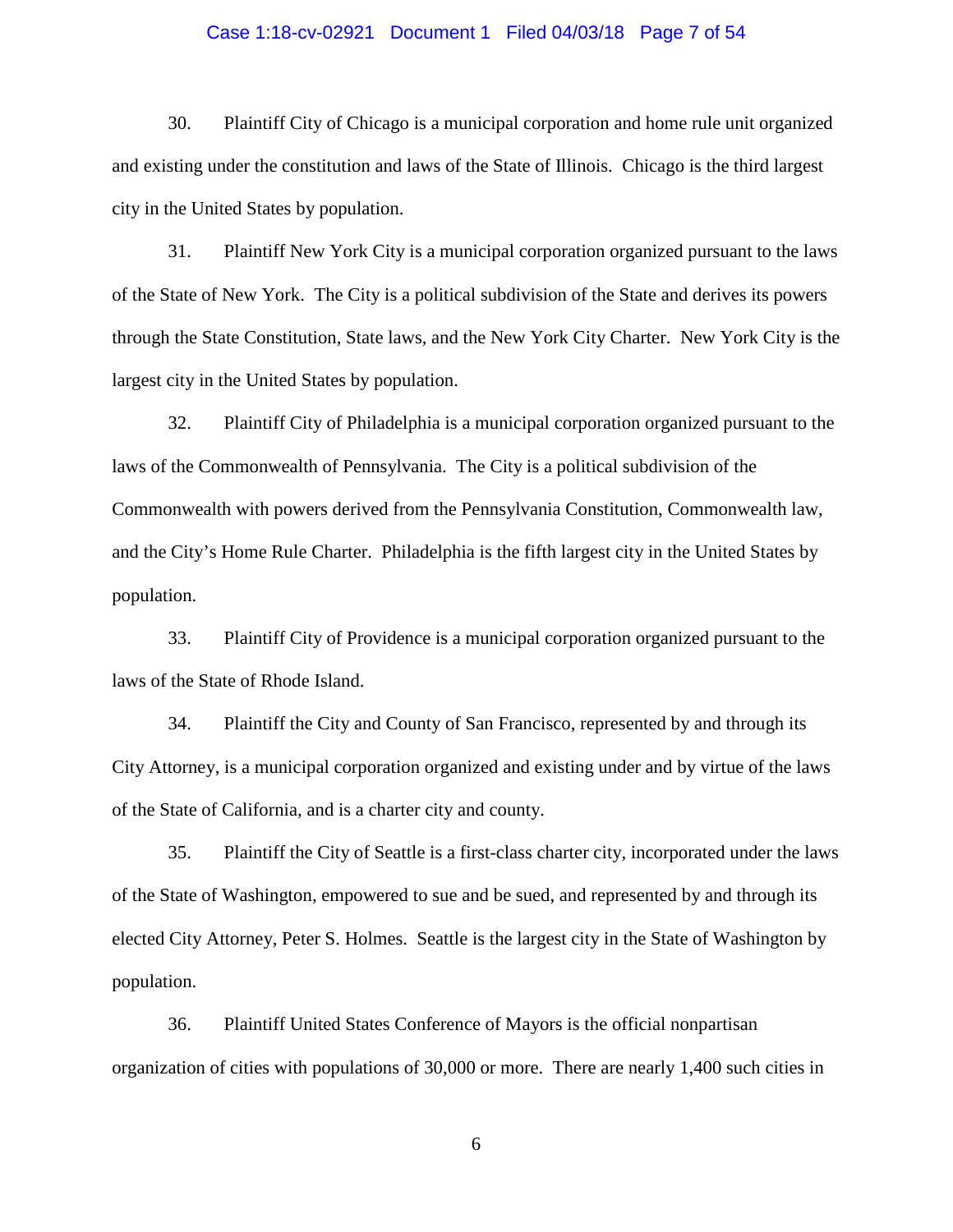30. Plaintiff City of Chicago is a municipal corporation and home rule unit organized and existing under the constitution and laws of the State of Illinois. Chicago is the third largest city in the United States by population.

31. Plaintiff New York City is a municipal corporation organized pursuant to the laws of the State of New York. The City is a political subdivision of the State and derives its powers through the State Constitution, State laws, and the New York City Charter. New York City is the largest city in the United States by population.

32. Plaintiff City of Philadelphia is a municipal corporation organized pursuant to the laws of the Commonwealth of Pennsylvania. The City is a political subdivision of the Commonwealth with powers derived from the Pennsylvania Constitution, Commonwealth law, and the City's Home Rule Charter. Philadelphia is the fifth largest city in the United States by population.

33. Plaintiff City of Providence is a municipal corporation organized pursuant to the laws of the State of Rhode Island.

34. Plaintiff the City and County of San Francisco, represented by and through its City Attorney, is a municipal corporation organized and existing under and by virtue of the laws of the State of California, and is a charter city and county.

35. Plaintiff the City of Seattle is a first-class charter city, incorporated under the laws of the State of Washington, empowered to sue and be sued, and represented by and through its elected City Attorney, Peter S. Holmes. Seattle is the largest city in the State of Washington by population.

36. Plaintiff United States Conference of Mayors is the official nonpartisan organization of cities with populations of 30,000 or more. There are nearly 1,400 such cities in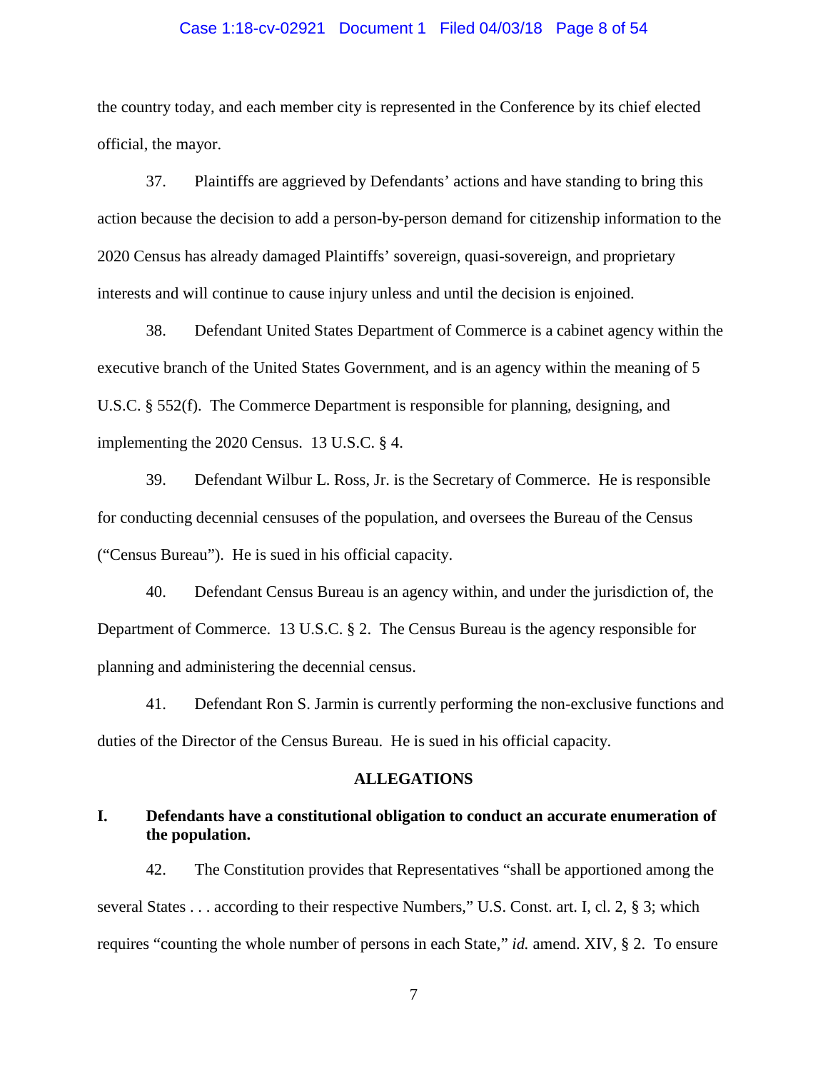the country today, and each member city is represented in the Conference by its chief elected official, the mayor.

37. Plaintiffs are aggrieved by Defendants' actions and have standing to bring this action because the decision to add a person-by-person demand for citizenship information to the 2020 Census has already damaged Plaintiffs' sovereign, quasi-sovereign, and proprietary interests and will continue to cause injury unless and until the decision is enjoined.

38. Defendant United States Department of Commerce is a cabinet agency within the executive branch of the United States Government, and is an agency within the meaning of 5 U.S.C. § 552(f). The Commerce Department is responsible for planning, designing, and implementing the 2020 Census. 13 U.S.C. § 4.

39. Defendant Wilbur L. Ross, Jr. is the Secretary of Commerce. He is responsible for conducting decennial censuses of the population, and oversees the Bureau of the Census ("Census Bureau"). He is sued in his official capacity.

40. Defendant Census Bureau is an agency within, and under the jurisdiction of, the Department of Commerce. 13 U.S.C. § 2. The Census Bureau is the agency responsible for planning and administering the decennial census.

41. Defendant Ron S. Jarmin is currently performing the non-exclusive functions and duties of the Director of the Census Bureau. He is sued in his official capacity.

## ALLEGATIONS

### I. Defendants have a constitutional obligation to conduct an accurate enumeration of the population.

42. The Constitution provides that Representatives "shall be apportioned among the several States . . . according to their respective Numbers," U.S. Const. art. I, cl. 2, § 3; which requires "counting the whole number of persons in each State," *id.* amend. XIV, § 2. To ensure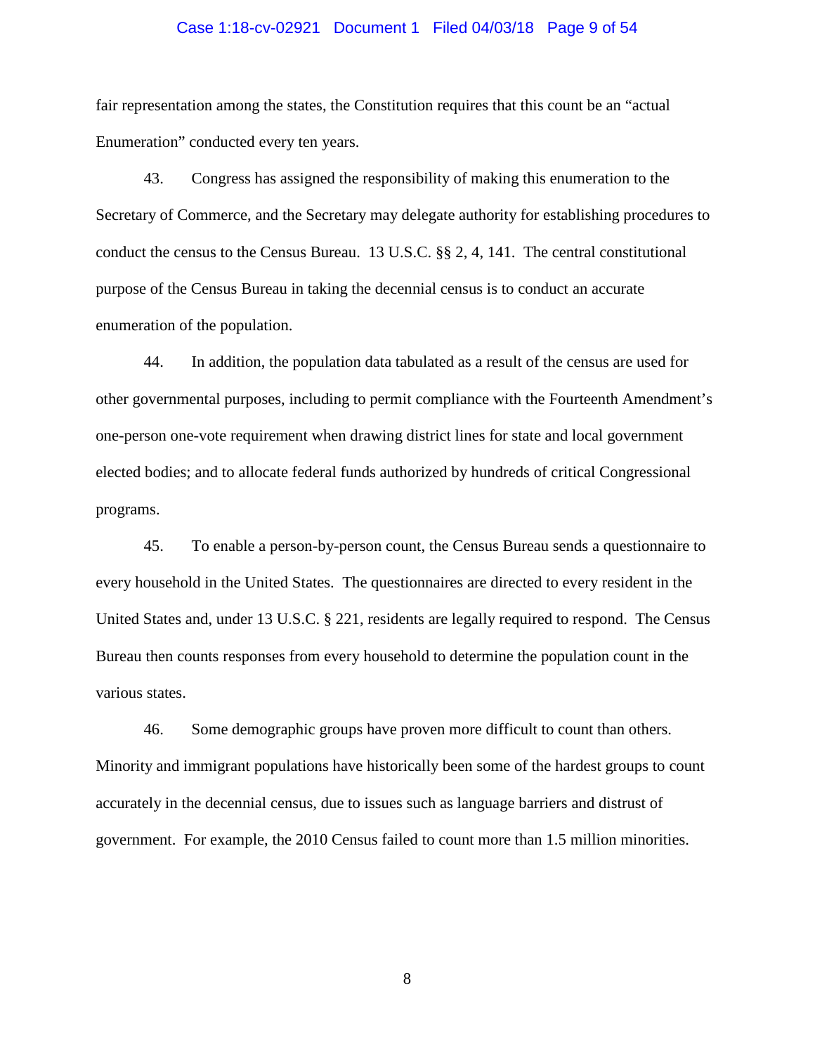fair representation among the states, the Constitution requires that this count be an "actual Enumeration" conducted every ten years.

43. Congress has assigned the responsibility of making this enumeration to the Secretary of Commerce, and the Secretary may delegate authority for establishing procedures to conduct the census to the Census Bureau. 13 U.S.C. §§ 2, 4, 141. The central constitutional purpose of the Census Bureau in taking the decennial census is to conduct an accurate enumeration of the population.

44. In addition, the population data tabulated as a result of the census are used for other governmental purposes, including to permit compliance with the Fourteenth Amendment's one-person one-vote requirement when drawing district lines for state and local government elected bodies; and to allocate federal funds authorized by hundreds of critical Congressional programs.

45. To enable a person-by-person count, the Census Bureau sends a questionnaire to every household in the United States. The questionnaires are directed to every resident in the United States and, under 13 U.S.C. § 221, residents are legally required to respond. The Census Bureau then counts responses from every household to determine the population count in the various states.

46. Some demographic groups have proven more difficult to count than others. Minority and immigrant populations have historically been some of the hardest groups to count accurately in the decennial census, due to issues such as language barriers and distrust of government. For example, the 2010 Census failed to count more than 1.5 million minorities.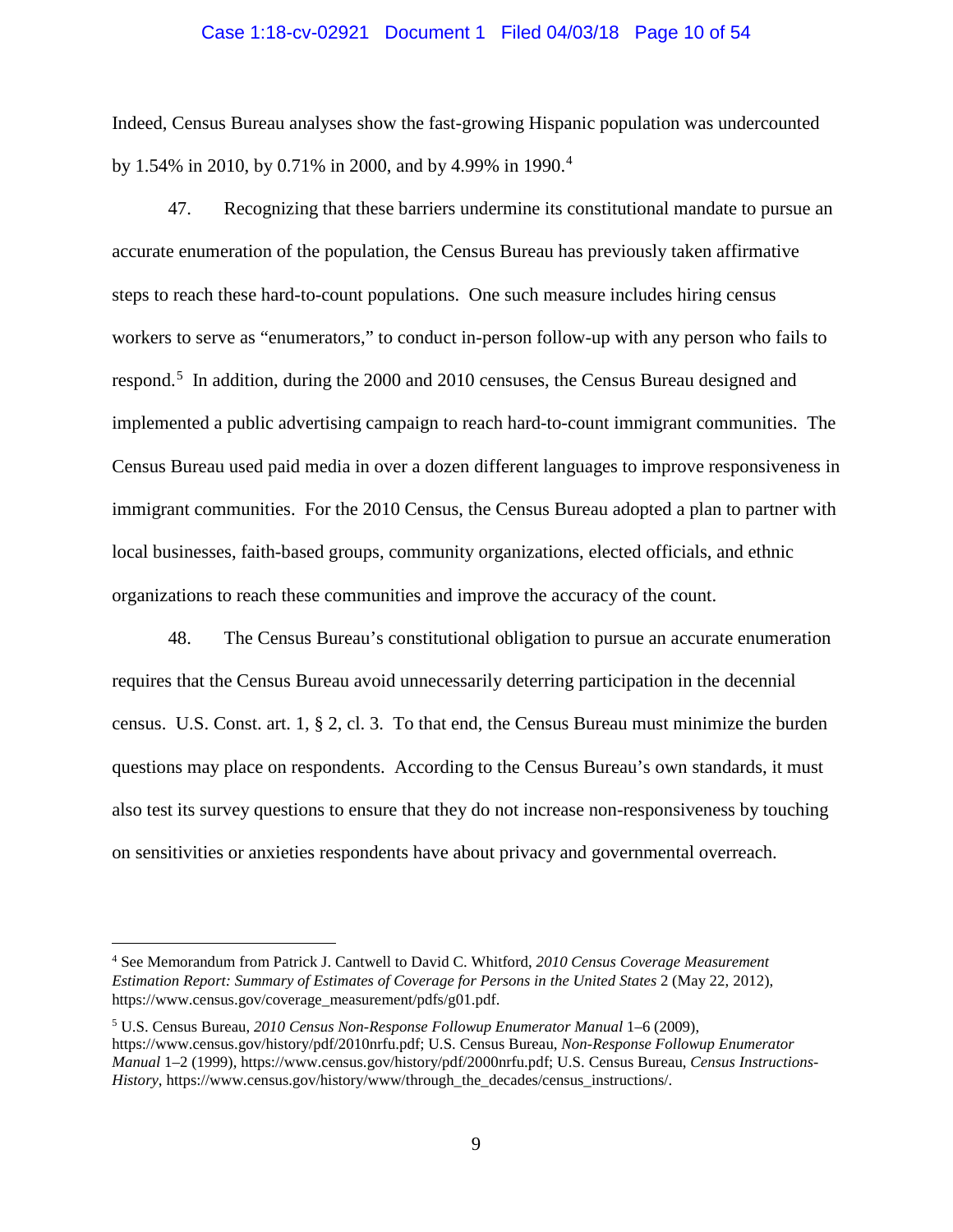Indeed, Census Bureau analyses show the fast-growing Hispanic population was undercounted by 1.54% in 2010, by 0.71% in 2000, and by 4.99% in 1990.[4]

47. Recognizing that these barriers undermine its constitutional mandate to pursue an accurate enumeration of the population, the Census Bureau has previously taken affirmative steps to reach these hard-to-count populations. One such measure includes hiring census workers to serve as "enumerators," to conduct in-person follow-up with any person who fails to respond.[5] In addition, during the 2000 and 2010 censuses, the Census Bureau designed and implemented a public advertising campaign to reach hard-to-count immigrant communities. The Census Bureau used paid media in over a dozen different languages to improve responsiveness in immigrant communities. For the 2010 Census, the Census Bureau adopted a plan to partner with local businesses, faith-based groups, community organizations, elected officials, and ethnic organizations to reach these communities and improve the accuracy of the count.

48. The Census Bureau's constitutional obligation to pursue an accurate enumeration requires that the Census Bureau avoid unnecessarily deterring participation in the decennial census. U.S. Const. art. 1, § 2, cl. 3. To that end, the Census Bureau must minimize the burden questions may place on respondents. According to the Census Bureau's own standards, it must also test its survey questions to ensure that they do not increase non-responsiveness by touching on sensitivities or anxieties respondents have about privacy and governmental overreach.

---

[4] See Memorandum from Patrick J. Cantwell to David C. Whitford, *2010 Census Coverage Measurement Estimation Report: Summary of Estimates of Coverage for Persons in the United States* 2 (May 22, 2012), https://www.census.gov/coverage_measurement/pdfs/g01.pdf.

[5] U.S. Census Bureau, *2010 Census Non-Response Followup Enumerator Manual* 1–6 (2009), https://www.census.gov/history/pdf/2010nrfu.pdf; U.S. Census Bureau, *Non-Response Followup Enumerator Manual* 1–2 (1999), https://www.census.gov/history/pdf/2000nrfu.pdf; U.S. Census Bureau, *Census Instructions-History*, https://www.census.gov/history/www/through_the_decades/census_instructions/.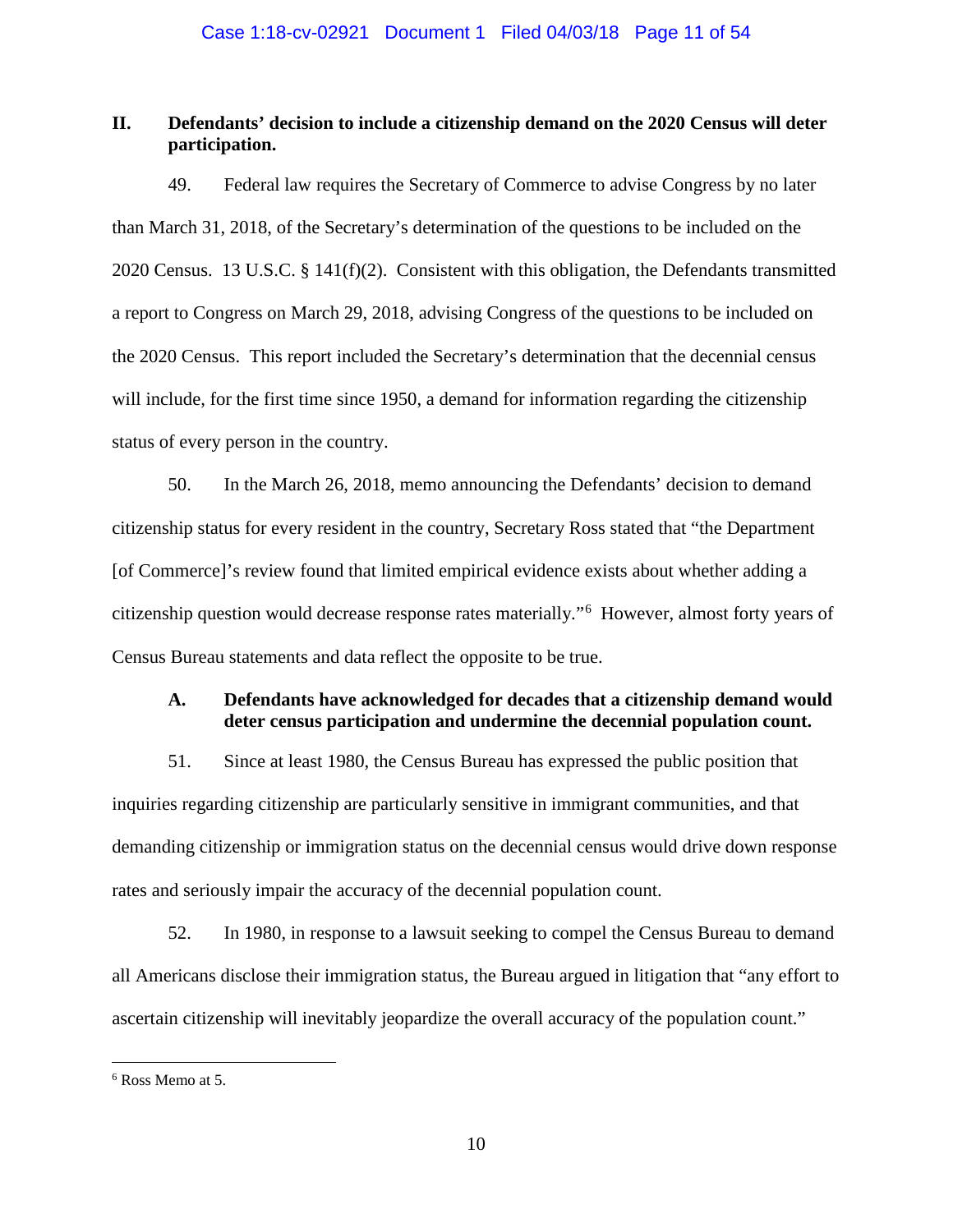## II. Defendants' decision to include a citizenship demand on the 2020 Census will deter participation.

49. Federal law requires the Secretary of Commerce to advise Congress by no later than March 31, 2018, of the Secretary's determination of the questions to be included on the 2020 Census. 13 U.S.C. § 141(f)(2). Consistent with this obligation, the Defendants transmitted a report to Congress on March 29, 2018, advising Congress of the questions to be included on the 2020 Census. This report included the Secretary's determination that the decennial census will include, for the first time since 1950, a demand for information regarding the citizenship status of every person in the country.

50. In the March 26, 2018, memo announcing the Defendants' decision to demand citizenship status for every resident in the country, Secretary Ross stated that "the Department [of Commerce]'s review found that limited empirical evidence exists about whether adding a citizenship question would decrease response rates materially."[6] However, almost forty years of Census Bureau statements and data reflect the opposite to be true.

### A. Defendants have acknowledged for decades that a citizenship demand would deter census participation and undermine the decennial population count.

51. Since at least 1980, the Census Bureau has expressed the public position that inquiries regarding citizenship are particularly sensitive in immigrant communities, and that demanding citizenship or immigration status on the decennial census would drive down response rates and seriously impair the accuracy of the decennial population count.

52. In 1980, in response to a lawsuit seeking to compel the Census Bureau to demand all Americans disclose their immigration status, the Bureau argued in litigation that "any effort to ascertain citizenship will inevitably jeopardize the overall accuracy of the population count."

---

[6] Ross Memo at 5.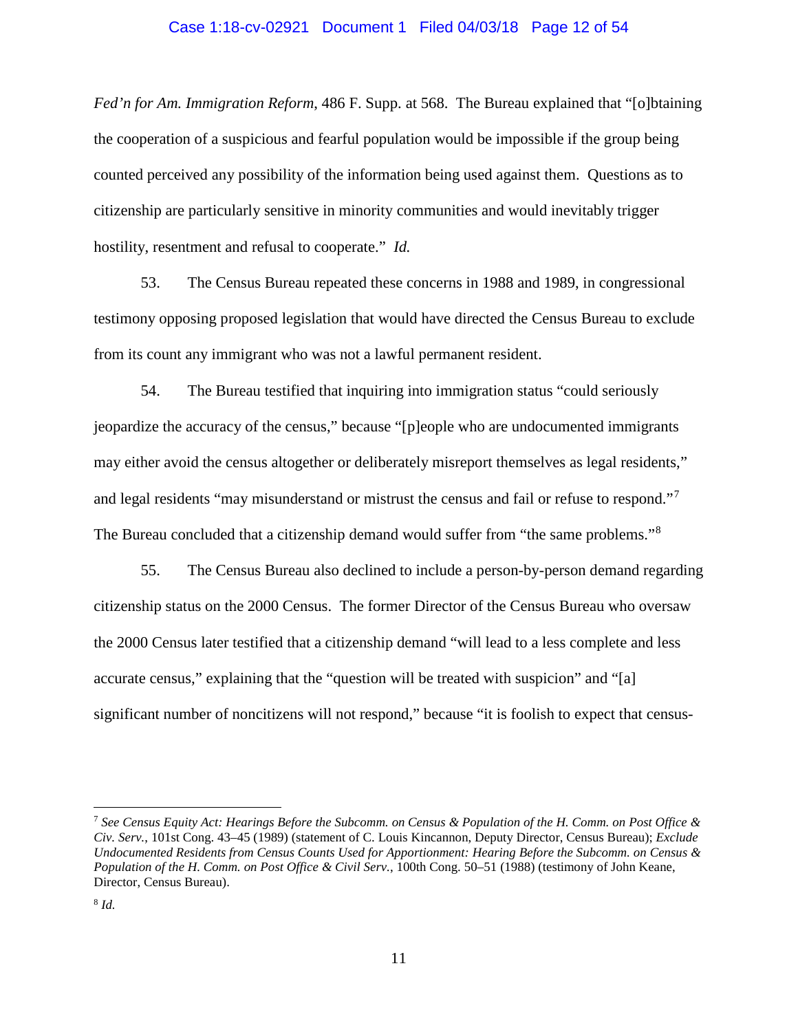*Fed'n for Am. Immigration Reform*, 486 F. Supp. at 568. The Bureau explained that "[o]btaining the cooperation of a suspicious and fearful population would be impossible if the group being counted perceived any possibility of the information being used against them. Questions as to citizenship are particularly sensitive in minority communities and would inevitably trigger hostility, resentment and refusal to cooperate." *Id.*

53. The Census Bureau repeated these concerns in 1988 and 1989, in congressional testimony opposing proposed legislation that would have directed the Census Bureau to exclude from its count any immigrant who was not a lawful permanent resident.

54. The Bureau testified that inquiring into immigration status "could seriously jeopardize the accuracy of the census," because "[p]eople who are undocumented immigrants may either avoid the census altogether or deliberately misreport themselves as legal residents," and legal residents "may misunderstand or mistrust the census and fail or refuse to respond."[7] The Bureau concluded that a citizenship demand would suffer from "the same problems."[8]

55. The Census Bureau also declined to include a person-by-person demand regarding citizenship status on the 2000 Census. The former Director of the Census Bureau who oversaw the 2000 Census later testified that a citizenship demand "will lead to a less complete and less accurate census," explaining that the "question will be treated with suspicion" and "[a] significant number of noncitizens will not respond," because "it is foolish to expect that census-

---

[7] *See Census Equity Act: Hearings Before the Subcomm. on Census & Population of the H. Comm. on Post Office & Civ. Serv.*, 101st Cong. 43–45 (1989) (statement of C. Louis Kincannon, Deputy Director, Census Bureau); *Exclude Undocumented Residents from Census Counts Used for Apportionment: Hearing Before the Subcomm. on Census & Population of the H. Comm. on Post Office & Civil Serv.*, 100th Cong. 50–51 (1988) (testimony of John Keane, Director, Census Bureau).

[8] *Id.*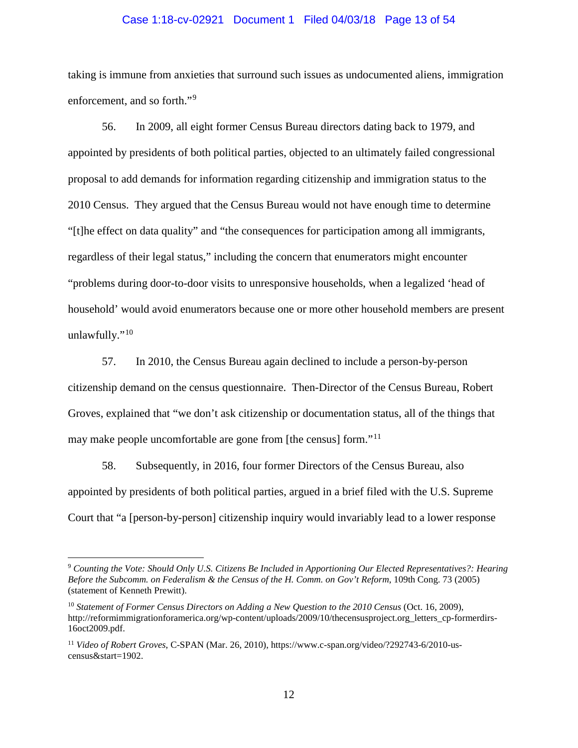taking is immune from anxieties that surround such issues as undocumented aliens, immigration enforcement, and so forth."[9]

56. In 2009, all eight former Census Bureau directors dating back to 1979, and appointed by presidents of both political parties, objected to an ultimately failed congressional proposal to add demands for information regarding citizenship and immigration status to the 2010 Census. They argued that the Census Bureau would not have enough time to determine "[t]he effect on data quality" and "the consequences for participation among all immigrants, regardless of their legal status," including the concern that enumerators might encounter "problems during door-to-door visits to unresponsive households, when a legalized 'head of household' would avoid enumerators because one or more other household members are present unlawfully."[10]

57. In 2010, the Census Bureau again declined to include a person-by-person citizenship demand on the census questionnaire. Then-Director of the Census Bureau, Robert Groves, explained that "we don't ask citizenship or documentation status, all of the things that may make people uncomfortable are gone from [the census] form."[11]

58. Subsequently, in 2016, four former Directors of the Census Bureau, also appointed by presidents of both political parties, argued in a brief filed with the U.S. Supreme Court that "a [person-by-person] citizenship inquiry would invariably lead to a lower response

---

[9] *Counting the Vote: Should Only U.S. Citizens Be Included in Apportioning Our Elected Representatives?: Hearing Before the Subcomm. on Federalism & the Census of the H. Comm. on Gov't Reform*, 109th Cong. 73 (2005) (statement of Kenneth Prewitt).

[10] *Statement of Former Census Directors on Adding a New Question to the 2010 Census* (Oct. 16, 2009), http://reformimmigrationforamerica.org/wp-content/uploads/2009/10/thecensusproject.org_letters_cp-formerdirs-16oct2009.pdf.

[11] *Video of Robert Groves*, C-SPAN (Mar. 26, 2010), https://www.c-span.org/video/?292743-6/2010-us-census&start=1902.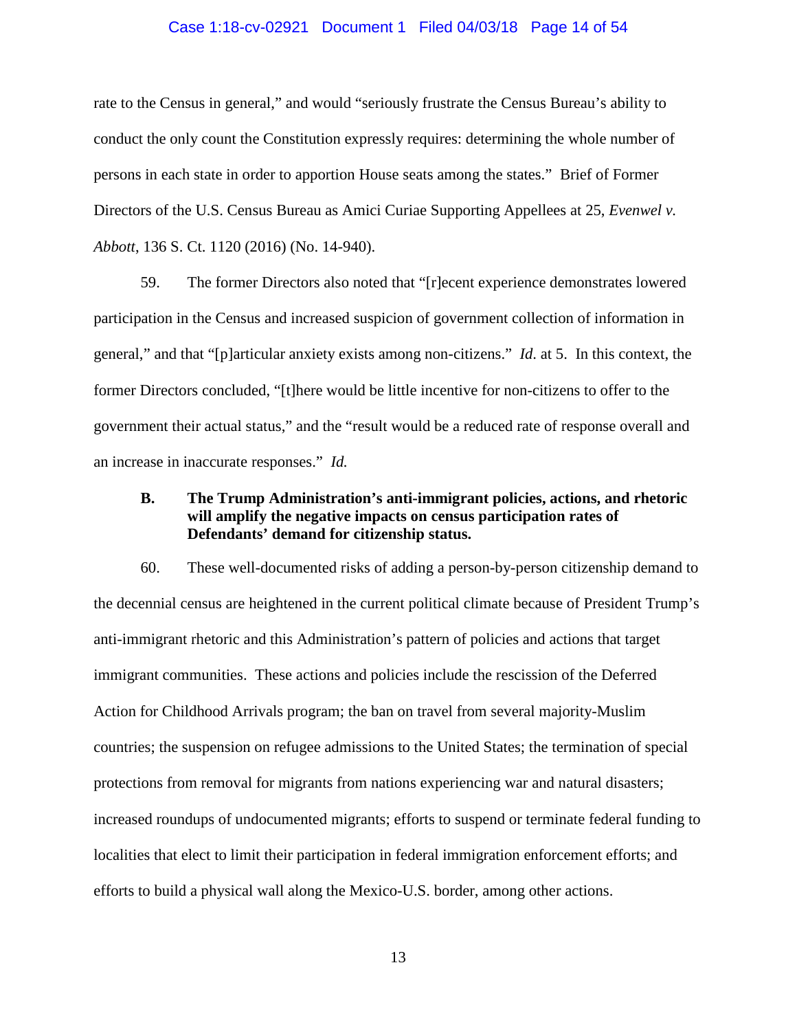rate to the Census in general," and would "seriously frustrate the Census Bureau's ability to conduct the only count the Constitution expressly requires: determining the whole number of persons in each state in order to apportion House seats among the states." Brief of Former Directors of the U.S. Census Bureau as Amici Curiae Supporting Appellees at 25, *Evenwel v. Abbott*, 136 S. Ct. 1120 (2016) (No. 14-940).

59. The former Directors also noted that "[r]ecent experience demonstrates lowered participation in the Census and increased suspicion of government collection of information in general," and that "[p]articular anxiety exists among non-citizens." *Id.* at 5. In this context, the former Directors concluded, "[t]here would be little incentive for non-citizens to offer to the government their actual status," and the "result would be a reduced rate of response overall and an increase in inaccurate responses." *Id.*

### B. The Trump Administration's anti-immigrant policies, actions, and rhetoric will amplify the negative impacts on census participation rates of Defendants' demand for citizenship status.

60. These well-documented risks of adding a person-by-person citizenship demand to the decennial census are heightened in the current political climate because of President Trump's anti-immigrant rhetoric and this Administration's pattern of policies and actions that target immigrant communities. These actions and policies include the rescission of the Deferred Action for Childhood Arrivals program; the ban on travel from several majority-Muslim countries; the suspension on refugee admissions to the United States; the termination of special protections from removal for migrants from nations experiencing war and natural disasters; increased roundups of undocumented migrants; efforts to suspend or terminate federal funding to localities that elect to limit their participation in federal immigration enforcement efforts; and efforts to build a physical wall along the Mexico-U.S. border, among other actions.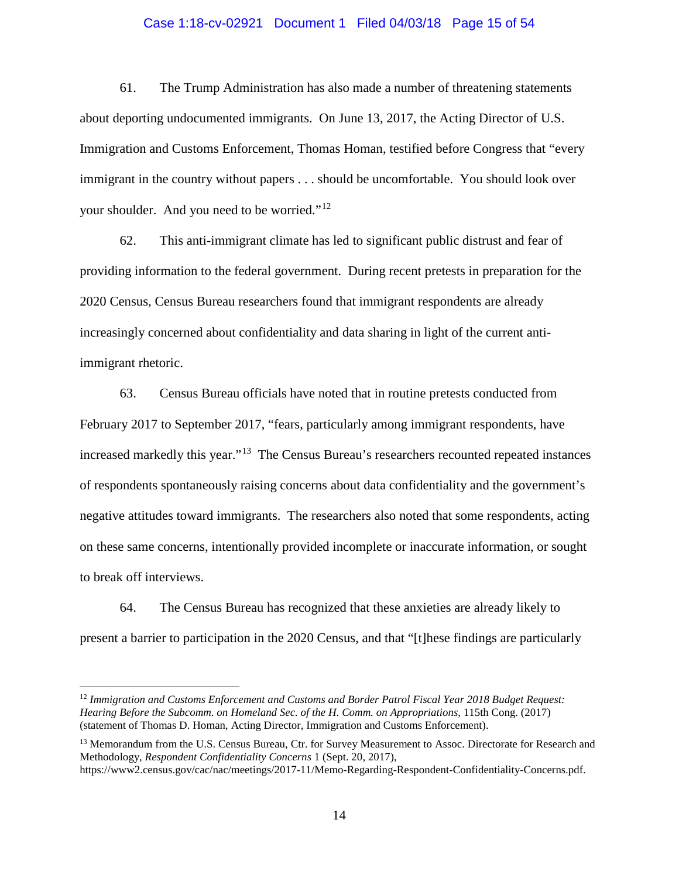61. The Trump Administration has also made a number of threatening statements about deporting undocumented immigrants. On June 13, 2017, the Acting Director of U.S. Immigration and Customs Enforcement, Thomas Homan, testified before Congress that "every immigrant in the country without papers . . . should be uncomfortable. You should look over your shoulder. And you need to be worried."[12]

62. This anti-immigrant climate has led to significant public distrust and fear of providing information to the federal government. During recent pretests in preparation for the 2020 Census, Census Bureau researchers found that immigrant respondents are already increasingly concerned about confidentiality and data sharing in light of the current anti-immigrant rhetoric.

63. Census Bureau officials have noted that in routine pretests conducted from February 2017 to September 2017, "fears, particularly among immigrant respondents, have increased markedly this year."[13] The Census Bureau's researchers recounted repeated instances of respondents spontaneously raising concerns about data confidentiality and the government's negative attitudes toward immigrants. The researchers also noted that some respondents, acting on these same concerns, intentionally provided incomplete or inaccurate information, or sought to break off interviews.

64. The Census Bureau has recognized that these anxieties are already likely to present a barrier to participation in the 2020 Census, and that "[t]hese findings are particularly

---

[12] *Immigration and Customs Enforcement and Customs and Border Patrol Fiscal Year 2018 Budget Request: Hearing Before the Subcomm. on Homeland Sec. of the H. Comm. on Appropriations*, 115th Cong. (2017) (statement of Thomas D. Homan, Acting Director, Immigration and Customs Enforcement).

[13] Memorandum from the U.S. Census Bureau, Ctr. for Survey Measurement to Assoc. Directorate for Research and Methodology, *Respondent Confidentiality Concerns* 1 (Sept. 20, 2017), https://www2.census.gov/cac/nac/meetings/2017-11/Memo-Regarding-Respondent-Confidentiality-Concerns.pdf.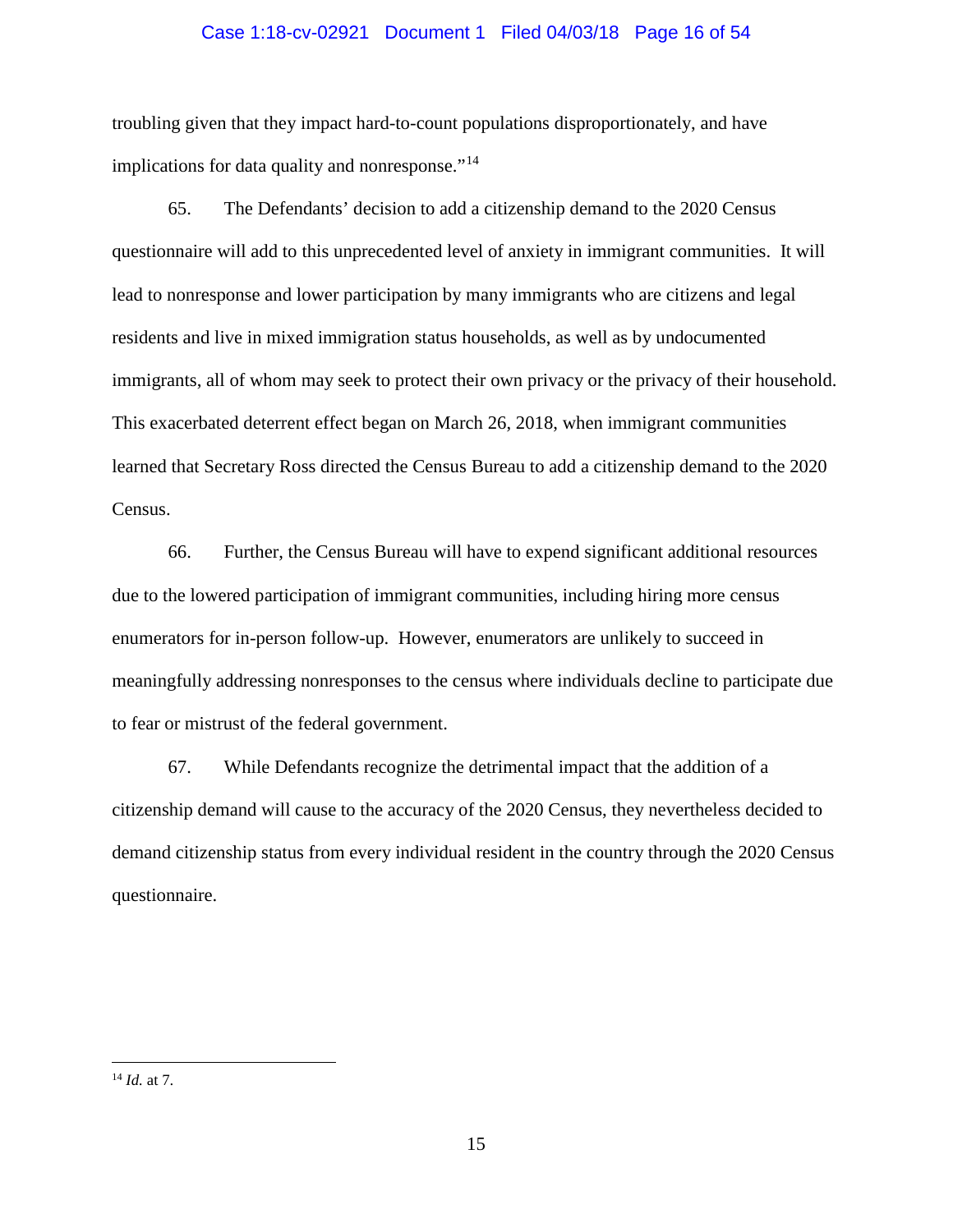troubling given that they impact hard-to-count populations disproportionately, and have implications for data quality and nonresponse."[14]

65. The Defendants' decision to add a citizenship demand to the 2020 Census questionnaire will add to this unprecedented level of anxiety in immigrant communities. It will lead to nonresponse and lower participation by many immigrants who are citizens and legal residents and live in mixed immigration status households, as well as by undocumented immigrants, all of whom may seek to protect their own privacy or the privacy of their household. This exacerbated deterrent effect began on March 26, 2018, when immigrant communities learned that Secretary Ross directed the Census Bureau to add a citizenship demand to the 2020 Census.

66. Further, the Census Bureau will have to expend significant additional resources due to the lowered participation of immigrant communities, including hiring more census enumerators for in-person follow-up. However, enumerators are unlikely to succeed in meaningfully addressing nonresponses to the census where individuals decline to participate due to fear or mistrust of the federal government.

67. While Defendants recognize the detrimental impact that the addition of a citizenship demand will cause to the accuracy of the 2020 Census, they nevertheless decided to demand citizenship status from every individual resident in the country through the 2020 Census questionnaire.

---

[14] *Id.* at 7.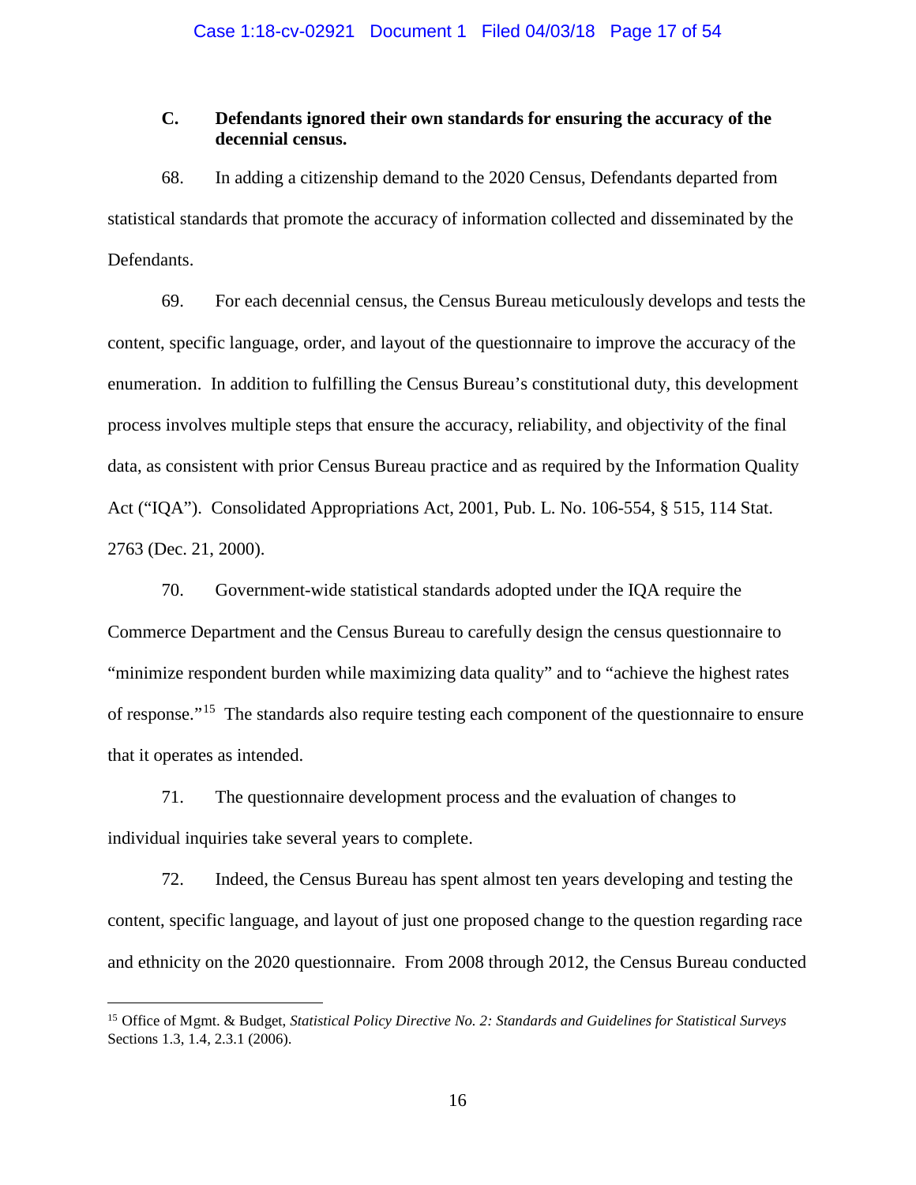### C. Defendants ignored their own standards for ensuring the accuracy of the decennial census.

68. In adding a citizenship demand to the 2020 Census, Defendants departed from statistical standards that promote the accuracy of information collected and disseminated by the Defendants.

69. For each decennial census, the Census Bureau meticulously develops and tests the content, specific language, order, and layout of the questionnaire to improve the accuracy of the enumeration. In addition to fulfilling the Census Bureau's constitutional duty, this development process involves multiple steps that ensure the accuracy, reliability, and objectivity of the final data, as consistent with prior Census Bureau practice and as required by the Information Quality Act ("IQA"). Consolidated Appropriations Act, 2001, Pub. L. No. 106-554, § 515, 114 Stat. 2763 (Dec. 21, 2000).

70. Government-wide statistical standards adopted under the IQA require the Commerce Department and the Census Bureau to carefully design the census questionnaire to "minimize respondent burden while maximizing data quality" and to "achieve the highest rates of response."[15] The standards also require testing each component of the questionnaire to ensure that it operates as intended.

71. The questionnaire development process and the evaluation of changes to individual inquiries take several years to complete.

72. Indeed, the Census Bureau has spent almost ten years developing and testing the content, specific language, and layout of just one proposed change to the question regarding race and ethnicity on the 2020 questionnaire. From 2008 through 2012, the Census Bureau conducted

---

[15] Office of Mgmt. & Budget, *Statistical Policy Directive No. 2: Standards and Guidelines for Statistical Surveys* Sections 1.3, 1.4, 2.3.1 (2006).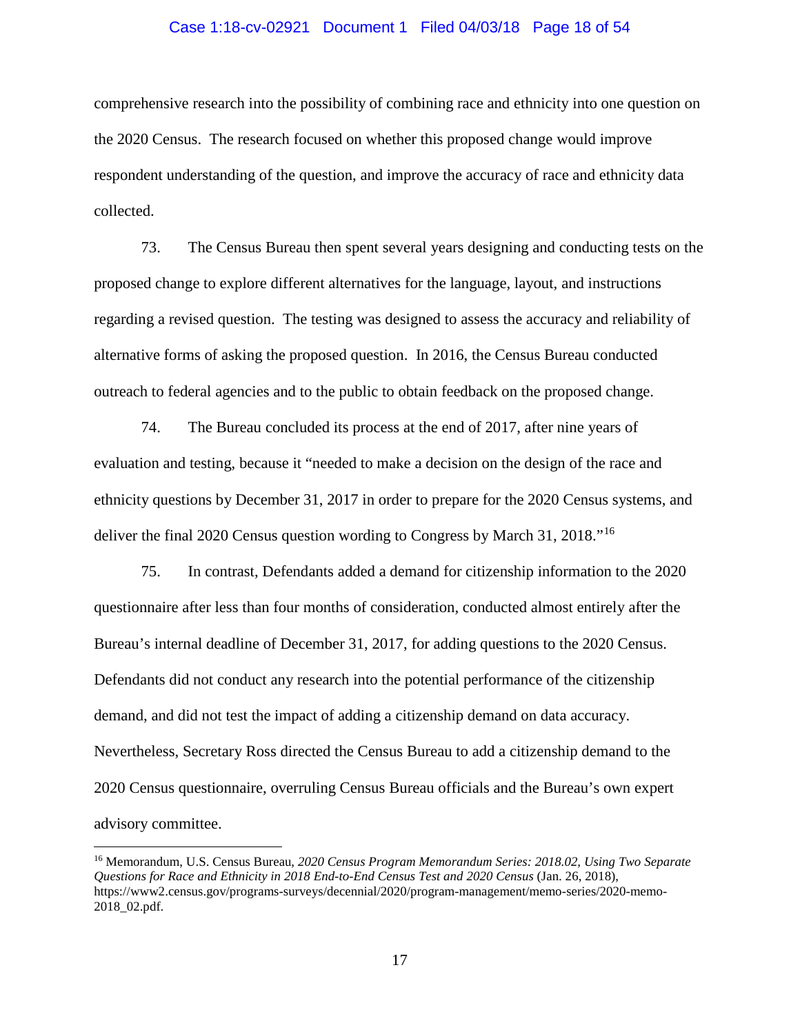comprehensive research into the possibility of combining race and ethnicity into one question on the 2020 Census. The research focused on whether this proposed change would improve respondent understanding of the question, and improve the accuracy of race and ethnicity data collected.

73. The Census Bureau then spent several years designing and conducting tests on the proposed change to explore different alternatives for the language, layout, and instructions regarding a revised question. The testing was designed to assess the accuracy and reliability of alternative forms of asking the proposed question. In 2016, the Census Bureau conducted outreach to federal agencies and to the public to obtain feedback on the proposed change.

74. The Bureau concluded its process at the end of 2017, after nine years of evaluation and testing, because it "needed to make a decision on the design of the race and ethnicity questions by December 31, 2017 in order to prepare for the 2020 Census systems, and deliver the final 2020 Census question wording to Congress by March 31, 2018."[16]

75. In contrast, Defendants added a demand for citizenship information to the 2020 questionnaire after less than four months of consideration, conducted almost entirely after the Bureau's internal deadline of December 31, 2017, for adding questions to the 2020 Census. Defendants did not conduct any research into the potential performance of the citizenship demand, and did not test the impact of adding a citizenship demand on data accuracy. Nevertheless, Secretary Ross directed the Census Bureau to add a citizenship demand to the 2020 Census questionnaire, overruling Census Bureau officials and the Bureau's own expert advisory committee.

---

[16] Memorandum, U.S. Census Bureau, *2020 Census Program Memorandum Series: 2018.02, Using Two Separate Questions for Race and Ethnicity in 2018 End-to-End Census Test and 2020 Census* (Jan. 26, 2018), https://www2.census.gov/programs-surveys/decennial/2020/program-management/memo-series/2020-memo-2018_02.pdf.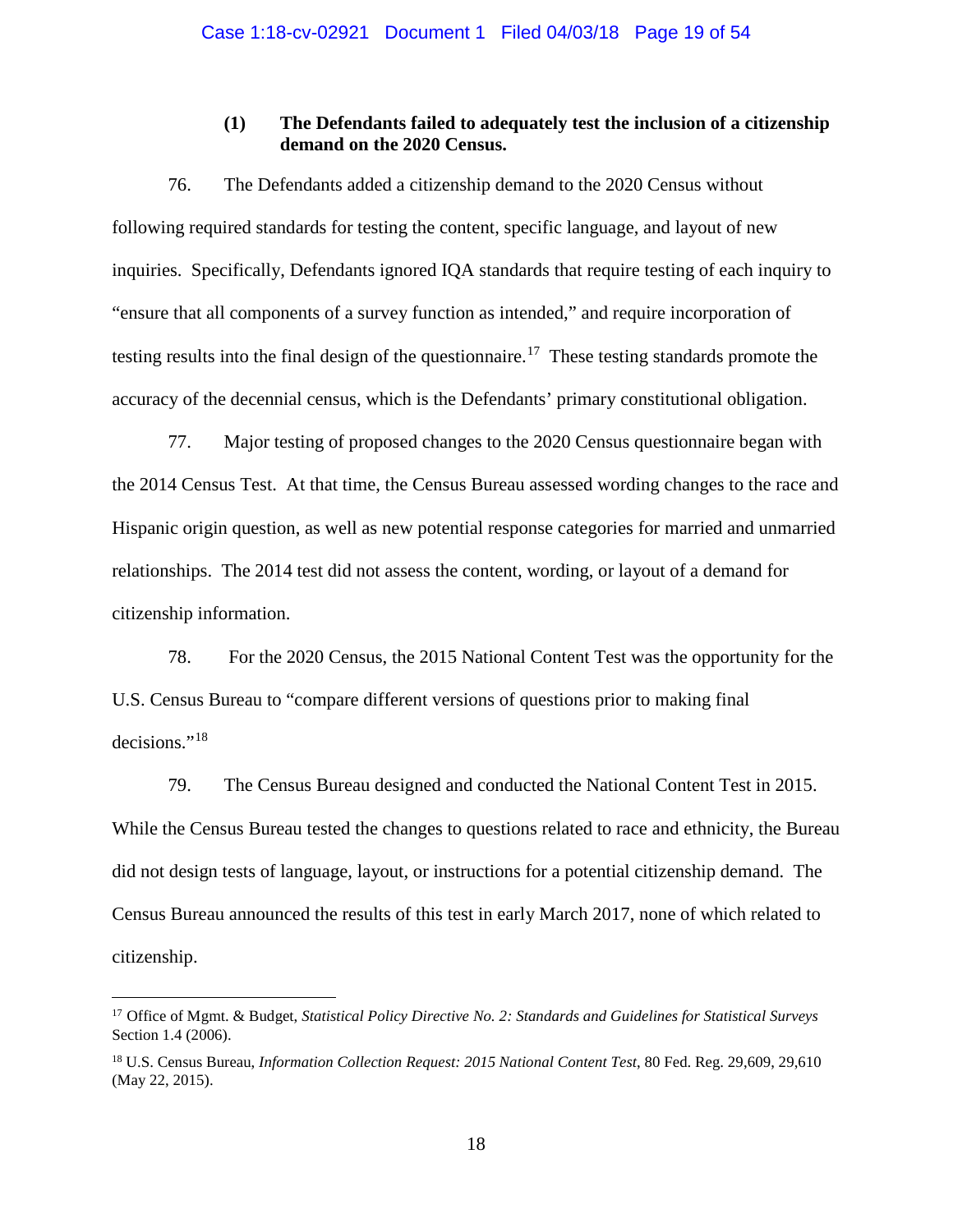**(1) The Defendants failed to adequately test the inclusion of a citizenship demand on the 2020 Census.**

76. The Defendants added a citizenship demand to the 2020 Census without following required standards for testing the content, specific language, and layout of new inquiries. Specifically, Defendants ignored IQA standards that require testing of each inquiry to "ensure that all components of a survey function as intended," and require incorporation of testing results into the final design of the questionnaire.[17] These testing standards promote the accuracy of the decennial census, which is the Defendants' primary constitutional obligation.

77. Major testing of proposed changes to the 2020 Census questionnaire began with the 2014 Census Test. At that time, the Census Bureau assessed wording changes to the race and Hispanic origin question, as well as new potential response categories for married and unmarried relationships. The 2014 test did not assess the content, wording, or layout of a demand for citizenship information.

78. For the 2020 Census, the 2015 National Content Test was the opportunity for the U.S. Census Bureau to "compare different versions of questions prior to making final decisions."[18]

79. The Census Bureau designed and conducted the National Content Test in 2015. While the Census Bureau tested the changes to questions related to race and ethnicity, the Bureau did not design tests of language, layout, or instructions for a potential citizenship demand. The Census Bureau announced the results of this test in early March 2017, none of which related to citizenship.

---

[17] Office of Mgmt. & Budget, *Statistical Policy Directive No. 2: Standards and Guidelines for Statistical Surveys* Section 1.4 (2006).

[18] U.S. Census Bureau, *Information Collection Request: 2015 National Content Test*, 80 Fed. Reg. 29,609, 29,610 (May 22, 2015).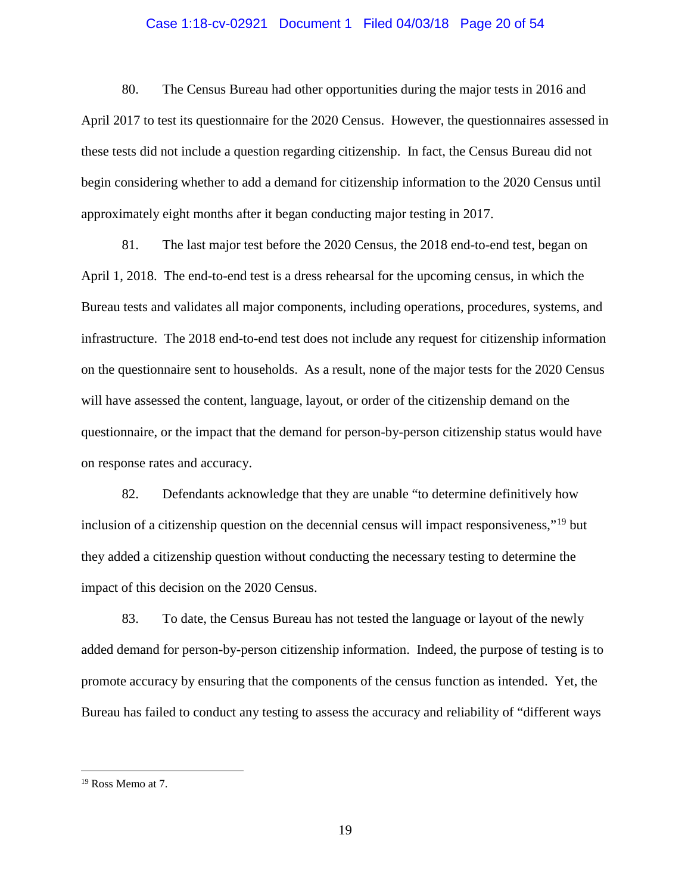80. The Census Bureau had other opportunities during the major tests in 2016 and April 2017 to test its questionnaire for the 2020 Census. However, the questionnaires assessed in these tests did not include a question regarding citizenship. In fact, the Census Bureau did not begin considering whether to add a demand for citizenship information to the 2020 Census until approximately eight months after it began conducting major testing in 2017.

81. The last major test before the 2020 Census, the 2018 end-to-end test, began on April 1, 2018. The end-to-end test is a dress rehearsal for the upcoming census, in which the Bureau tests and validates all major components, including operations, procedures, systems, and infrastructure. The 2018 end-to-end test does not include any request for citizenship information on the questionnaire sent to households. As a result, none of the major tests for the 2020 Census will have assessed the content, language, layout, or order of the citizenship demand on the questionnaire, or the impact that the demand for person-by-person citizenship status would have on response rates and accuracy.

82. Defendants acknowledge that they are unable "to determine definitively how inclusion of a citizenship question on the decennial census will impact responsiveness,"[19] but they added a citizenship question without conducting the necessary testing to determine the impact of this decision on the 2020 Census.

83. To date, the Census Bureau has not tested the language or layout of the newly added demand for person-by-person citizenship information. Indeed, the purpose of testing is to promote accuracy by ensuring that the components of the census function as intended. Yet, the Bureau has failed to conduct any testing to assess the accuracy and reliability of "different ways

---

[19] Ross Memo at 7.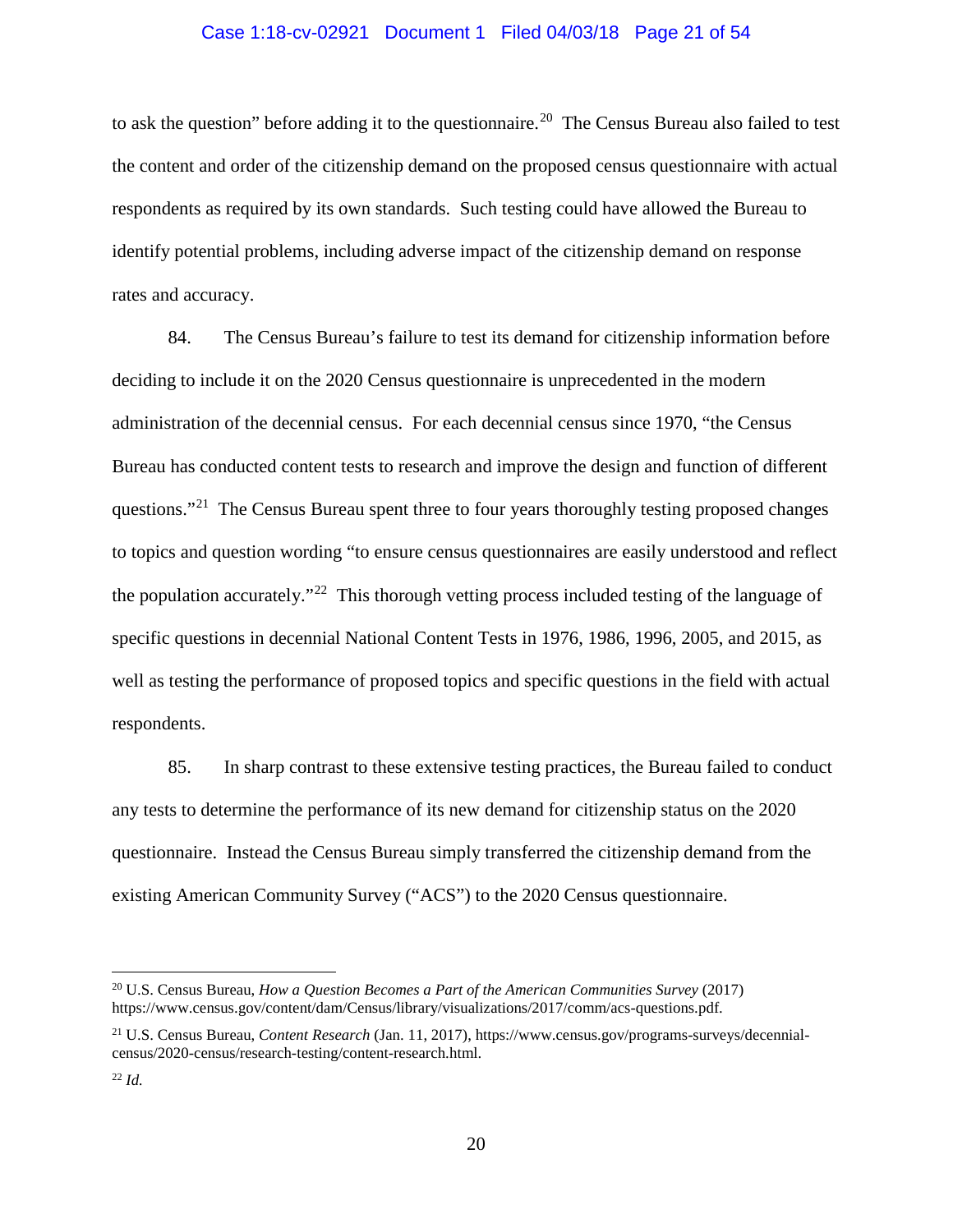to ask the question" before adding it to the questionnaire.[20] The Census Bureau also failed to test the content and order of the citizenship demand on the proposed census questionnaire with actual respondents as required by its own standards. Such testing could have allowed the Bureau to identify potential problems, including adverse impact of the citizenship demand on response rates and accuracy.

84. The Census Bureau's failure to test its demand for citizenship information before deciding to include it on the 2020 Census questionnaire is unprecedented in the modern administration of the decennial census. For each decennial census since 1970, "the Census Bureau has conducted content tests to research and improve the design and function of different questions."[21] The Census Bureau spent three to four years thoroughly testing proposed changes to topics and question wording "to ensure census questionnaires are easily understood and reflect the population accurately."[22] This thorough vetting process included testing of the language of specific questions in decennial National Content Tests in 1976, 1986, 1996, 2005, and 2015, as well as testing the performance of proposed topics and specific questions in the field with actual respondents.

85. In sharp contrast to these extensive testing practices, the Bureau failed to conduct any tests to determine the performance of its new demand for citizenship status on the 2020 questionnaire. Instead the Census Bureau simply transferred the citizenship demand from the existing American Community Survey ("ACS") to the 2020 Census questionnaire.

---

[20] U.S. Census Bureau, *How a Question Becomes a Part of the American Communities Survey* (2017) https://www.census.gov/content/dam/Census/library/visualizations/2017/comm/acs-questions.pdf.

[21] U.S. Census Bureau, *Content Research* (Jan. 11, 2017), https://www.census.gov/programs-surveys/decennial-census/2020-census/research-testing/content-research.html.

[22] *Id.*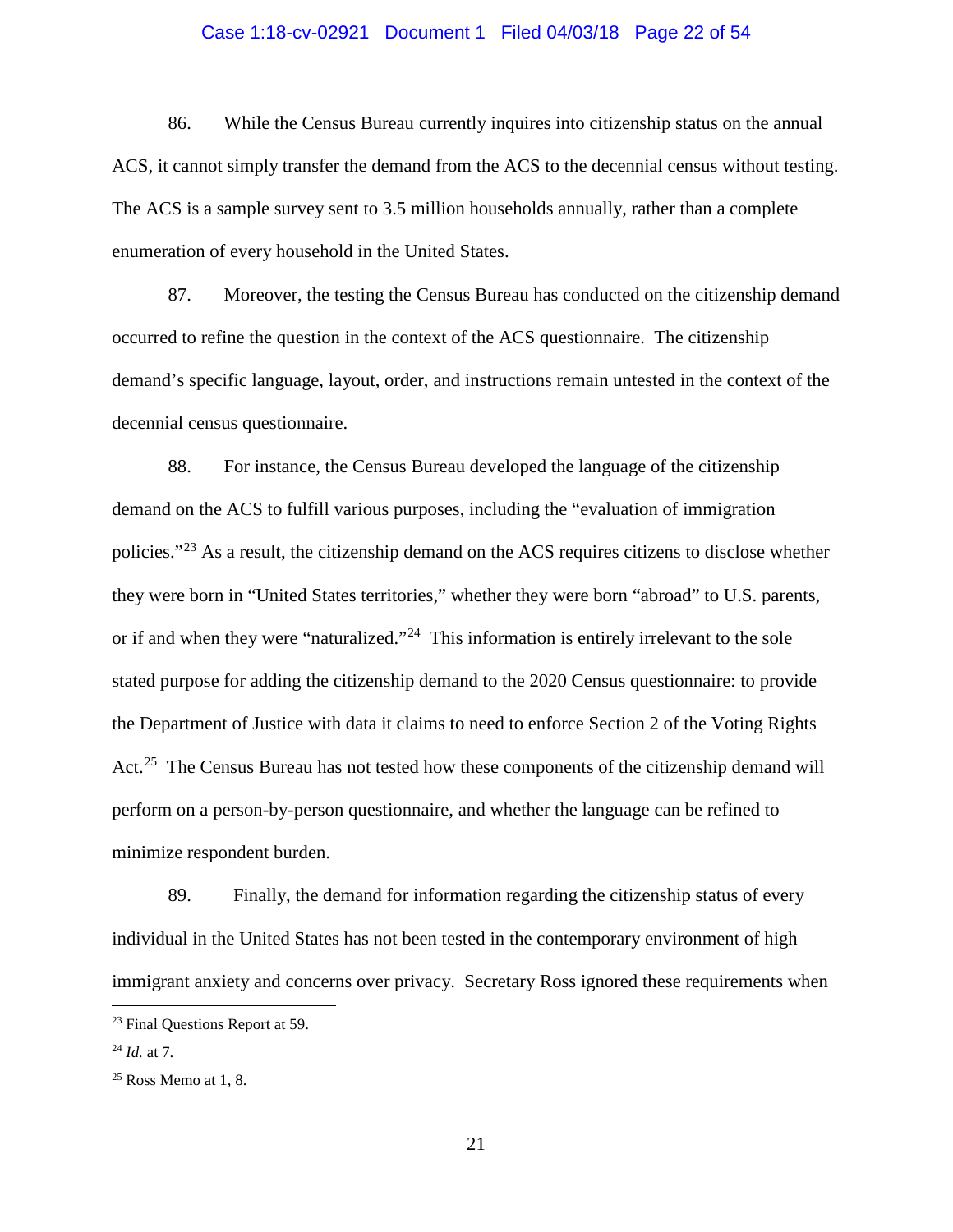86. While the Census Bureau currently inquires into citizenship status on the annual ACS, it cannot simply transfer the demand from the ACS to the decennial census without testing. The ACS is a sample survey sent to 3.5 million households annually, rather than a complete enumeration of every household in the United States.

87. Moreover, the testing the Census Bureau has conducted on the citizenship demand occurred to refine the question in the context of the ACS questionnaire. The citizenship demand's specific language, layout, order, and instructions remain untested in the context of the decennial census questionnaire.

88. For instance, the Census Bureau developed the language of the citizenship demand on the ACS to fulfill various purposes, including the "evaluation of immigration policies."[23] As a result, the citizenship demand on the ACS requires citizens to disclose whether they were born in "United States territories," whether they were born "abroad" to U.S. parents, or if and when they were "naturalized."[24] This information is entirely irrelevant to the sole stated purpose for adding the citizenship demand to the 2020 Census questionnaire: to provide the Department of Justice with data it claims to need to enforce Section 2 of the Voting Rights Act.[25] The Census Bureau has not tested how these components of the citizenship demand will perform on a person-by-person questionnaire, and whether the language can be refined to minimize respondent burden.

89. Finally, the demand for information regarding the citizenship status of every individual in the United States has not been tested in the contemporary environment of high immigrant anxiety and concerns over privacy. Secretary Ross ignored these requirements when

---

[23] Final Questions Report at 59.

[24] *Id.* at 7.

[25] Ross Memo at 1, 8.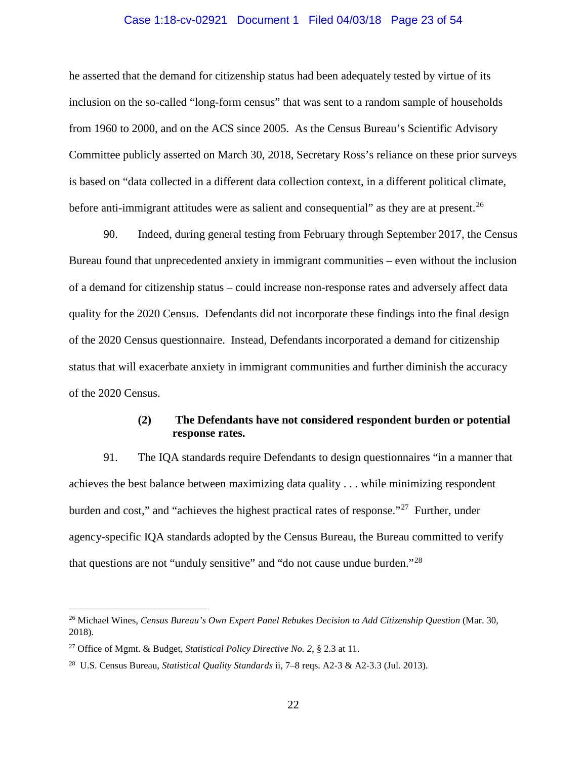he asserted that the demand for citizenship status had been adequately tested by virtue of its inclusion on the so-called "long-form census" that was sent to a random sample of households from 1960 to 2000, and on the ACS since 2005. As the Census Bureau's Scientific Advisory Committee publicly asserted on March 30, 2018, Secretary Ross's reliance on these prior surveys is based on "data collected in a different data collection context, in a different political climate, before anti-immigrant attitudes were as salient and consequential" as they are at present.[26]

90. Indeed, during general testing from February through September 2017, the Census Bureau found that unprecedented anxiety in immigrant communities – even without the inclusion of a demand for citizenship status – could increase non-response rates and adversely affect data quality for the 2020 Census. Defendants did not incorporate these findings into the final design of the 2020 Census questionnaire. Instead, Defendants incorporated a demand for citizenship status that will exacerbate anxiety in immigrant communities and further diminish the accuracy of the 2020 Census.

**(2) The Defendants have not considered respondent burden or potential response rates.**

91. The IQA standards require Defendants to design questionnaires "in a manner that achieves the best balance between maximizing data quality . . . while minimizing respondent burden and cost," and "achieves the highest practical rates of response."[27] Further, under agency-specific IQA standards adopted by the Census Bureau, the Bureau committed to verify that questions are not "unduly sensitive" and "do not cause undue burden."[28]

---

[26] Michael Wines, *Census Bureau's Own Expert Panel Rebukes Decision to Add Citizenship Question* (Mar. 30, 2018).

[27] Office of Mgmt. & Budget, *Statistical Policy Directive No. 2*, § 2.3 at 11.

[28] U.S. Census Bureau, *Statistical Quality Standards* ii, 7–8 reqs. A2-3 & A2-3.3 (Jul. 2013).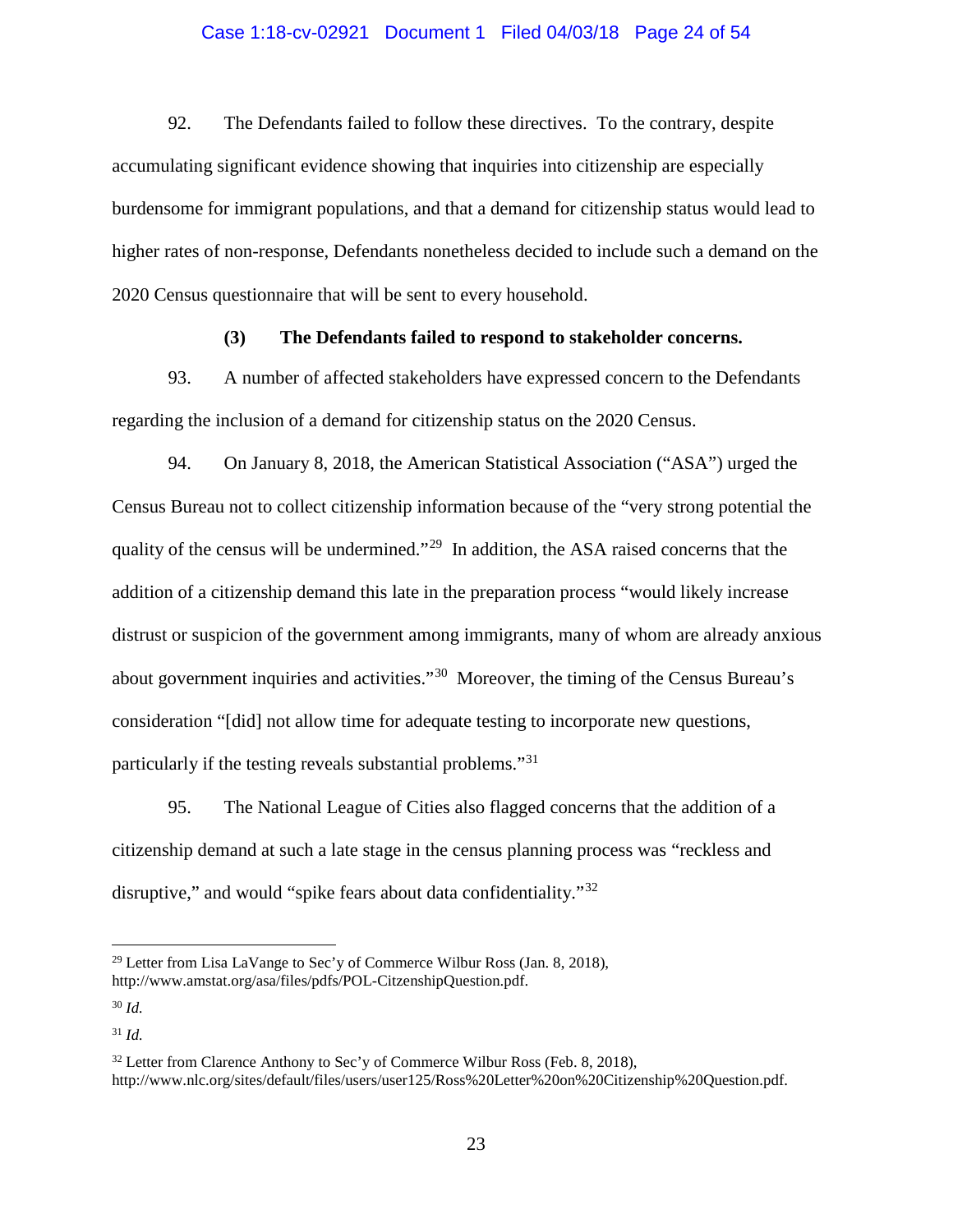92. The Defendants failed to follow these directives. To the contrary, despite accumulating significant evidence showing that inquiries into citizenship are especially burdensome for immigrant populations, and that a demand for citizenship status would lead to higher rates of non-response, Defendants nonetheless decided to include such a demand on the 2020 Census questionnaire that will be sent to every household.

**(3) The Defendants failed to respond to stakeholder concerns.**

93. A number of affected stakeholders have expressed concern to the Defendants regarding the inclusion of a demand for citizenship status on the 2020 Census.

94. On January 8, 2018, the American Statistical Association ("ASA") urged the Census Bureau not to collect citizenship information because of the "very strong potential the quality of the census will be undermined."[29] In addition, the ASA raised concerns that the addition of a citizenship demand this late in the preparation process "would likely increase distrust or suspicion of the government among immigrants, many of whom are already anxious about government inquiries and activities."[30] Moreover, the timing of the Census Bureau's consideration "[did] not allow time for adequate testing to incorporate new questions, particularly if the testing reveals substantial problems."[31]

95. The National League of Cities also flagged concerns that the addition of a citizenship demand at such a late stage in the census planning process was "reckless and disruptive," and would "spike fears about data confidentiality."[32]

---

[29] Letter from Lisa LaVange to Sec'y of Commerce Wilbur Ross (Jan. 8, 2018), http://www.amstat.org/asa/files/pdfs/POL-CitzenshipQuestion.pdf.

[30] *Id.*

[31] *Id.*

[32] Letter from Clarence Anthony to Sec'y of Commerce Wilbur Ross (Feb. 8, 2018), http://www.nlc.org/sites/default/files/users/user125/Ross%20Letter%20on%20Citizenship%20Question.pdf.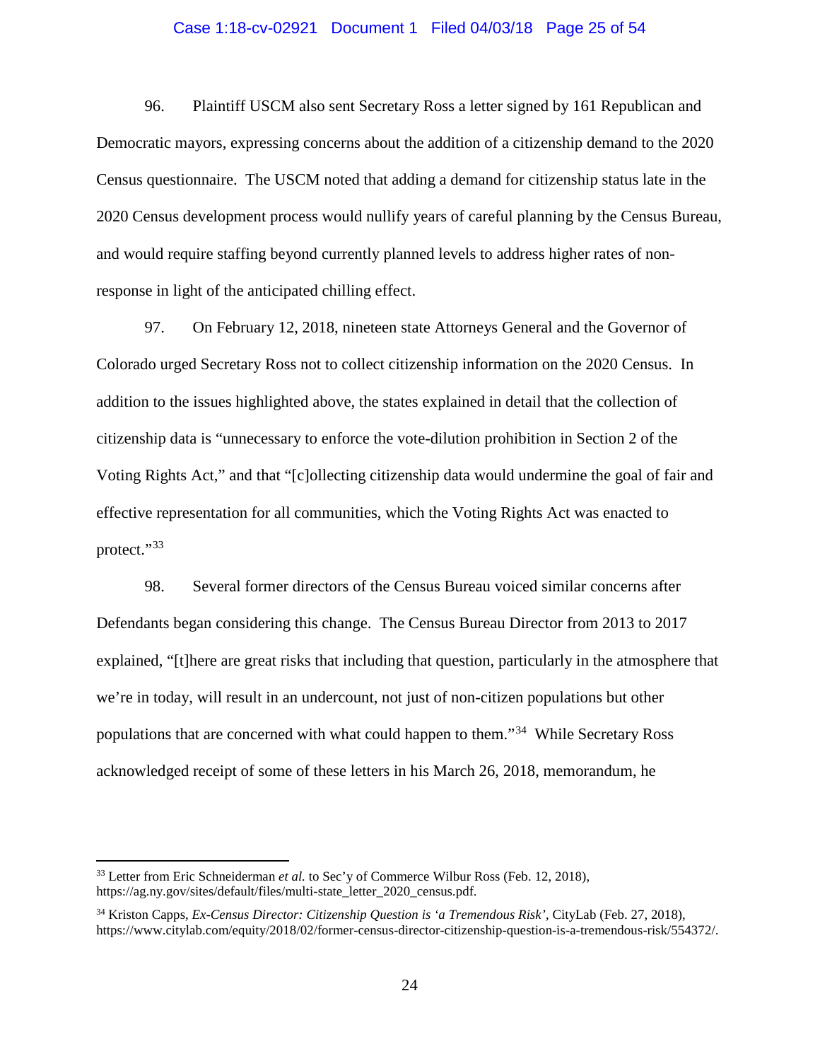96. Plaintiff USCM also sent Secretary Ross a letter signed by 161 Republican and Democratic mayors, expressing concerns about the addition of a citizenship demand to the 2020 Census questionnaire. The USCM noted that adding a demand for citizenship status late in the 2020 Census development process would nullify years of careful planning by the Census Bureau, and would require staffing beyond currently planned levels to address higher rates of non-response in light of the anticipated chilling effect.

97. On February 12, 2018, nineteen state Attorneys General and the Governor of Colorado urged Secretary Ross not to collect citizenship information on the 2020 Census. In addition to the issues highlighted above, the states explained in detail that the collection of citizenship data is "unnecessary to enforce the vote-dilution prohibition in Section 2 of the Voting Rights Act," and that "[c]ollecting citizenship data would undermine the goal of fair and effective representation for all communities, which the Voting Rights Act was enacted to protect."[33]

98. Several former directors of the Census Bureau voiced similar concerns after Defendants began considering this change. The Census Bureau Director from 2013 to 2017 explained, "[t]here are great risks that including that question, particularly in the atmosphere that we're in today, will result in an undercount, not just of non-citizen populations but other populations that are concerned with what could happen to them."[34] While Secretary Ross acknowledged receipt of some of these letters in his March 26, 2018, memorandum, he

---

[33] Letter from Eric Schneiderman *et al.* to Sec'y of Commerce Wilbur Ross (Feb. 12, 2018), https://ag.ny.gov/sites/default/files/multi-state_letter_2020_census.pdf.

[34] Kriston Capps, *Ex-Census Director: Citizenship Question is 'a Tremendous Risk'*, CityLab (Feb. 27, 2018), https://www.citylab.com/equity/2018/02/former-census-director-citizenship-question-is-a-tremendous-risk/554372/.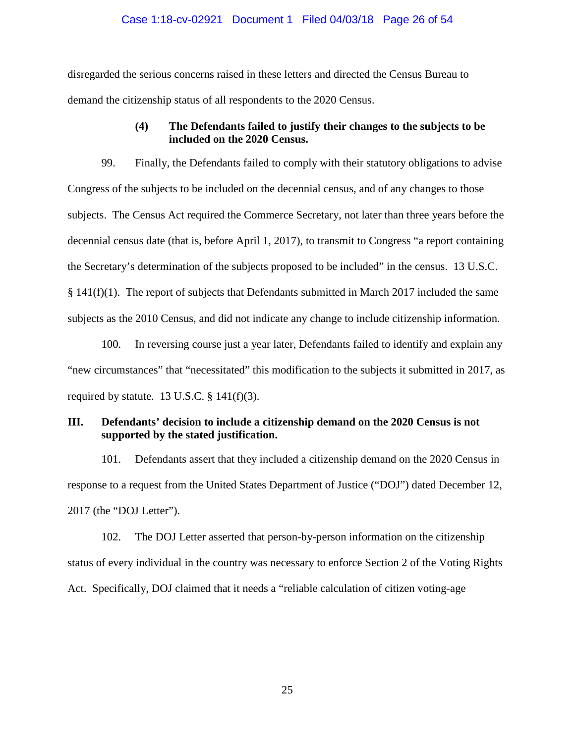disregarded the serious concerns raised in these letters and directed the Census Bureau to demand the citizenship status of all respondents to the 2020 Census.

#### (4) The Defendants failed to justify their changes to the subjects to be included on the 2020 Census.

99. Finally, the Defendants failed to comply with their statutory obligations to advise Congress of the subjects to be included on the decennial census, and of any changes to those subjects. The Census Act required the Commerce Secretary, not later than three years before the decennial census date (that is, before April 1, 2017), to transmit to Congress "a report containing the Secretary's determination of the subjects proposed to be included" in the census. 13 U.S.C. § 141(f)(1). The report of subjects that Defendants submitted in March 2017 included the same subjects as the 2010 Census, and did not indicate any change to include citizenship information.

100. In reversing course just a year later, Defendants failed to identify and explain any "new circumstances" that "necessitated" this modification to the subjects it submitted in 2017, as required by statute. 13 U.S.C. § 141(f)(3).

### III. Defendants' decision to include a citizenship demand on the 2020 Census is not supported by the stated justification.

101. Defendants assert that they included a citizenship demand on the 2020 Census in response to a request from the United States Department of Justice ("DOJ") dated December 12, 2017 (the "DOJ Letter").

102. The DOJ Letter asserted that person-by-person information on the citizenship status of every individual in the country was necessary to enforce Section 2 of the Voting Rights Act. Specifically, DOJ claimed that it needs a "reliable calculation of citizen voting-age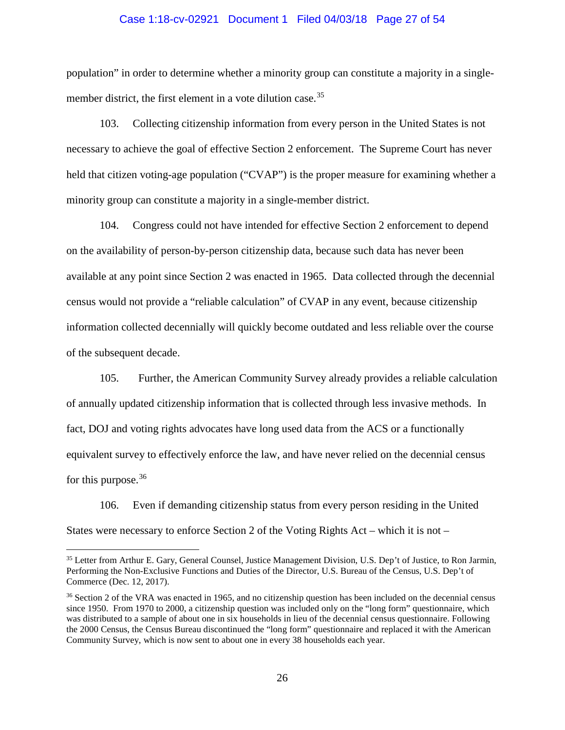population" in order to determine whether a minority group can constitute a majority in a single-member district, the first element in a vote dilution case.[35]

103. Collecting citizenship information from every person in the United States is not necessary to achieve the goal of effective Section 2 enforcement. The Supreme Court has never held that citizen voting-age population ("CVAP") is the proper measure for examining whether a minority group can constitute a majority in a single-member district.

104. Congress could not have intended for effective Section 2 enforcement to depend on the availability of person-by-person citizenship data, because such data has never been available at any point since Section 2 was enacted in 1965. Data collected through the decennial census would not provide a "reliable calculation" of CVAP in any event, because citizenship information collected decennially will quickly become outdated and less reliable over the course of the subsequent decade.

105. Further, the American Community Survey already provides a reliable calculation of annually updated citizenship information that is collected through less invasive methods. In fact, DOJ and voting rights advocates have long used data from the ACS or a functionally equivalent survey to effectively enforce the law, and have never relied on the decennial census for this purpose.[36]

106. Even if demanding citizenship status from every person residing in the United States were necessary to enforce Section 2 of the Voting Rights Act – which it is not –

---

[35] Letter from Arthur E. Gary, General Counsel, Justice Management Division, U.S. Dep't of Justice, to Ron Jarmin, Performing the Non-Exclusive Functions and Duties of the Director, U.S. Bureau of the Census, U.S. Dep't of Commerce (Dec. 12, 2017).

[36] Section 2 of the VRA was enacted in 1965, and no citizenship question has been included on the decennial census since 1950. From 1970 to 2000, a citizenship question was included only on the "long form" questionnaire, which was distributed to a sample of about one in six households in lieu of the decennial census questionnaire. Following the 2000 Census, the Census Bureau discontinued the "long form" questionnaire and replaced it with the American Community Survey, which is now sent to about one in every 38 households each year.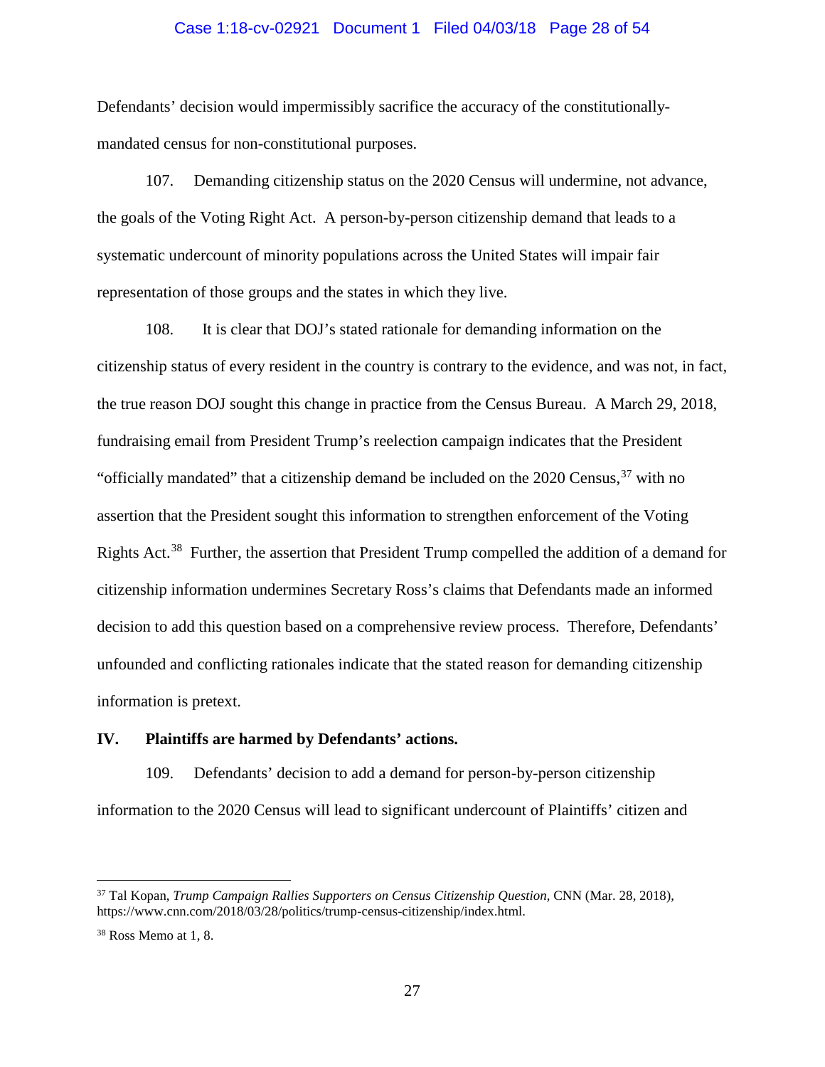Defendants' decision would impermissibly sacrifice the accuracy of the constitutionally-mandated census for non-constitutional purposes.

107. Demanding citizenship status on the 2020 Census will undermine, not advance, the goals of the Voting Right Act. A person-by-person citizenship demand that leads to a systematic undercount of minority populations across the United States will impair fair representation of those groups and the states in which they live.

108. It is clear that DOJ's stated rationale for demanding information on the citizenship status of every resident in the country is contrary to the evidence, and was not, in fact, the true reason DOJ sought this change in practice from the Census Bureau. A March 29, 2018, fundraising email from President Trump's reelection campaign indicates that the President "officially mandated" that a citizenship demand be included on the 2020 Census,[37] with no assertion that the President sought this information to strengthen enforcement of the Voting Rights Act.[38] Further, the assertion that President Trump compelled the addition of a demand for citizenship information undermines Secretary Ross's claims that Defendants made an informed decision to add this question based on a comprehensive review process. Therefore, Defendants' unfounded and conflicting rationales indicate that the stated reason for demanding citizenship information is pretext.

## IV. Plaintiffs are harmed by Defendants' actions.

109. Defendants' decision to add a demand for person-by-person citizenship information to the 2020 Census will lead to significant undercount of Plaintiffs' citizen and

---

[37] Tal Kopan, *Trump Campaign Rallies Supporters on Census Citizenship Question*, CNN (Mar. 28, 2018), https://www.cnn.com/2018/03/28/politics/trump-census-citizenship/index.html.

[38] Ross Memo at 1, 8.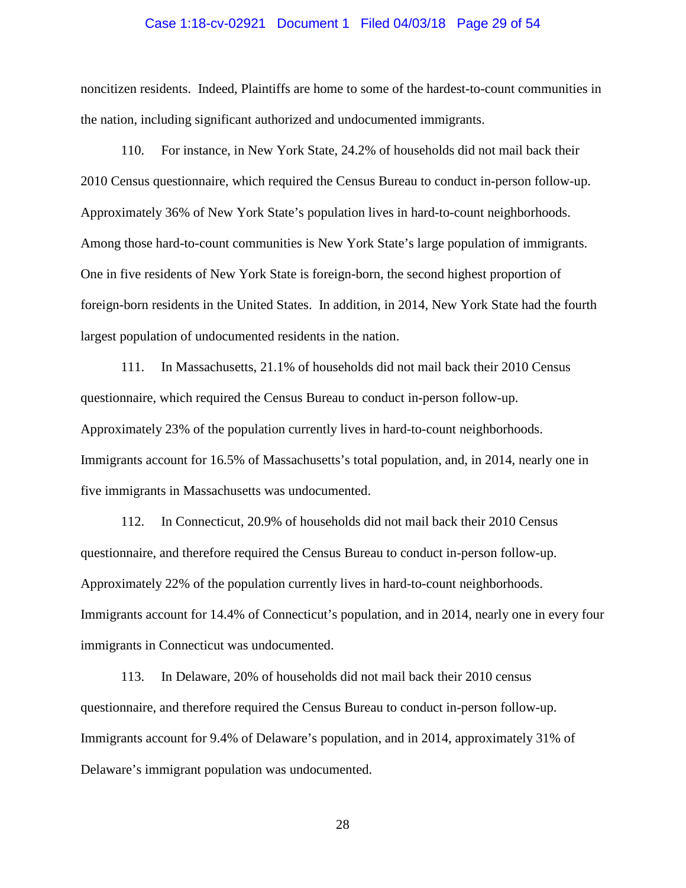noncitizen residents. Indeed, Plaintiffs are home to some of the hardest-to-count communities in the nation, including significant authorized and undocumented immigrants.

110. For instance, in New York State, 24.2% of households did not mail back their 2010 Census questionnaire, which required the Census Bureau to conduct in-person follow-up. Approximately 36% of New York State's population lives in hard-to-count neighborhoods. Among those hard-to-count communities is New York State's large population of immigrants. One in five residents of New York State is foreign-born, the second highest proportion of foreign-born residents in the United States. In addition, in 2014, New York State had the fourth largest population of undocumented residents in the nation.

111. In Massachusetts, 21.1% of households did not mail back their 2010 Census questionnaire, which required the Census Bureau to conduct in-person follow-up. Approximately 23% of the population currently lives in hard-to-count neighborhoods. Immigrants account for 16.5% of Massachusetts's total population, and, in 2014, nearly one in five immigrants in Massachusetts was undocumented.

112. In Connecticut, 20.9% of households did not mail back their 2010 Census questionnaire, and therefore required the Census Bureau to conduct in-person follow-up. Approximately 22% of the population currently lives in hard-to-count neighborhoods. Immigrants account for 14.4% of Connecticut's population, and in 2014, nearly one in every four immigrants in Connecticut was undocumented.

113. In Delaware, 20% of households did not mail back their 2010 census questionnaire, and therefore required the Census Bureau to conduct in-person follow-up. Immigrants account for 9.4% of Delaware's population, and in 2014, approximately 31% of Delaware's immigrant population was undocumented.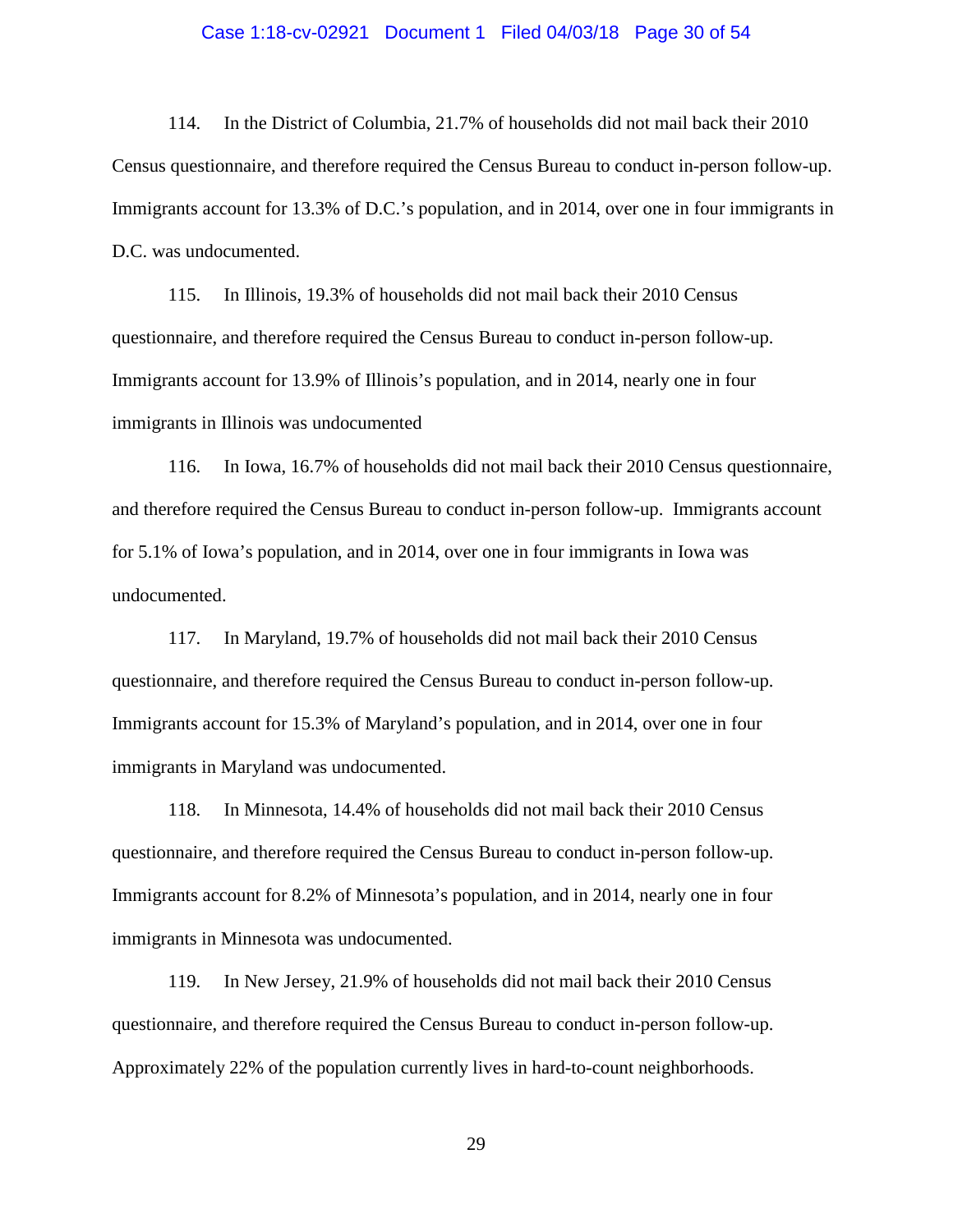114. In the District of Columbia, 21.7% of households did not mail back their 2010 Census questionnaire, and therefore required the Census Bureau to conduct in-person follow-up. Immigrants account for 13.3% of D.C.'s population, and in 2014, over one in four immigrants in D.C. was undocumented.

115. In Illinois, 19.3% of households did not mail back their 2010 Census questionnaire, and therefore required the Census Bureau to conduct in-person follow-up. Immigrants account for 13.9% of Illinois's population, and in 2014, nearly one in four immigrants in Illinois was undocumented

116. In Iowa, 16.7% of households did not mail back their 2010 Census questionnaire, and therefore required the Census Bureau to conduct in-person follow-up. Immigrants account for 5.1% of Iowa's population, and in 2014, over one in four immigrants in Iowa was undocumented.

117. In Maryland, 19.7% of households did not mail back their 2010 Census questionnaire, and therefore required the Census Bureau to conduct in-person follow-up. Immigrants account for 15.3% of Maryland's population, and in 2014, over one in four immigrants in Maryland was undocumented.

118. In Minnesota, 14.4% of households did not mail back their 2010 Census questionnaire, and therefore required the Census Bureau to conduct in-person follow-up. Immigrants account for 8.2% of Minnesota's population, and in 2014, nearly one in four immigrants in Minnesota was undocumented.

119. In New Jersey, 21.9% of households did not mail back their 2010 Census questionnaire, and therefore required the Census Bureau to conduct in-person follow-up. Approximately 22% of the population currently lives in hard-to-count neighborhoods.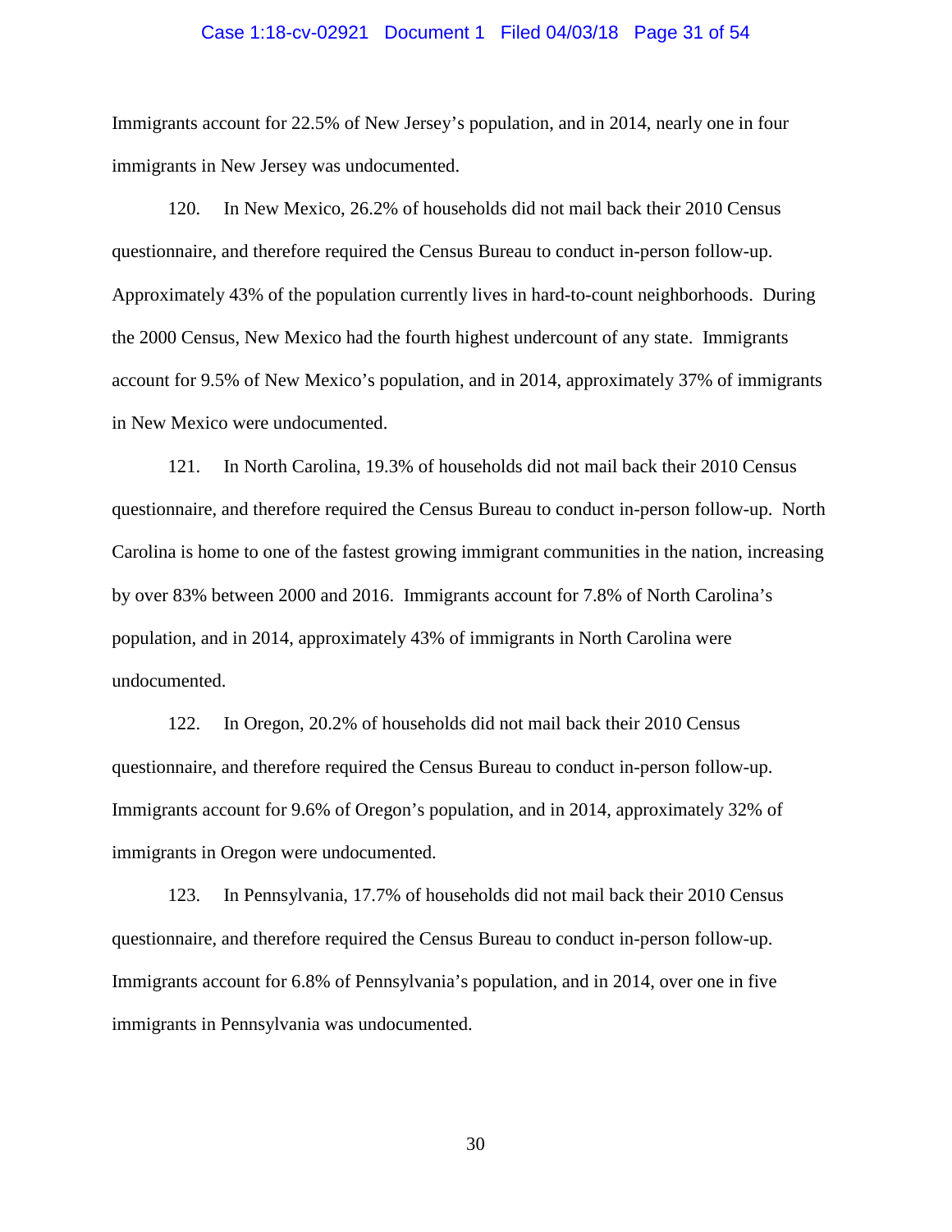Immigrants account for 22.5% of New Jersey's population, and in 2014, nearly one in four immigrants in New Jersey was undocumented.

120. In New Mexico, 26.2% of households did not mail back their 2010 Census questionnaire, and therefore required the Census Bureau to conduct in-person follow-up. Approximately 43% of the population currently lives in hard-to-count neighborhoods. During the 2000 Census, New Mexico had the fourth highest undercount of any state. Immigrants account for 9.5% of New Mexico's population, and in 2014, approximately 37% of immigrants in New Mexico were undocumented.

121. In North Carolina, 19.3% of households did not mail back their 2010 Census questionnaire, and therefore required the Census Bureau to conduct in-person follow-up. North Carolina is home to one of the fastest growing immigrant communities in the nation, increasing by over 83% between 2000 and 2016. Immigrants account for 7.8% of North Carolina's population, and in 2014, approximately 43% of immigrants in North Carolina were undocumented.

122. In Oregon, 20.2% of households did not mail back their 2010 Census questionnaire, and therefore required the Census Bureau to conduct in-person follow-up. Immigrants account for 9.6% of Oregon's population, and in 2014, approximately 32% of immigrants in Oregon were undocumented.

123. In Pennsylvania, 17.7% of households did not mail back their 2010 Census questionnaire, and therefore required the Census Bureau to conduct in-person follow-up. Immigrants account for 6.8% of Pennsylvania's population, and in 2014, over one in five immigrants in Pennsylvania was undocumented.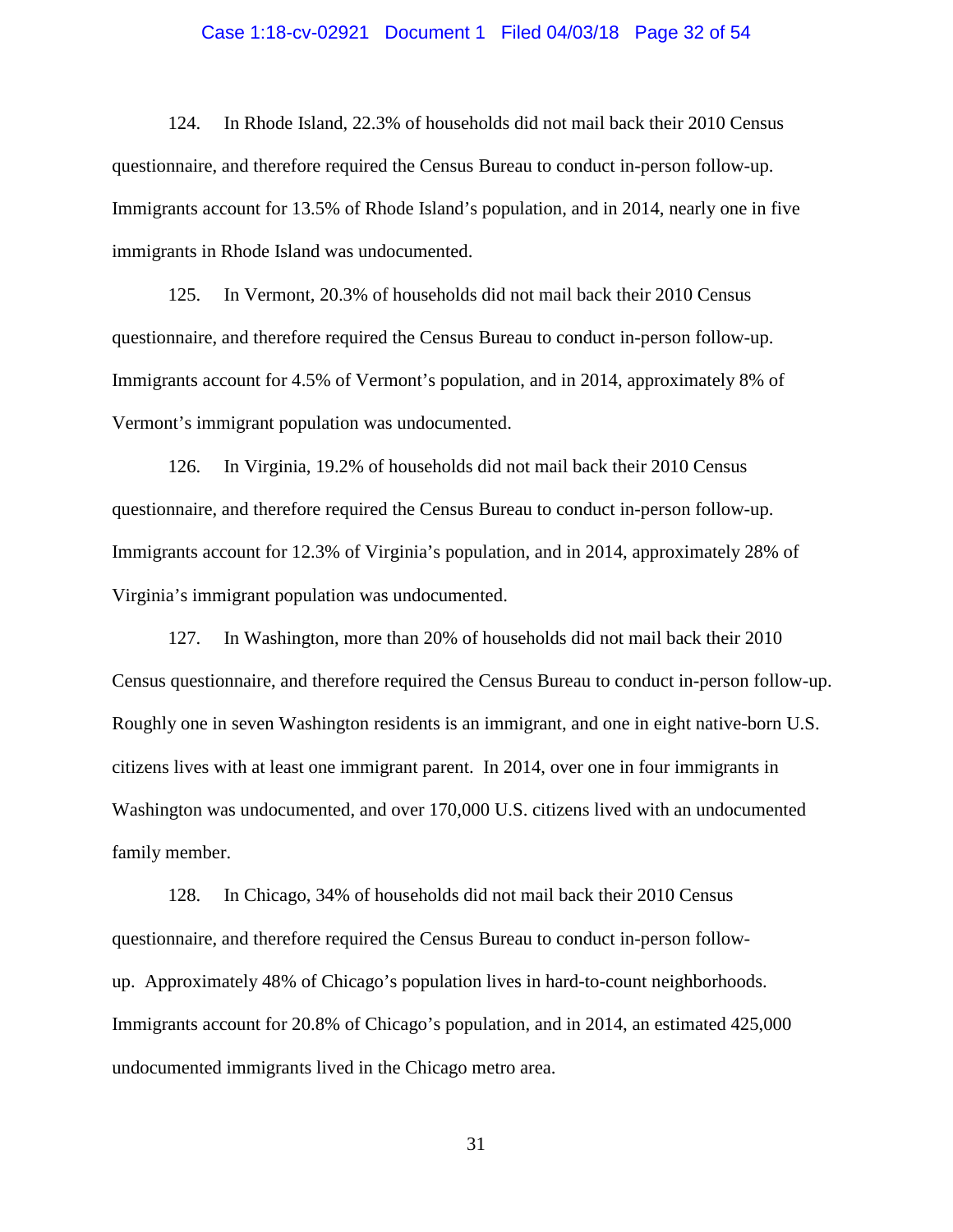124. In Rhode Island, 22.3% of households did not mail back their 2010 Census questionnaire, and therefore required the Census Bureau to conduct in-person follow-up. Immigrants account for 13.5% of Rhode Island's population, and in 2014, nearly one in five immigrants in Rhode Island was undocumented.

125. In Vermont, 20.3% of households did not mail back their 2010 Census questionnaire, and therefore required the Census Bureau to conduct in-person follow-up. Immigrants account for 4.5% of Vermont's population, and in 2014, approximately 8% of Vermont's immigrant population was undocumented.

126. In Virginia, 19.2% of households did not mail back their 2010 Census questionnaire, and therefore required the Census Bureau to conduct in-person follow-up. Immigrants account for 12.3% of Virginia's population, and in 2014, approximately 28% of Virginia's immigrant population was undocumented.

127. In Washington, more than 20% of households did not mail back their 2010 Census questionnaire, and therefore required the Census Bureau to conduct in-person follow-up. Roughly one in seven Washington residents is an immigrant, and one in eight native-born U.S. citizens lives with at least one immigrant parent. In 2014, over one in four immigrants in Washington was undocumented, and over 170,000 U.S. citizens lived with an undocumented family member.

128. In Chicago, 34% of households did not mail back their 2010 Census questionnaire, and therefore required the Census Bureau to conduct in-person follow-up. Approximately 48% of Chicago's population lives in hard-to-count neighborhoods. Immigrants account for 20.8% of Chicago's population, and in 2014, an estimated 425,000 undocumented immigrants lived in the Chicago metro area.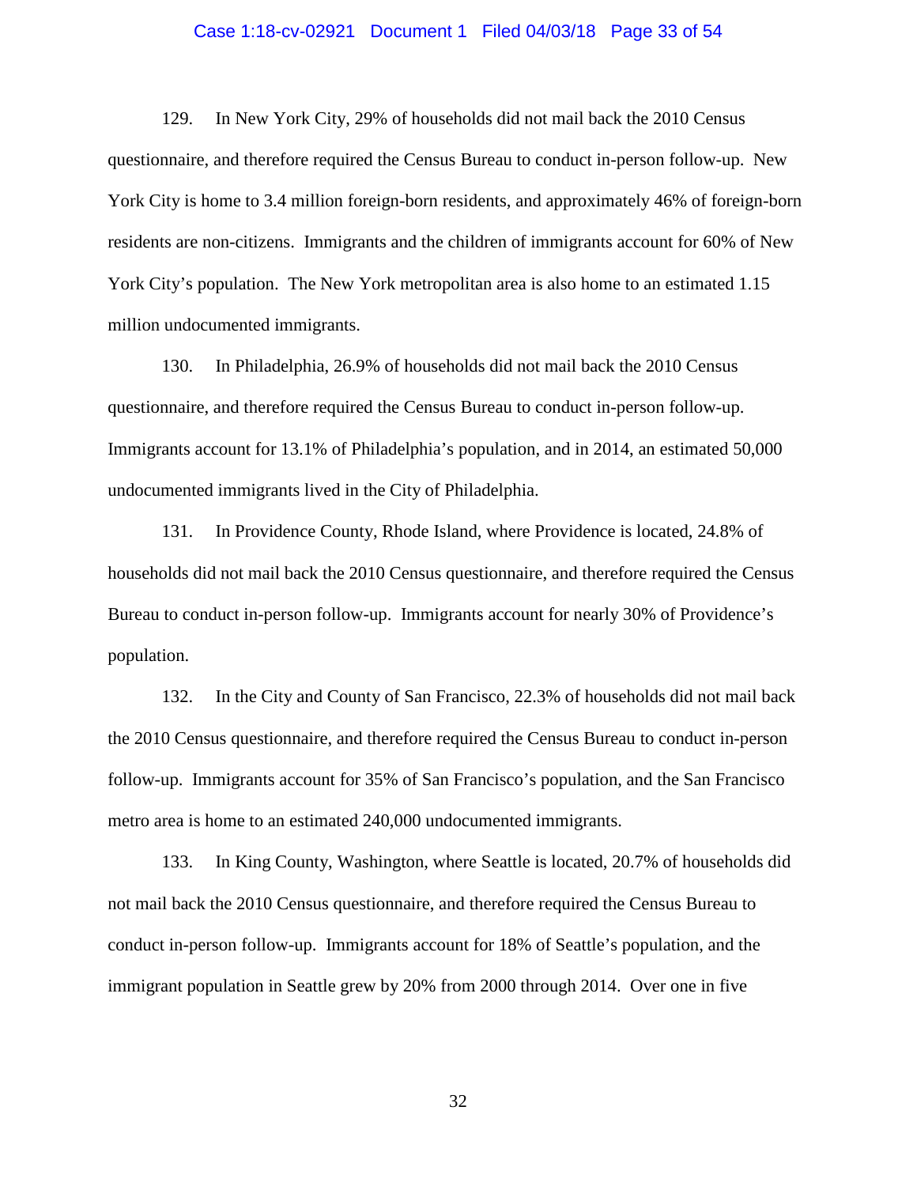129. In New York City, 29% of households did not mail back the 2010 Census questionnaire, and therefore required the Census Bureau to conduct in-person follow-up. New York City is home to 3.4 million foreign-born residents, and approximately 46% of foreign-born residents are non-citizens. Immigrants and the children of immigrants account for 60% of New York City's population. The New York metropolitan area is also home to an estimated 1.15 million undocumented immigrants.

130. In Philadelphia, 26.9% of households did not mail back the 2010 Census questionnaire, and therefore required the Census Bureau to conduct in-person follow-up. Immigrants account for 13.1% of Philadelphia's population, and in 2014, an estimated 50,000 undocumented immigrants lived in the City of Philadelphia.

131. In Providence County, Rhode Island, where Providence is located, 24.8% of households did not mail back the 2010 Census questionnaire, and therefore required the Census Bureau to conduct in-person follow-up. Immigrants account for nearly 30% of Providence's population.

132. In the City and County of San Francisco, 22.3% of households did not mail back the 2010 Census questionnaire, and therefore required the Census Bureau to conduct in-person follow-up. Immigrants account for 35% of San Francisco's population, and the San Francisco metro area is home to an estimated 240,000 undocumented immigrants.

133. In King County, Washington, where Seattle is located, 20.7% of households did not mail back the 2010 Census questionnaire, and therefore required the Census Bureau to conduct in-person follow-up. Immigrants account for 18% of Seattle's population, and the immigrant population in Seattle grew by 20% from 2000 through 2014. Over one in five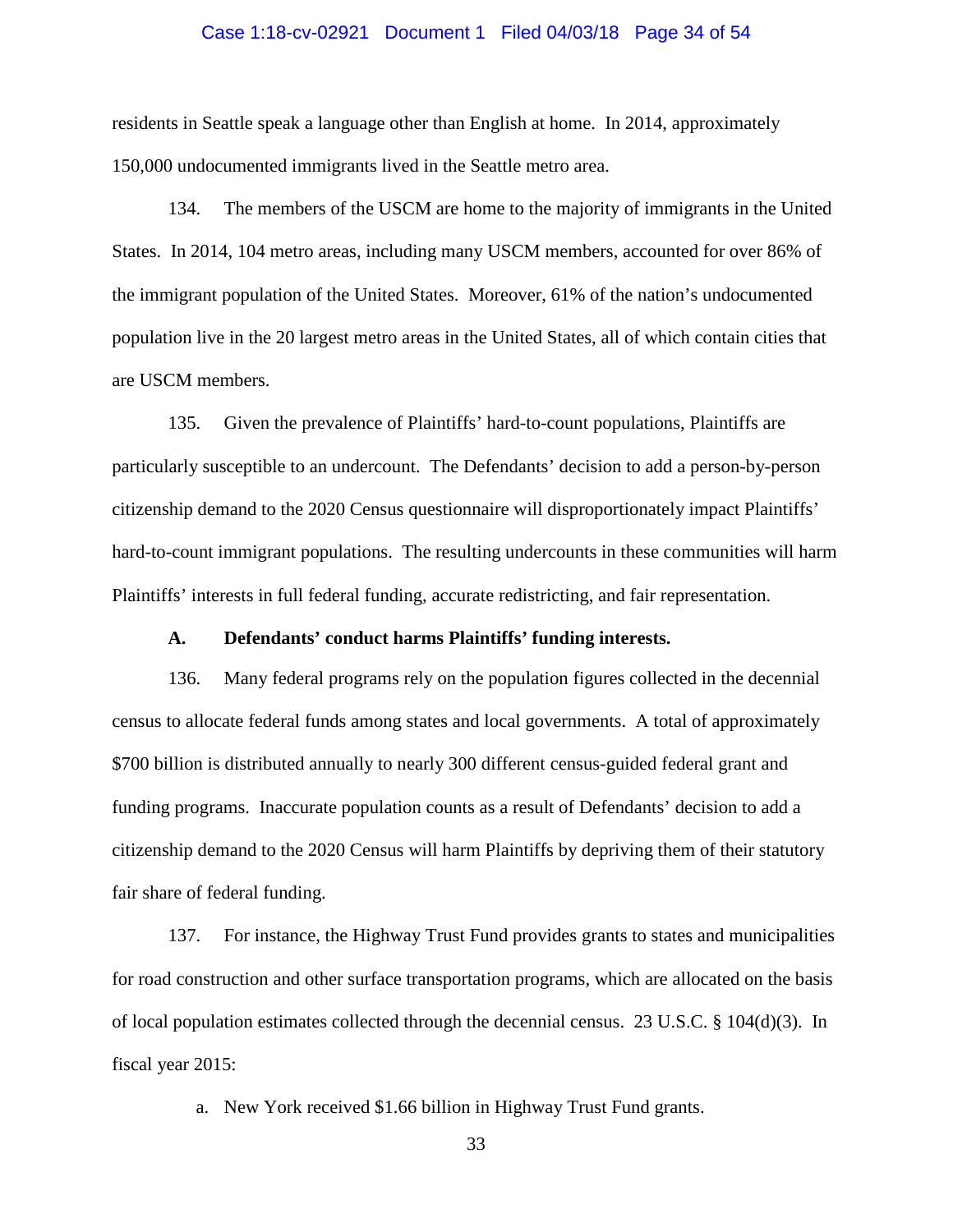residents in Seattle speak a language other than English at home. In 2014, approximately 150,000 undocumented immigrants lived in the Seattle metro area.

134. The members of the USCM are home to the majority of immigrants in the United States. In 2014, 104 metro areas, including many USCM members, accounted for over 86% of the immigrant population of the United States. Moreover, 61% of the nation's undocumented population live in the 20 largest metro areas in the United States, all of which contain cities that are USCM members.

135. Given the prevalence of Plaintiffs' hard-to-count populations, Plaintiffs are particularly susceptible to an undercount. The Defendants' decision to add a person-by-person citizenship demand to the 2020 Census questionnaire will disproportionately impact Plaintiffs' hard-to-count immigrant populations. The resulting undercounts in these communities will harm Plaintiffs' interests in full federal funding, accurate redistricting, and fair representation.

### A. Defendants' conduct harms Plaintiffs' funding interests.

136. Many federal programs rely on the population figures collected in the decennial census to allocate federal funds among states and local governments. A total of approximately $700 billion is distributed annually to nearly 300 different census-guided federal grant and funding programs. Inaccurate population counts as a result of Defendants' decision to add a citizenship demand to the 2020 Census will harm Plaintiffs by depriving them of their statutory fair share of federal funding.

137. For instance, the Highway Trust Fund provides grants to states and municipalities for road construction and other surface transportation programs, which are allocated on the basis of local population estimates collected through the decennial census. 23 U.S.C. § 104(d)(3). In fiscal year 2015:

a. New York received $1.66 billion in Highway Trust Fund grants.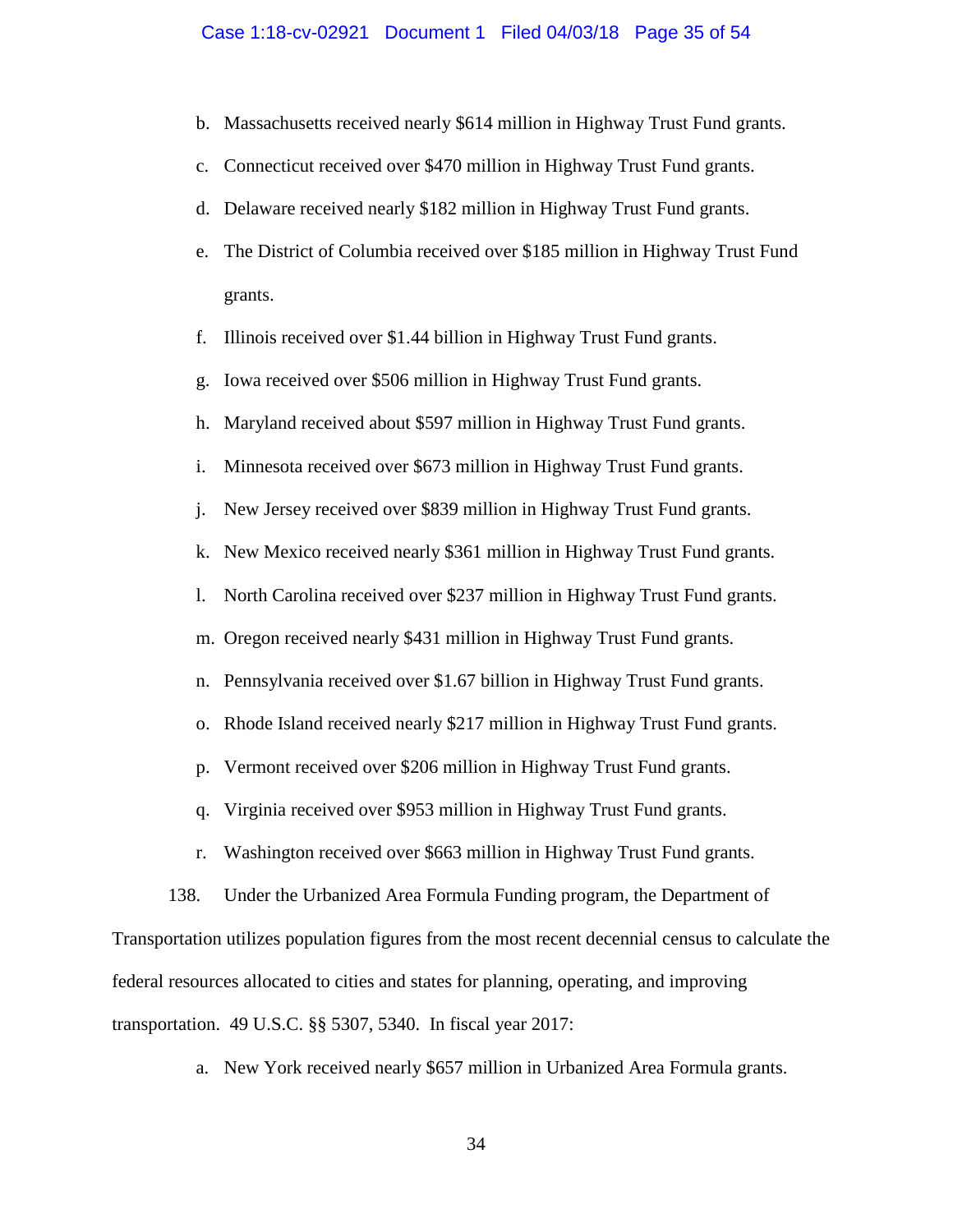b. Massachusetts received nearly $614 million in Highway Trust Fund grants.

c. Connecticut received over $470 million in Highway Trust Fund grants.

d. Delaware received nearly $182 million in Highway Trust Fund grants.

e. The District of Columbia received over $185 million in Highway Trust Fund grants.

f. Illinois received over $1.44 billion in Highway Trust Fund grants.

g. Iowa received over $506 million in Highway Trust Fund grants.

h. Maryland received about $597 million in Highway Trust Fund grants.

i. Minnesota received over $673 million in Highway Trust Fund grants.

j. New Jersey received over $839 million in Highway Trust Fund grants.

k. New Mexico received nearly $361 million in Highway Trust Fund grants.

l. North Carolina received over $237 million in Highway Trust Fund grants.

m. Oregon received nearly $431 million in Highway Trust Fund grants.

n. Pennsylvania received over $1.67 billion in Highway Trust Fund grants.

o. Rhode Island received nearly $217 million in Highway Trust Fund grants.

p. Vermont received over $206 million in Highway Trust Fund grants.

q. Virginia received over $953 million in Highway Trust Fund grants.

r. Washington received over $663 million in Highway Trust Fund grants.

138. Under the Urbanized Area Formula Funding program, the Department of Transportation utilizes population figures from the most recent decennial census to calculate the federal resources allocated to cities and states for planning, operating, and improving transportation. 49 U.S.C. §§ 5307, 5340. In fiscal year 2017:

a. New York received nearly $657 million in Urbanized Area Formula grants.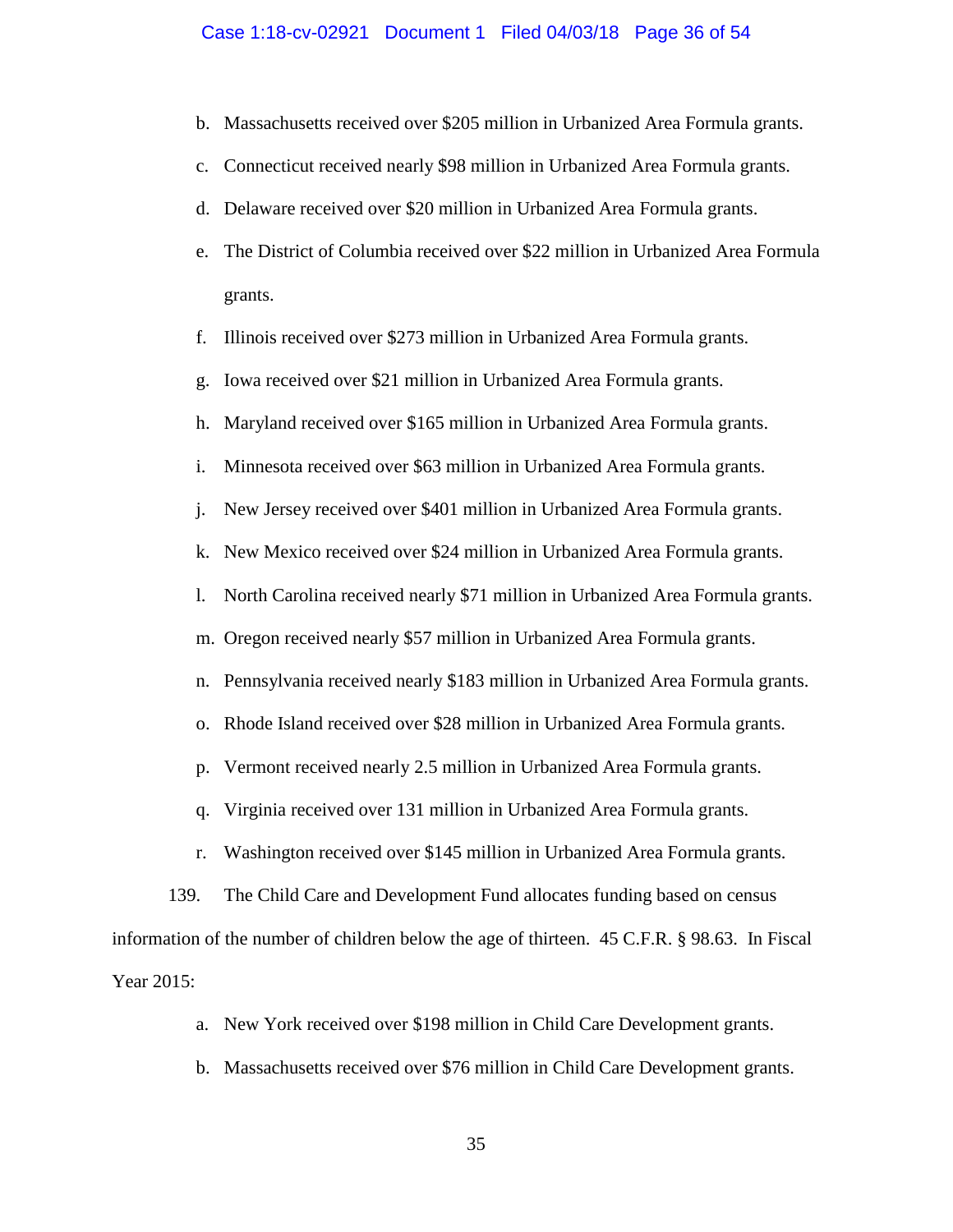b. Massachusetts received over $205 million in Urbanized Area Formula grants.

c. Connecticut received nearly $98 million in Urbanized Area Formula grants.

d. Delaware received over $20 million in Urbanized Area Formula grants.

e. The District of Columbia received over $22 million in Urbanized Area Formula grants.

f. Illinois received over $273 million in Urbanized Area Formula grants.

g. Iowa received over $21 million in Urbanized Area Formula grants.

h. Maryland received over $165 million in Urbanized Area Formula grants.

i. Minnesota received over $63 million in Urbanized Area Formula grants.

j. New Jersey received over $401 million in Urbanized Area Formula grants.

k. New Mexico received over $24 million in Urbanized Area Formula grants.

l. North Carolina received nearly $71 million in Urbanized Area Formula grants.

m. Oregon received nearly $57 million in Urbanized Area Formula grants.

n. Pennsylvania received nearly $183 million in Urbanized Area Formula grants.

o. Rhode Island received over $28 million in Urbanized Area Formula grants.

p. Vermont received nearly 2.5 million in Urbanized Area Formula grants.

q. Virginia received over 131 million in Urbanized Area Formula grants.

r. Washington received over $145 million in Urbanized Area Formula grants.

139. The Child Care and Development Fund allocates funding based on census information of the number of children below the age of thirteen. 45 C.F.R. § 98.63. In Fiscal Year 2015:

a. New York received over $198 million in Child Care Development grants.

b. Massachusetts received over $76 million in Child Care Development grants.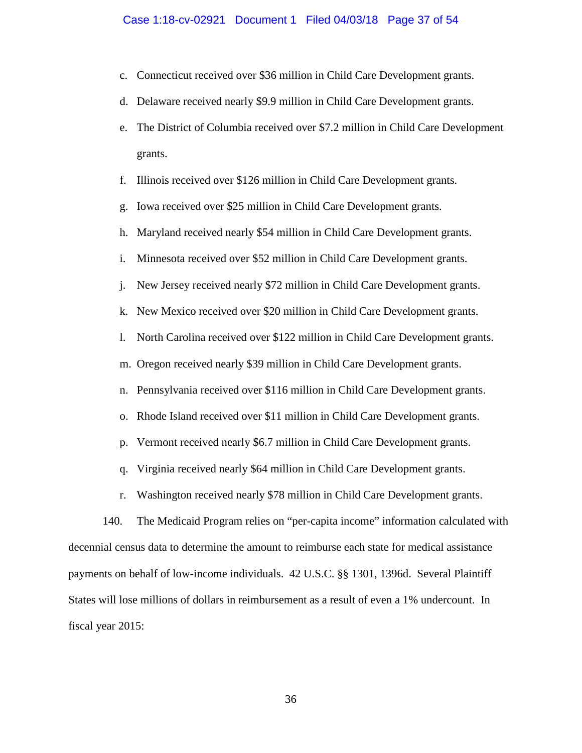c. Connecticut received over $36 million in Child Care Development grants.

d. Delaware received nearly $9.9 million in Child Care Development grants.

e. The District of Columbia received over $7.2 million in Child Care Development grants.

f. Illinois received over $126 million in Child Care Development grants.

g. Iowa received over $25 million in Child Care Development grants.

h. Maryland received nearly $54 million in Child Care Development grants.

i. Minnesota received over $52 million in Child Care Development grants.

j. New Jersey received nearly $72 million in Child Care Development grants.

k. New Mexico received over $20 million in Child Care Development grants.

l. North Carolina received over $122 million in Child Care Development grants.

m. Oregon received nearly $39 million in Child Care Development grants.

n. Pennsylvania received over $116 million in Child Care Development grants.

o. Rhode Island received over $11 million in Child Care Development grants.

p. Vermont received nearly $6.7 million in Child Care Development grants.

q. Virginia received nearly $64 million in Child Care Development grants.

r. Washington received nearly $78 million in Child Care Development grants.

140. The Medicaid Program relies on "per-capita income" information calculated with decennial census data to determine the amount to reimburse each state for medical assistance payments on behalf of low-income individuals. 42 U.S.C. §§ 1301, 1396d. Several Plaintiff States will lose millions of dollars in reimbursement as a result of even a 1% undercount. In fiscal year 2015: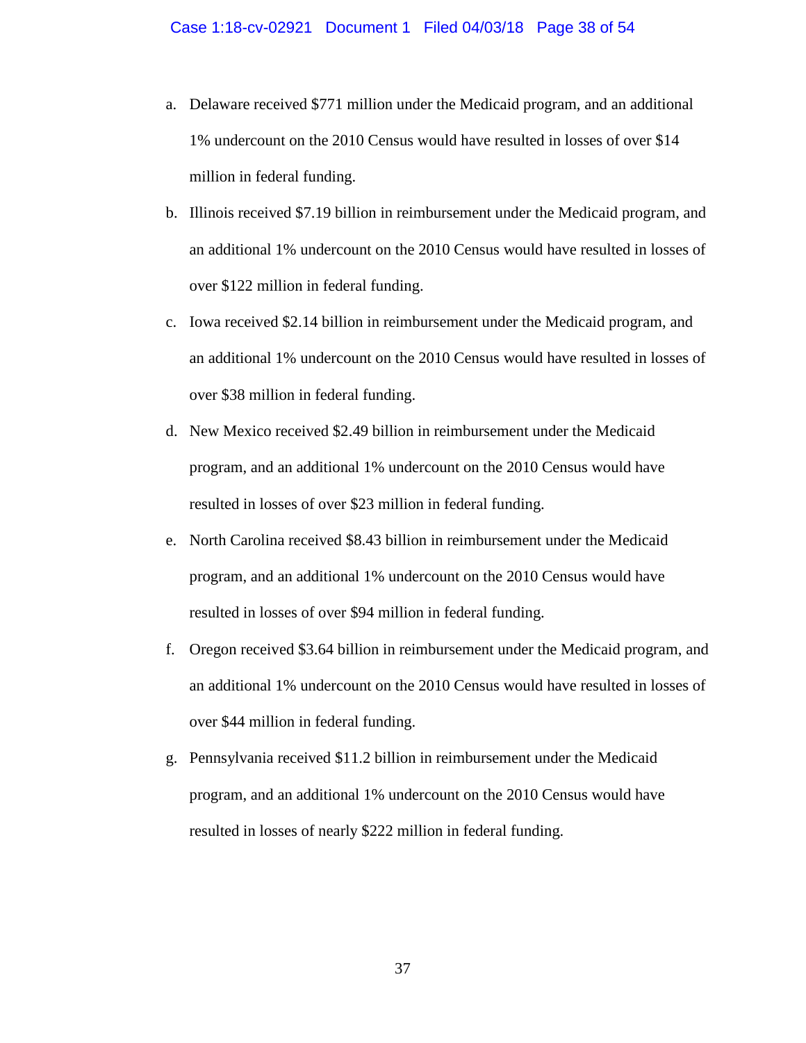a. Delaware received $771 million under the Medicaid program, and an additional 1% undercount on the 2010 Census would have resulted in losses of over $14 million in federal funding.

b. Illinois received $7.19 billion in reimbursement under the Medicaid program, and an additional 1% undercount on the 2010 Census would have resulted in losses of over $122 million in federal funding.

c. Iowa received $2.14 billion in reimbursement under the Medicaid program, and an additional 1% undercount on the 2010 Census would have resulted in losses of over $38 million in federal funding.

d. New Mexico received $2.49 billion in reimbursement under the Medicaid program, and an additional 1% undercount on the 2010 Census would have resulted in losses of over $23 million in federal funding.

e. North Carolina received $8.43 billion in reimbursement under the Medicaid program, and an additional 1% undercount on the 2010 Census would have resulted in losses of over $94 million in federal funding.

f. Oregon received $3.64 billion in reimbursement under the Medicaid program, and an additional 1% undercount on the 2010 Census would have resulted in losses of over $44 million in federal funding.

g. Pennsylvania received $11.2 billion in reimbursement under the Medicaid program, and an additional 1% undercount on the 2010 Census would have resulted in losses of nearly $222 million in federal funding.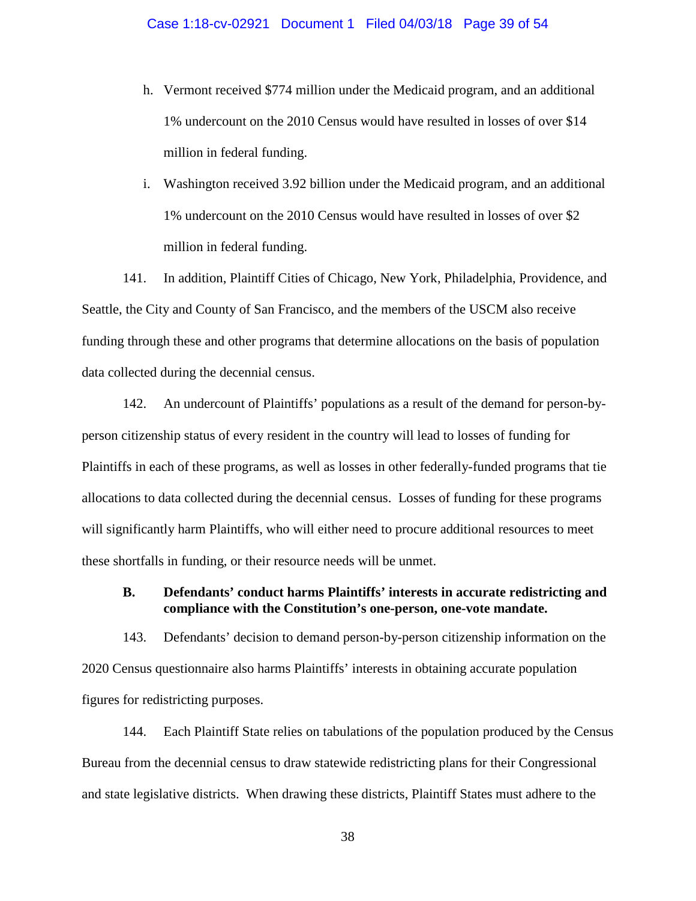h. Vermont received $774 million under the Medicaid program, and an additional 1% undercount on the 2010 Census would have resulted in losses of over $14 million in federal funding.

i. Washington received 3.92 billion under the Medicaid program, and an additional 1% undercount on the 2010 Census would have resulted in losses of over $2 million in federal funding.

141. In addition, Plaintiff Cities of Chicago, New York, Philadelphia, Providence, and Seattle, the City and County of San Francisco, and the members of the USCM also receive funding through these and other programs that determine allocations on the basis of population data collected during the decennial census.

142. An undercount of Plaintiffs' populations as a result of the demand for person-by-person citizenship status of every resident in the country will lead to losses of funding for Plaintiffs in each of these programs, as well as losses in other federally-funded programs that tie allocations to data collected during the decennial census. Losses of funding for these programs will significantly harm Plaintiffs, who will either need to procure additional resources to meet these shortfalls in funding, or their resource needs will be unmet.

### B. Defendants' conduct harms Plaintiffs' interests in accurate redistricting and compliance with the Constitution's one-person, one-vote mandate.

143. Defendants' decision to demand person-by-person citizenship information on the 2020 Census questionnaire also harms Plaintiffs' interests in obtaining accurate population figures for redistricting purposes.

144. Each Plaintiff State relies on tabulations of the population produced by the Census Bureau from the decennial census to draw statewide redistricting plans for their Congressional and state legislative districts. When drawing these districts, Plaintiff States must adhere to the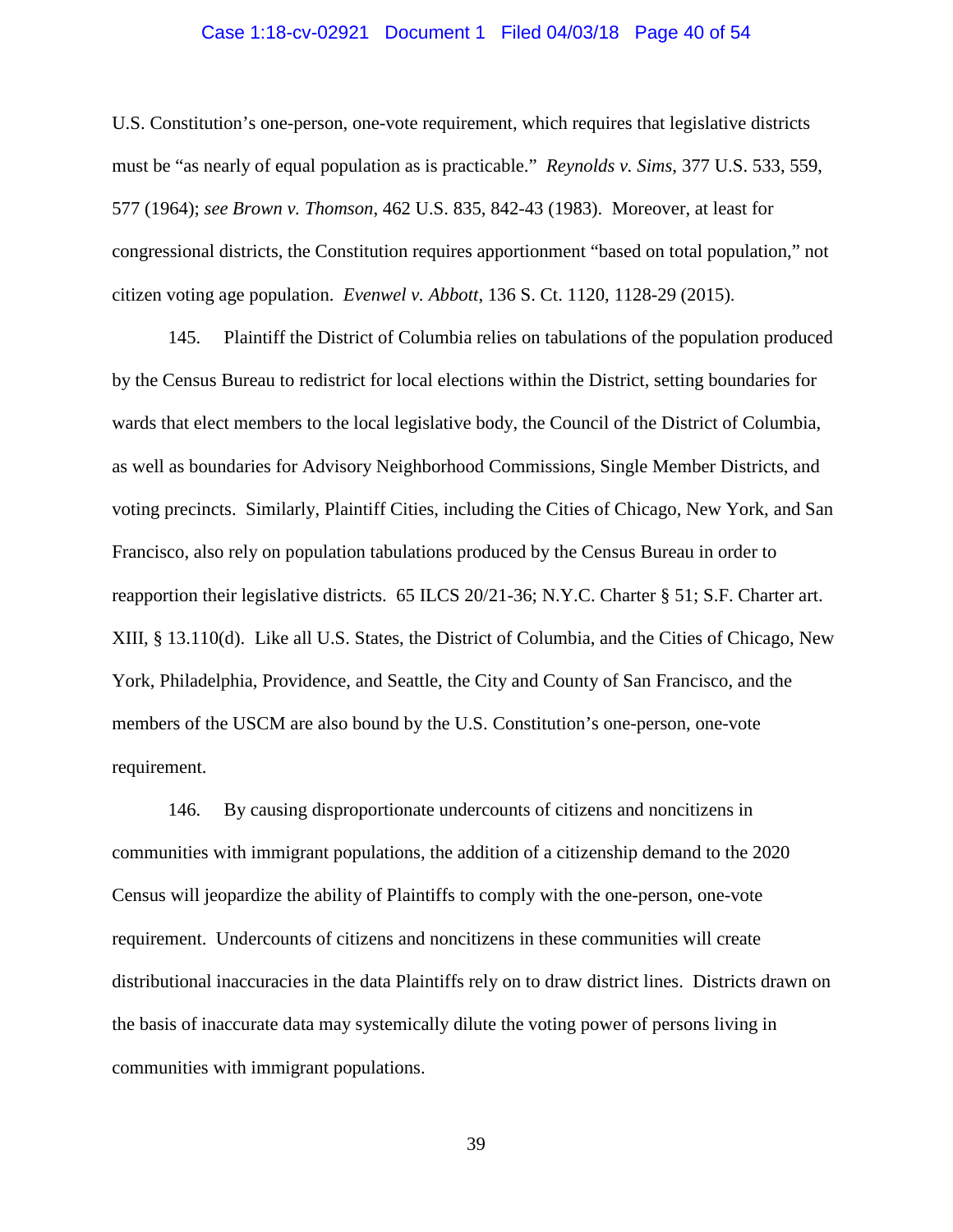U.S. Constitution's one-person, one-vote requirement, which requires that legislative districts must be "as nearly of equal population as is practicable." *Reynolds v. Sims*, 377 U.S. 533, 559, 577 (1964); *see Brown v. Thomson*, 462 U.S. 835, 842-43 (1983). Moreover, at least for congressional districts, the Constitution requires apportionment "based on total population," not citizen voting age population. *Evenwel v. Abbott*, 136 S. Ct. 1120, 1128-29 (2015).

145. Plaintiff the District of Columbia relies on tabulations of the population produced by the Census Bureau to redistrict for local elections within the District, setting boundaries for wards that elect members to the local legislative body, the Council of the District of Columbia, as well as boundaries for Advisory Neighborhood Commissions, Single Member Districts, and voting precincts. Similarly, Plaintiff Cities, including the Cities of Chicago, New York, and San Francisco, also rely on population tabulations produced by the Census Bureau in order to reapportion their legislative districts. 65 ILCS 20/21-36; N.Y.C. Charter § 51; S.F. Charter art. XIII, § 13.110(d). Like all U.S. States, the District of Columbia, and the Cities of Chicago, New York, Philadelphia, Providence, and Seattle, the City and County of San Francisco, and the members of the USCM are also bound by the U.S. Constitution's one-person, one-vote requirement.

146. By causing disproportionate undercounts of citizens and noncitizens in communities with immigrant populations, the addition of a citizenship demand to the 2020 Census will jeopardize the ability of Plaintiffs to comply with the one-person, one-vote requirement. Undercounts of citizens and noncitizens in these communities will create distributional inaccuracies in the data Plaintiffs rely on to draw district lines. Districts drawn on the basis of inaccurate data may systemically dilute the voting power of persons living in communities with immigrant populations.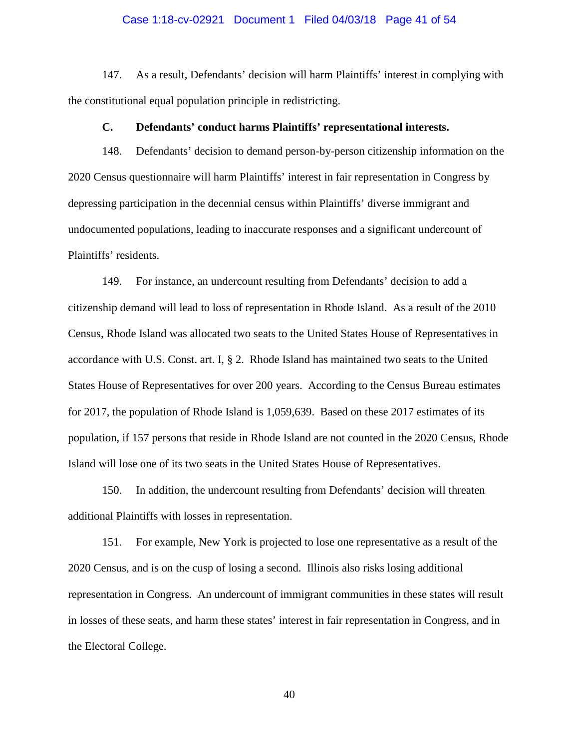147. As a result, Defendants' decision will harm Plaintiffs' interest in complying with the constitutional equal population principle in redistricting.

### C. Defendants' conduct harms Plaintiffs' representational interests.

148. Defendants' decision to demand person-by-person citizenship information on the 2020 Census questionnaire will harm Plaintiffs' interest in fair representation in Congress by depressing participation in the decennial census within Plaintiffs' diverse immigrant and undocumented populations, leading to inaccurate responses and a significant undercount of Plaintiffs' residents.

149. For instance, an undercount resulting from Defendants' decision to add a citizenship demand will lead to loss of representation in Rhode Island. As a result of the 2010 Census, Rhode Island was allocated two seats to the United States House of Representatives in accordance with U.S. Const. art. I, § 2. Rhode Island has maintained two seats to the United States House of Representatives for over 200 years. According to the Census Bureau estimates for 2017, the population of Rhode Island is 1,059,639. Based on these 2017 estimates of its population, if 157 persons that reside in Rhode Island are not counted in the 2020 Census, Rhode Island will lose one of its two seats in the United States House of Representatives.

150. In addition, the undercount resulting from Defendants' decision will threaten additional Plaintiffs with losses in representation.

151. For example, New York is projected to lose one representative as a result of the 2020 Census, and is on the cusp of losing a second. Illinois also risks losing additional representation in Congress. An undercount of immigrant communities in these states will result in losses of these seats, and harm these states' interest in fair representation in Congress, and in the Electoral College.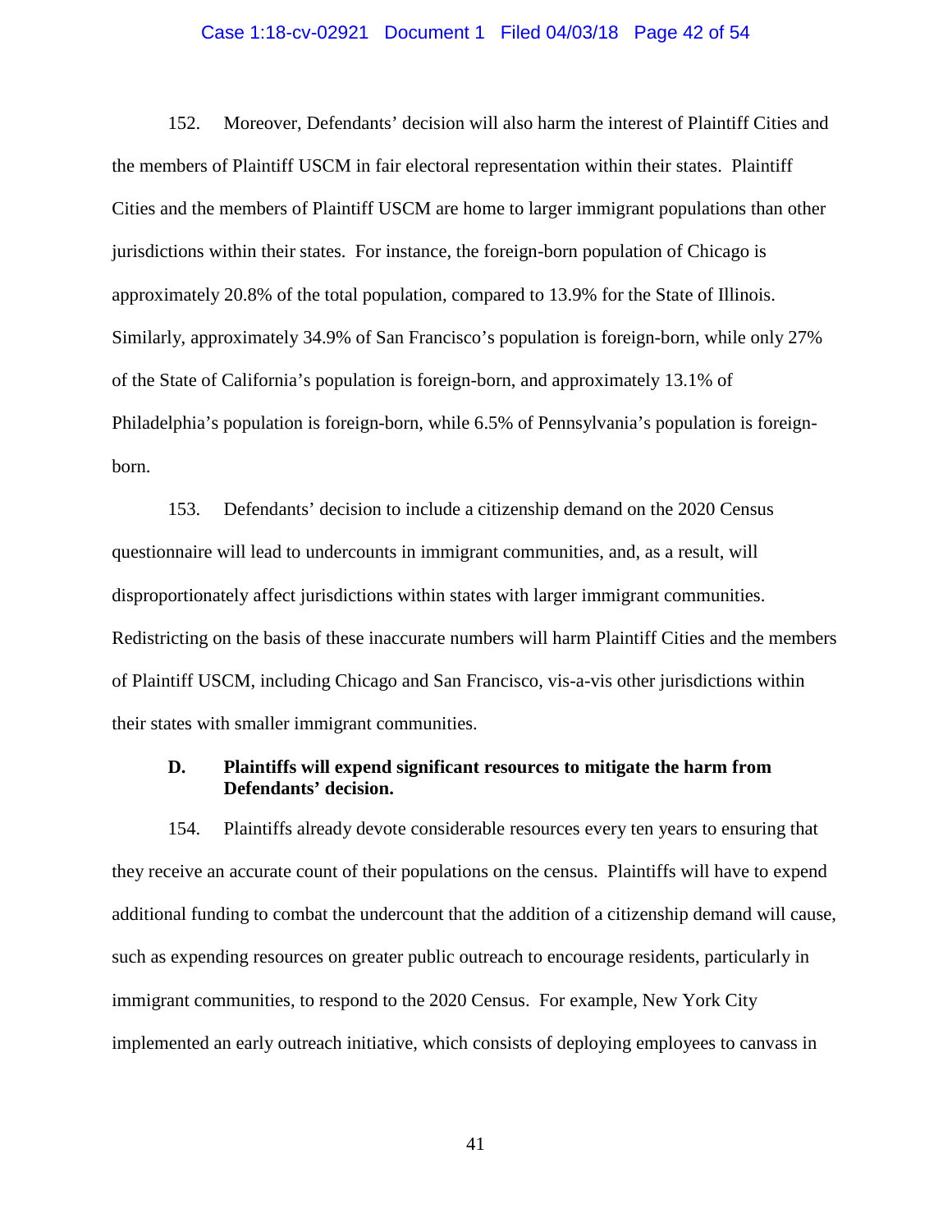152. Moreover, Defendants' decision will also harm the interest of Plaintiff Cities and the members of Plaintiff USCM in fair electoral representation within their states. Plaintiff Cities and the members of Plaintiff USCM are home to larger immigrant populations than other jurisdictions within their states. For instance, the foreign-born population of Chicago is approximately 20.8% of the total population, compared to 13.9% for the State of Illinois. Similarly, approximately 34.9% of San Francisco's population is foreign-born, while only 27% of the State of California's population is foreign-born, and approximately 13.1% of Philadelphia's population is foreign-born, while 6.5% of Pennsylvania's population is foreign-born.

153. Defendants' decision to include a citizenship demand on the 2020 Census questionnaire will lead to undercounts in immigrant communities, and, as a result, will disproportionately affect jurisdictions within states with larger immigrant communities. Redistricting on the basis of these inaccurate numbers will harm Plaintiff Cities and the members of Plaintiff USCM, including Chicago and San Francisco, vis-a-vis other jurisdictions within their states with smaller immigrant communities.

### D. Plaintiffs will expend significant resources to mitigate the harm from Defendants' decision.

154. Plaintiffs already devote considerable resources every ten years to ensuring that they receive an accurate count of their populations on the census. Plaintiffs will have to expend additional funding to combat the undercount that the addition of a citizenship demand will cause, such as expending resources on greater public outreach to encourage residents, particularly in immigrant communities, to respond to the 2020 Census. For example, New York City implemented an early outreach initiative, which consists of deploying employees to canvass in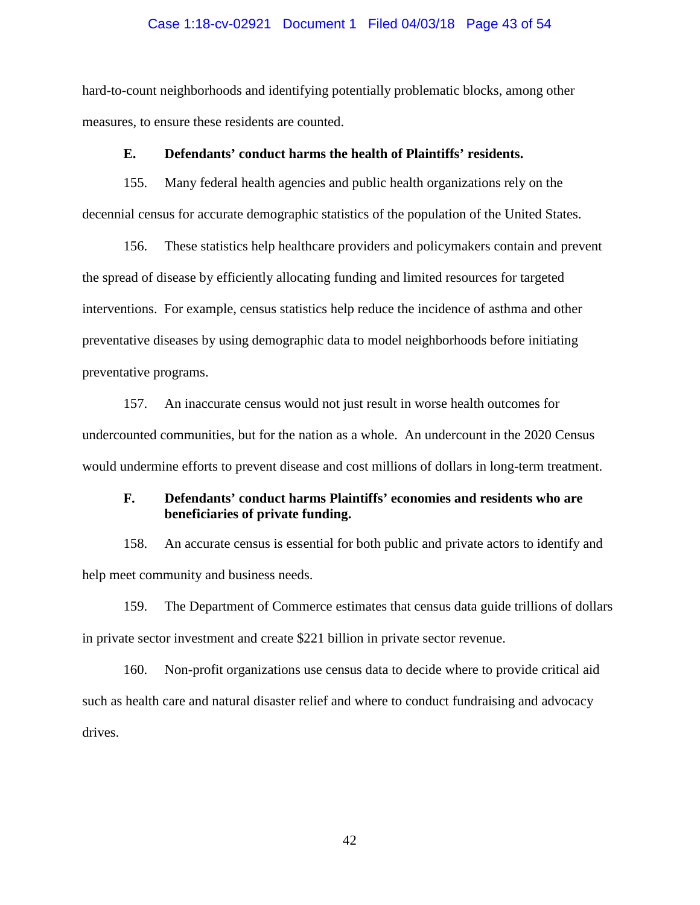hard-to-count neighborhoods and identifying potentially problematic blocks, among other measures, to ensure these residents are counted.

### E. Defendants' conduct harms the health of Plaintiffs' residents.

155. Many federal health agencies and public health organizations rely on the decennial census for accurate demographic statistics of the population of the United States.

156. These statistics help healthcare providers and policymakers contain and prevent the spread of disease by efficiently allocating funding and limited resources for targeted interventions. For example, census statistics help reduce the incidence of asthma and other preventative diseases by using demographic data to model neighborhoods before initiating preventative programs.

157. An inaccurate census would not just result in worse health outcomes for undercounted communities, but for the nation as a whole. An undercount in the 2020 Census would undermine efforts to prevent disease and cost millions of dollars in long-term treatment.

### F. Defendants' conduct harms Plaintiffs' economies and residents who are beneficiaries of private funding.

158. An accurate census is essential for both public and private actors to identify and help meet community and business needs.

159. The Department of Commerce estimates that census data guide trillions of dollars in private sector investment and create $221 billion in private sector revenue.

160. Non-profit organizations use census data to decide where to provide critical aid such as health care and natural disaster relief and where to conduct fundraising and advocacy drives.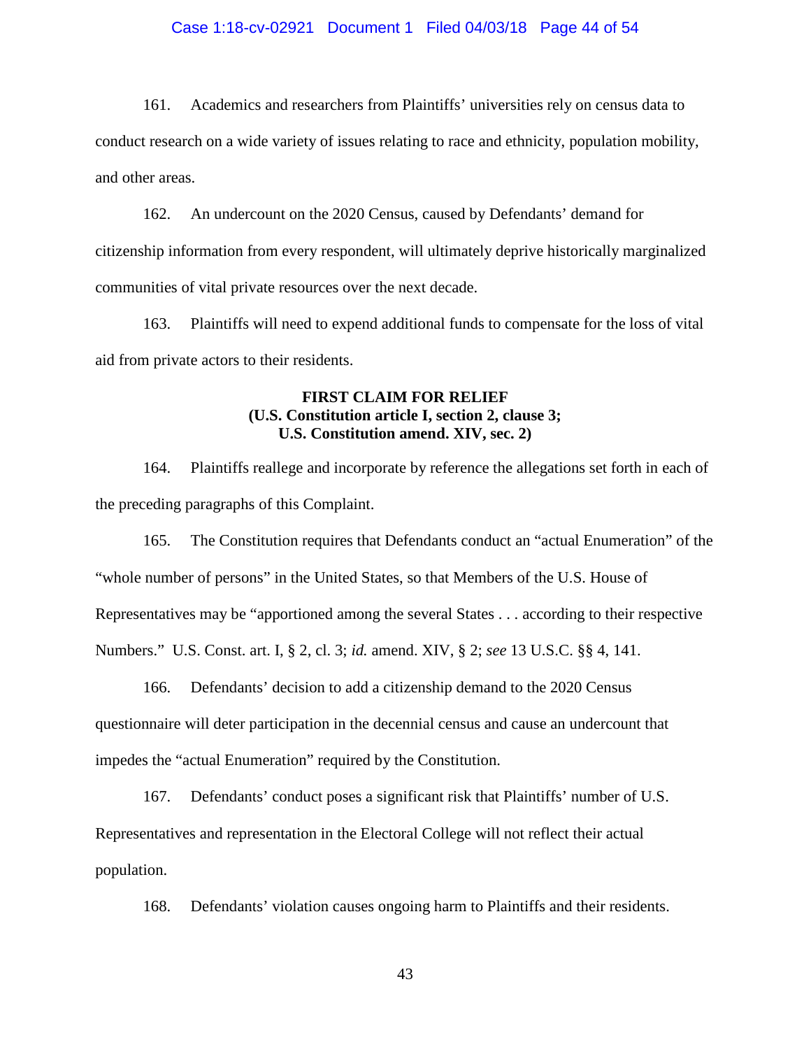161. Academics and researchers from Plaintiffs' universities rely on census data to conduct research on a wide variety of issues relating to race and ethnicity, population mobility, and other areas.

162. An undercount on the 2020 Census, caused by Defendants' demand for citizenship information from every respondent, will ultimately deprive historically marginalized communities of vital private resources over the next decade.

163. Plaintiffs will need to expend additional funds to compensate for the loss of vital aid from private actors to their residents.

**FIRST CLAIM FOR RELIEF**
**(U.S. Constitution article I, section 2, clause 3;**
**U.S. Constitution amend. XIV, sec. 2)**

164. Plaintiffs reallege and incorporate by reference the allegations set forth in each of the preceding paragraphs of this Complaint.

165. The Constitution requires that Defendants conduct an "actual Enumeration" of the "whole number of persons" in the United States, so that Members of the U.S. House of Representatives may be "apportioned among the several States . . . according to their respective Numbers." U.S. Const. art. I, § 2, cl. 3; *id.* amend. XIV, § 2; *see* 13 U.S.C. §§ 4, 141.

166. Defendants' decision to add a citizenship demand to the 2020 Census questionnaire will deter participation in the decennial census and cause an undercount that impedes the "actual Enumeration" required by the Constitution.

167. Defendants' conduct poses a significant risk that Plaintiffs' number of U.S. Representatives and representation in the Electoral College will not reflect their actual population.

168. Defendants' violation causes ongoing harm to Plaintiffs and their residents.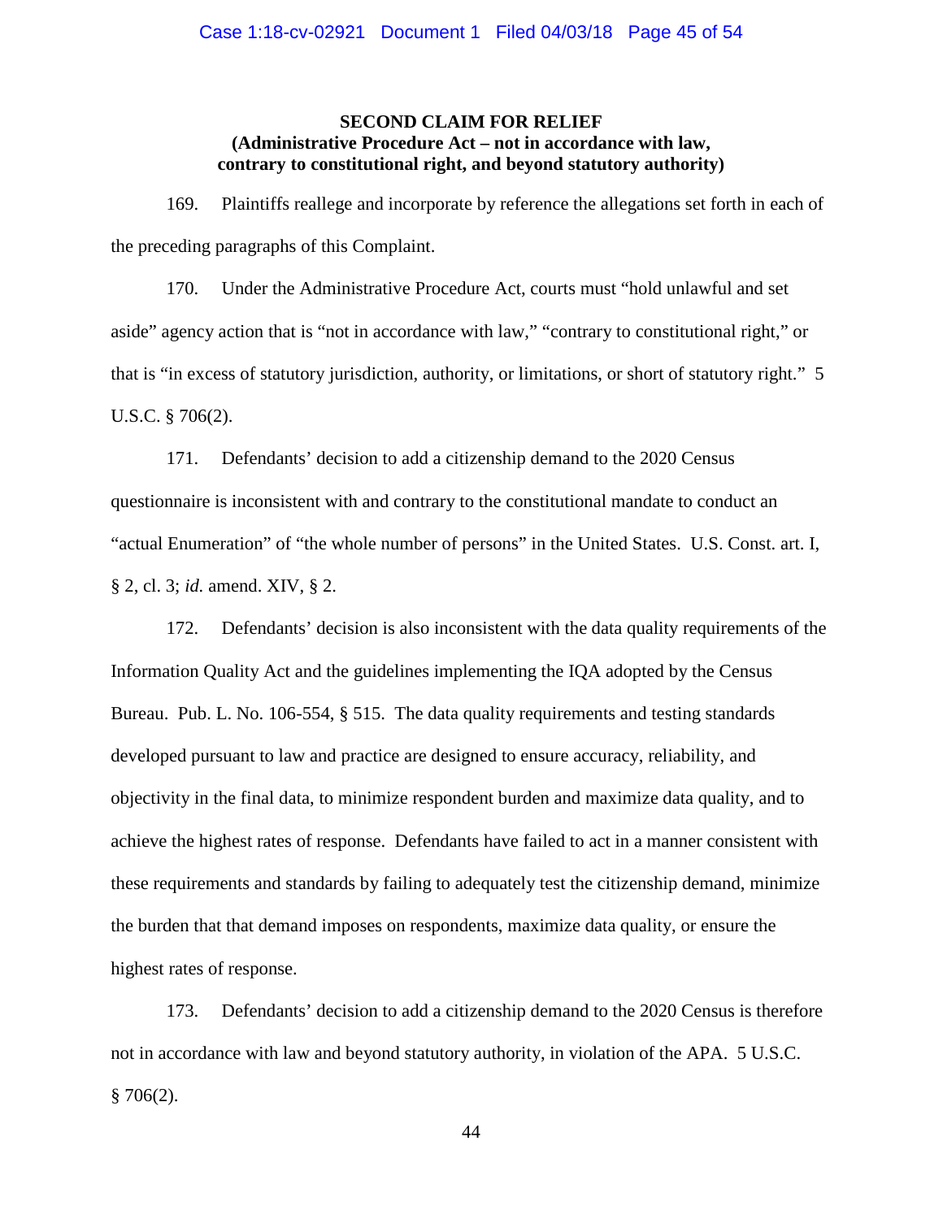## SECOND CLAIM FOR RELIEF
### (Administrative Procedure Act – not in accordance with law, contrary to constitutional right, and beyond statutory authority)

169. Plaintiffs reallege and incorporate by reference the allegations set forth in each of the preceding paragraphs of this Complaint.

170. Under the Administrative Procedure Act, courts must "hold unlawful and set aside" agency action that is "not in accordance with law," "contrary to constitutional right," or that is "in excess of statutory jurisdiction, authority, or limitations, or short of statutory right." 5 U.S.C. § 706(2).

171. Defendants' decision to add a citizenship demand to the 2020 Census questionnaire is inconsistent with and contrary to the constitutional mandate to conduct an "actual Enumeration" of "the whole number of persons" in the United States. U.S. Const. art. I, § 2, cl. 3; *id.* amend. XIV, § 2.

172. Defendants' decision is also inconsistent with the data quality requirements of the Information Quality Act and the guidelines implementing the IQA adopted by the Census Bureau. Pub. L. No. 106-554, § 515. The data quality requirements and testing standards developed pursuant to law and practice are designed to ensure accuracy, reliability, and objectivity in the final data, to minimize respondent burden and maximize data quality, and to achieve the highest rates of response. Defendants have failed to act in a manner consistent with these requirements and standards by failing to adequately test the citizenship demand, minimize the burden that that demand imposes on respondents, maximize data quality, or ensure the highest rates of response.

173. Defendants' decision to add a citizenship demand to the 2020 Census is therefore not in accordance with law and beyond statutory authority, in violation of the APA. 5 U.S.C. § 706(2).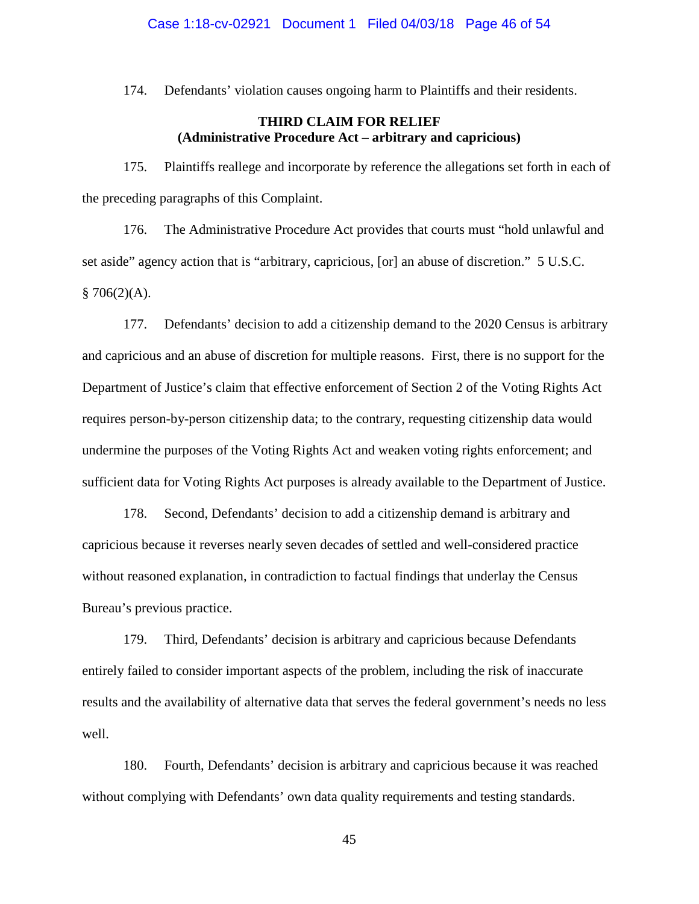174. Defendants' violation causes ongoing harm to Plaintiffs and their residents.

**THIRD CLAIM FOR RELIEF**
**(Administrative Procedure Act – arbitrary and capricious)**

175. Plaintiffs reallege and incorporate by reference the allegations set forth in each of the preceding paragraphs of this Complaint.

176. The Administrative Procedure Act provides that courts must "hold unlawful and set aside" agency action that is "arbitrary, capricious, [or] an abuse of discretion." 5 U.S.C. § 706(2)(A).

177. Defendants' decision to add a citizenship demand to the 2020 Census is arbitrary and capricious and an abuse of discretion for multiple reasons. First, there is no support for the Department of Justice's claim that effective enforcement of Section 2 of the Voting Rights Act requires person-by-person citizenship data; to the contrary, requesting citizenship data would undermine the purposes of the Voting Rights Act and weaken voting rights enforcement; and sufficient data for Voting Rights Act purposes is already available to the Department of Justice.

178. Second, Defendants' decision to add a citizenship demand is arbitrary and capricious because it reverses nearly seven decades of settled and well-considered practice without reasoned explanation, in contradiction to factual findings that underlay the Census Bureau's previous practice.

179. Third, Defendants' decision is arbitrary and capricious because Defendants entirely failed to consider important aspects of the problem, including the risk of inaccurate results and the availability of alternative data that serves the federal government's needs no less well.

180. Fourth, Defendants' decision is arbitrary and capricious because it was reached without complying with Defendants' own data quality requirements and testing standards.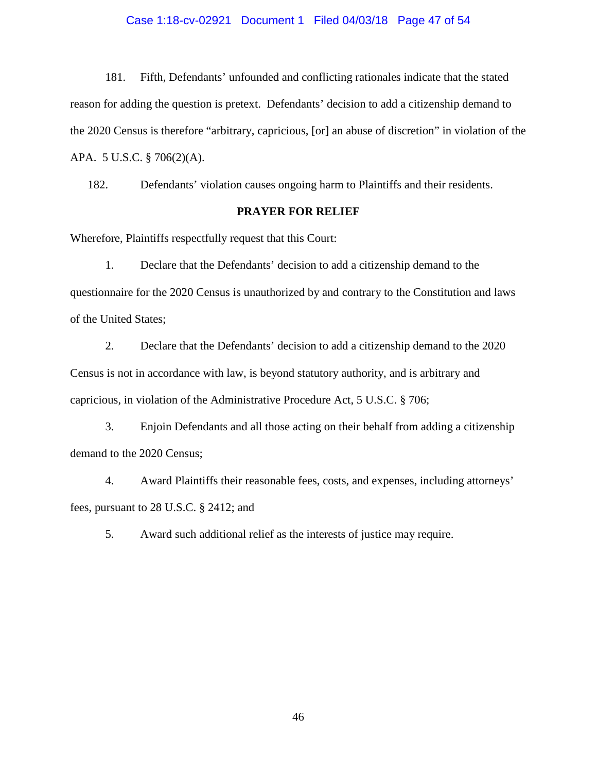181. Fifth, Defendants' unfounded and conflicting rationales indicate that the stated reason for adding the question is pretext. Defendants' decision to add a citizenship demand to the 2020 Census is therefore "arbitrary, capricious, [or] an abuse of discretion" in violation of the APA. 5 U.S.C. § 706(2)(A).

182. Defendants' violation causes ongoing harm to Plaintiffs and their residents.

**PRAYER FOR RELIEF**

Wherefore, Plaintiffs respectfully request that this Court:

1. Declare that the Defendants' decision to add a citizenship demand to the questionnaire for the 2020 Census is unauthorized by and contrary to the Constitution and laws of the United States;

2. Declare that the Defendants' decision to add a citizenship demand to the 2020 Census is not in accordance with law, is beyond statutory authority, and is arbitrary and capricious, in violation of the Administrative Procedure Act, 5 U.S.C. § 706;

3. Enjoin Defendants and all those acting on their behalf from adding a citizenship demand to the 2020 Census;

4. Award Plaintiffs their reasonable fees, costs, and expenses, including attorneys' fees, pursuant to 28 U.S.C. § 2412; and

5. Award such additional relief as the interests of justice may require.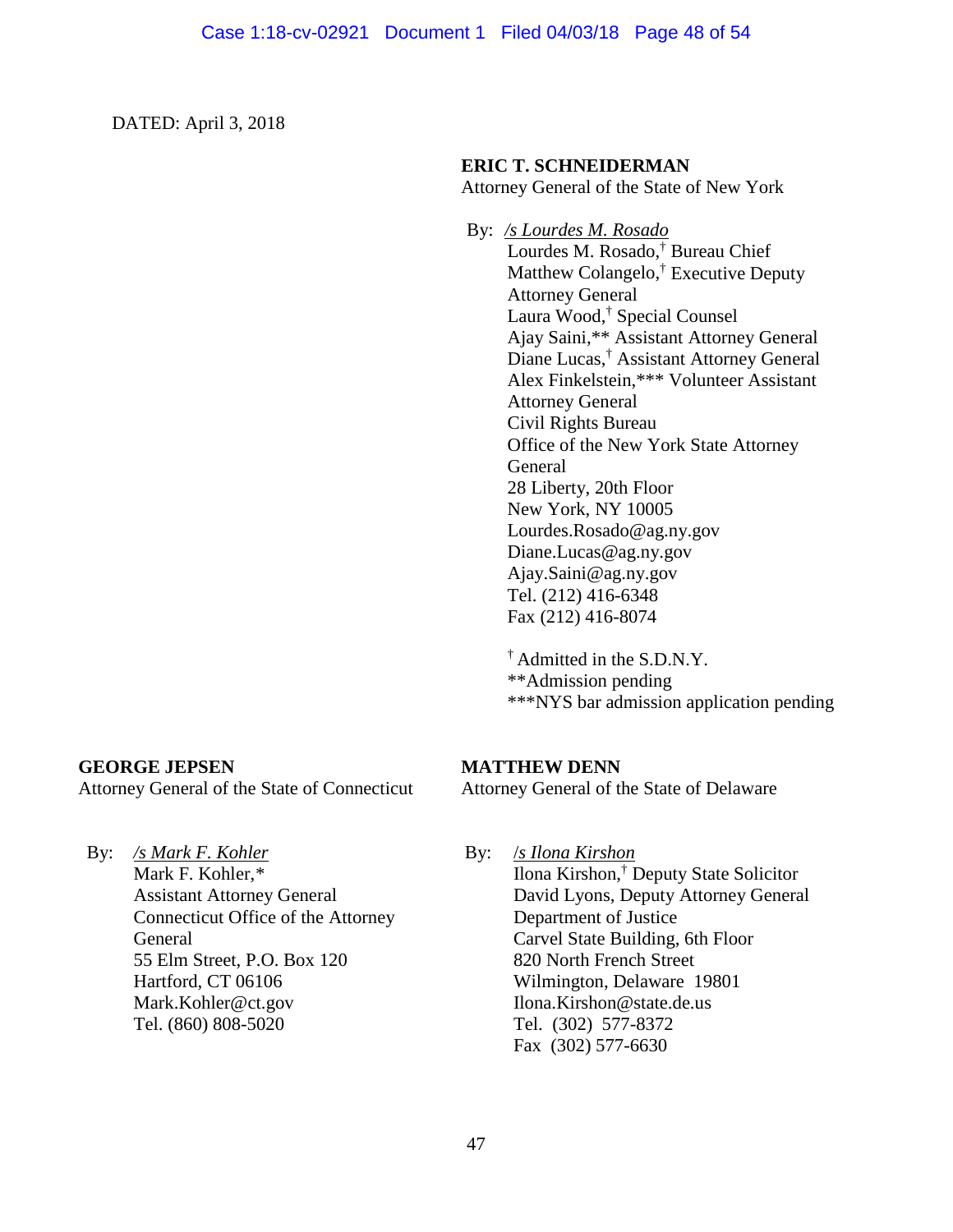DATED: April 3, 2018

**ERIC T. SCHNEIDERMAN**
Attorney General of the State of New York

By: */s Lourdes M. Rosado*
Lourdes M. Rosado,† Bureau Chief
Matthew Colangelo,† Executive Deputy Attorney General
Laura Wood,† Special Counsel
Ajay Saini,** Assistant Attorney General
Diane Lucas,† Assistant Attorney General
Alex Finkelstein,*** Volunteer Assistant Attorney General
Civil Rights Bureau
Office of the New York State Attorney General
28 Liberty, 20th Floor
New York, NY 10005
Lourdes.Rosado@ag.ny.gov
Diane.Lucas@ag.ny.gov
Ajay.Saini@ag.ny.gov
Tel. (212) 416-6348
Fax (212) 416-8074

† Admitted in the S.D.N.Y.
**Admission pending
***NYS bar admission application pending

**GEORGE JEPSEN**
Attorney General of the State of Connecticut

By: */s Mark F. Kohler*
Mark F. Kohler,*
Assistant Attorney General
Connecticut Office of the Attorney General
55 Elm Street, P.O. Box 120
Hartford, CT 06106
Mark.Kohler@ct.gov
Tel. (860) 808-5020

**MATTHEW DENN**
Attorney General of the State of Delaware

By: */s Ilona Kirshon*
Ilona Kirshon,† Deputy State Solicitor
David Lyons, Deputy Attorney General
Department of Justice
Carvel State Building, 6th Floor
820 North French Street
Wilmington, Delaware 19801
Ilona.Kirshon@state.de.us
Tel. (302) 577-8372
Fax (302) 577-6630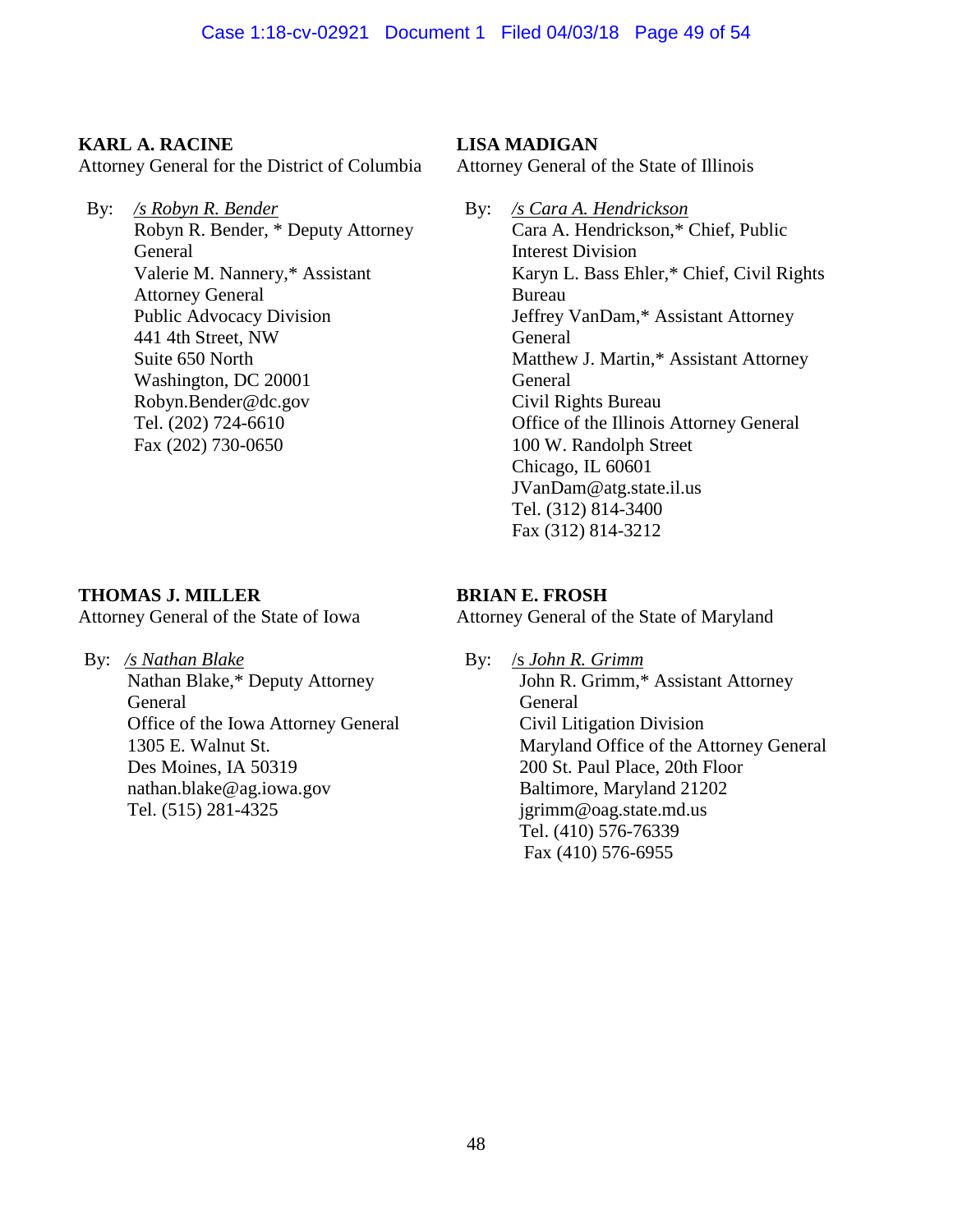**KARL A. RACINE**
Attorney General for the District of Columbia

By: */s Robyn R. Bender*
Robyn R. Bender, * Deputy Attorney General
Valerie M. Nannery,* Assistant Attorney General
Public Advocacy Division
441 4th Street, NW
Suite 650 North
Washington, DC 20001
Robyn.Bender@dc.gov
Tel. (202) 724-6610
Fax (202) 730-0650

**LISA MADIGAN**
Attorney General of the State of Illinois

By: */s Cara A. Hendrickson*
Cara A. Hendrickson,* Chief, Public Interest Division
Karyn L. Bass Ehler,* Chief, Civil Rights Bureau
Jeffrey VanDam,* Assistant Attorney General
Matthew J. Martin,* Assistant Attorney General
Civil Rights Bureau
Office of the Illinois Attorney General
100 W. Randolph Street
Chicago, IL 60601
JVanDam@atg.state.il.us
Tel. (312) 814-3400
Fax (312) 814-3212

**THOMAS J. MILLER**
Attorney General of the State of Iowa

By: */s Nathan Blake*
Nathan Blake,* Deputy Attorney General
Office of the Iowa Attorney General
1305 E. Walnut St.
Des Moines, IA 50319
nathan.blake@ag.iowa.gov
Tel. (515) 281-4325

**BRIAN E. FROSH**
Attorney General of the State of Maryland

By: /s *John R. Grimm*
John R. Grimm,* Assistant Attorney General
Civil Litigation Division
Maryland Office of the Attorney General
200 St. Paul Place, 20th Floor
Baltimore, Maryland 21202
jgrimm@oag.state.md.us
Tel. (410) 576-76339
Fax (410) 576-6955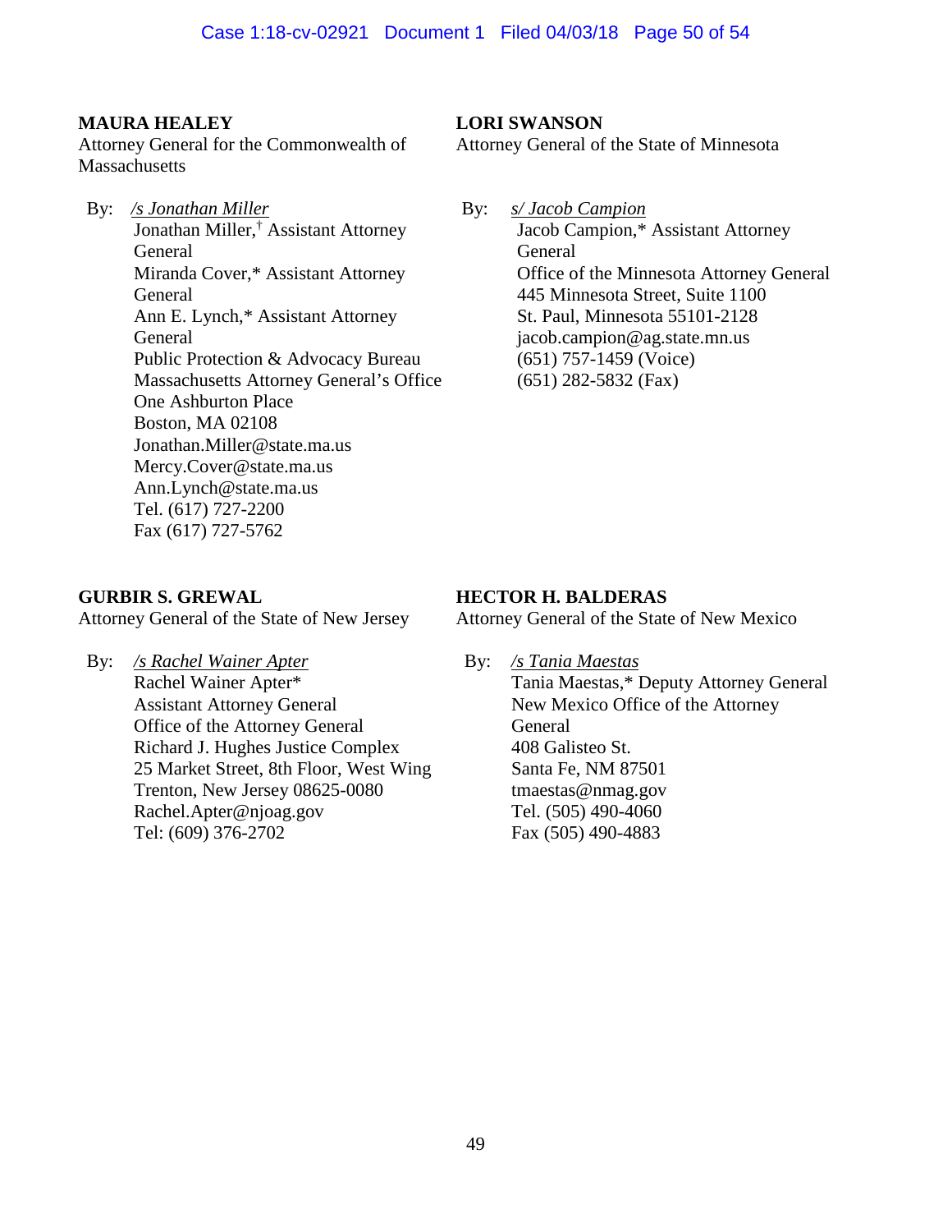**MAURA HEALEY**
Attorney General for the Commonwealth of Massachusetts

By: */s Jonathan Miller*
Jonathan Miller,† Assistant Attorney General
Miranda Cover,* Assistant Attorney General
Ann E. Lynch,* Assistant Attorney General
Public Protection & Advocacy Bureau
Massachusetts Attorney General's Office
One Ashburton Place
Boston, MA 02108
Jonathan.Miller@state.ma.us
Mercy.Cover@state.ma.us
Ann.Lynch@state.ma.us
Tel. (617) 727-2200
Fax (617) 727-5762

**LORI SWANSON**
Attorney General of the State of Minnesota

By: *s/ Jacob Campion*
Jacob Campion,* Assistant Attorney General
Office of the Minnesota Attorney General
445 Minnesota Street, Suite 1100
St. Paul, Minnesota 55101-2128
jacob.campion@ag.state.mn.us
(651) 757-1459 (Voice)
(651) 282-5832 (Fax)

**GURBIR S. GREWAL**
Attorney General of the State of New Jersey

By: */s Rachel Wainer Apter*
Rachel Wainer Apter*
Assistant Attorney General
Office of the Attorney General
Richard J. Hughes Justice Complex
25 Market Street, 8th Floor, West Wing
Trenton, New Jersey 08625-0080
Rachel.Apter@njoag.gov
Tel: (609) 376-2702

**HECTOR H. BALDERAS**
Attorney General of the State of New Mexico

By: */s Tania Maestas*
Tania Maestas,* Deputy Attorney General
New Mexico Office of the Attorney General
408 Galisteo St.
Santa Fe, NM 87501
tmaestas@nmag.gov
Tel. (505) 490-4060
Fax (505) 490-4883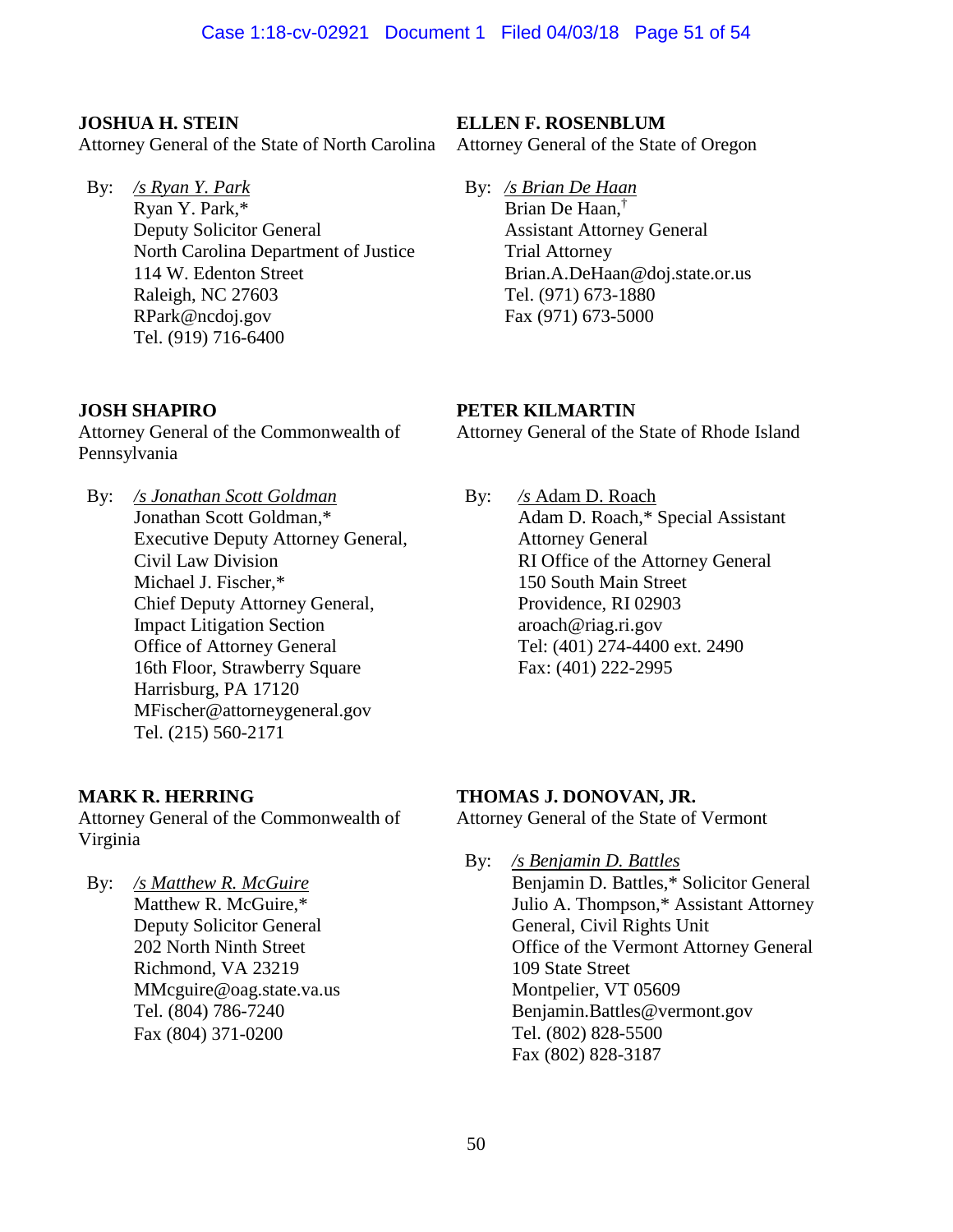**JOSHUA H. STEIN**
Attorney General of the State of North Carolina

By: */s Ryan Y. Park*
Ryan Y. Park,*
Deputy Solicitor General
North Carolina Department of Justice
114 W. Edenton Street
Raleigh, NC 27603
RPark@ncdoj.gov
Tel. (919) 716-6400

**ELLEN F. ROSENBLUM**
Attorney General of the State of Oregon

By: */s Brian De Haan*
Brian De Haan,†
Assistant Attorney General
Trial Attorney
Brian.A.DeHaan@doj.state.or.us
Tel. (971) 673-1880
Fax (971) 673-5000

**JOSH SHAPIRO**
Attorney General of the Commonwealth of Pennsylvania

By: */s Jonathan Scott Goldman*
Jonathan Scott Goldman,*
Executive Deputy Attorney General,
Civil Law Division
Michael J. Fischer,*
Chief Deputy Attorney General,
Impact Litigation Section
Office of Attorney General
16th Floor, Strawberry Square
Harrisburg, PA 17120
MFischer@attorneygeneral.gov
Tel. (215) 560-2171

**PETER KILMARTIN**
Attorney General of the State of Rhode Island

By: */s* Adam D. Roach
Adam D. Roach,* Special Assistant Attorney General
RI Office of the Attorney General
150 South Main Street
Providence, RI 02903
aroach@riag.ri.gov
Tel: (401) 274-4400 ext. 2490
Fax: (401) 222-2995

**MARK R. HERRING**
Attorney General of the Commonwealth of Virginia

By: */s Matthew R. McGuire*
Matthew R. McGuire,*
Deputy Solicitor General
202 North Ninth Street
Richmond, VA 23219
MMcguire@oag.state.va.us
Tel. (804) 786-7240
Fax (804) 371-0200

**THOMAS J. DONOVAN, JR.**
Attorney General of the State of Vermont

By: */s Benjamin D. Battles*
Benjamin D. Battles,* Solicitor General
Julio A. Thompson,* Assistant Attorney General, Civil Rights Unit
Office of the Vermont Attorney General
109 State Street
Montpelier, VT 05609
Benjamin.Battles@vermont.gov
Tel. (802) 828-5500
Fax (802) 828-3187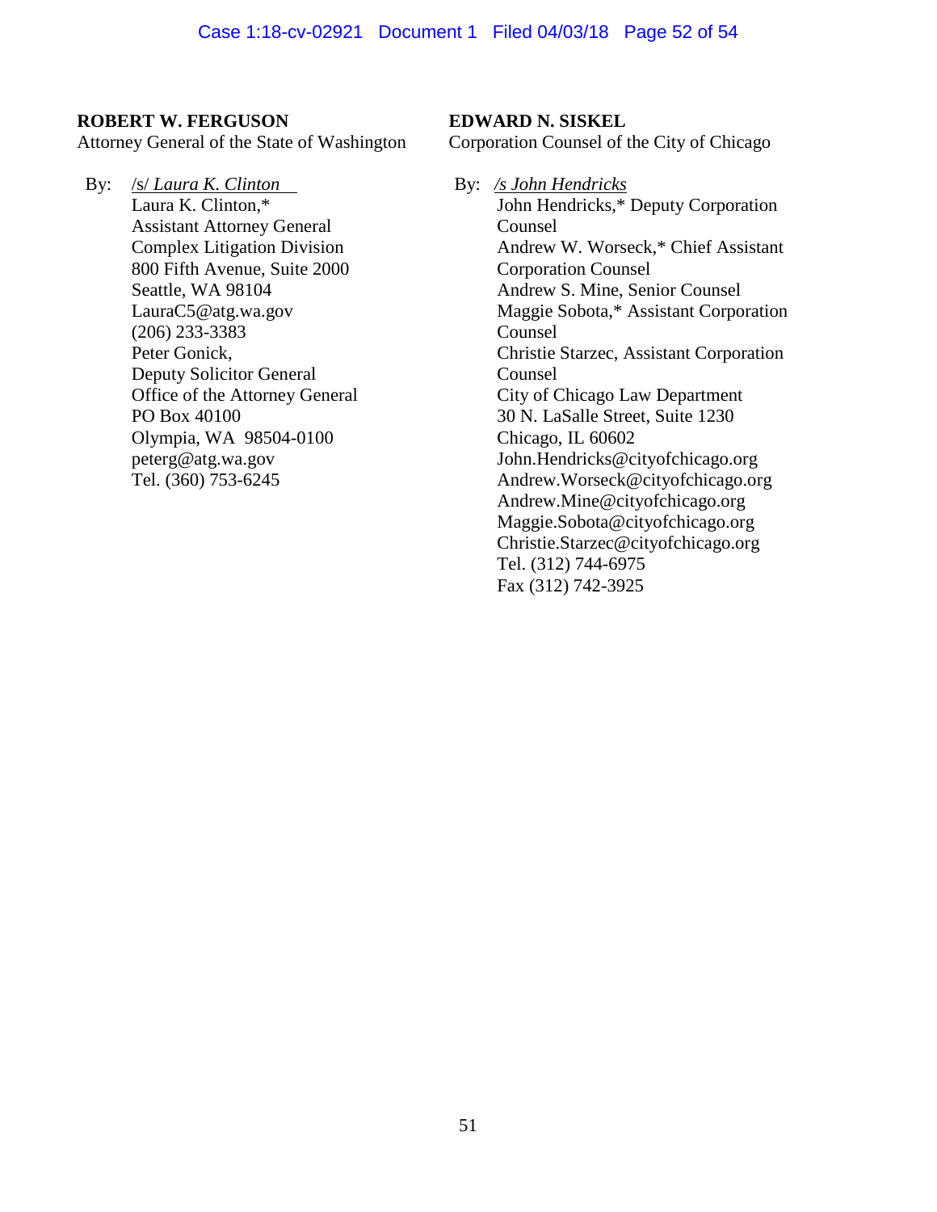**ROBERT W. FERGUSON**
Attorney General of the State of Washington

By: /s/ *Laura K. Clinton*
Laura K. Clinton,*
Assistant Attorney General
Complex Litigation Division
800 Fifth Avenue, Suite 2000
Seattle, WA 98104
LauraC5@atg.wa.gov
(206) 233-3383
Peter Gonick,
Deputy Solicitor General
Office of the Attorney General
PO Box 40100
Olympia, WA 98504-0100
peterg@atg.wa.gov
Tel. (360) 753-6245

**EDWARD N. SISKEL**
Corporation Counsel of the City of Chicago

By: */s John Hendricks*
John Hendricks,* Deputy Corporation Counsel
Andrew W. Worseck,* Chief Assistant Corporation Counsel
Andrew S. Mine, Senior Counsel
Maggie Sobota,* Assistant Corporation Counsel
Christie Starzec, Assistant Corporation Counsel
City of Chicago Law Department
30 N. LaSalle Street, Suite 1230
Chicago, IL 60602
John.Hendricks@cityofchicago.org
Andrew.Worseck@cityofchicago.org
Andrew.Mine@cityofchicago.org
Maggie.Sobota@cityofchicago.org
Christie.Starzec@cityofchicago.org
Tel. (312) 744-6975
Fax (312) 742-3925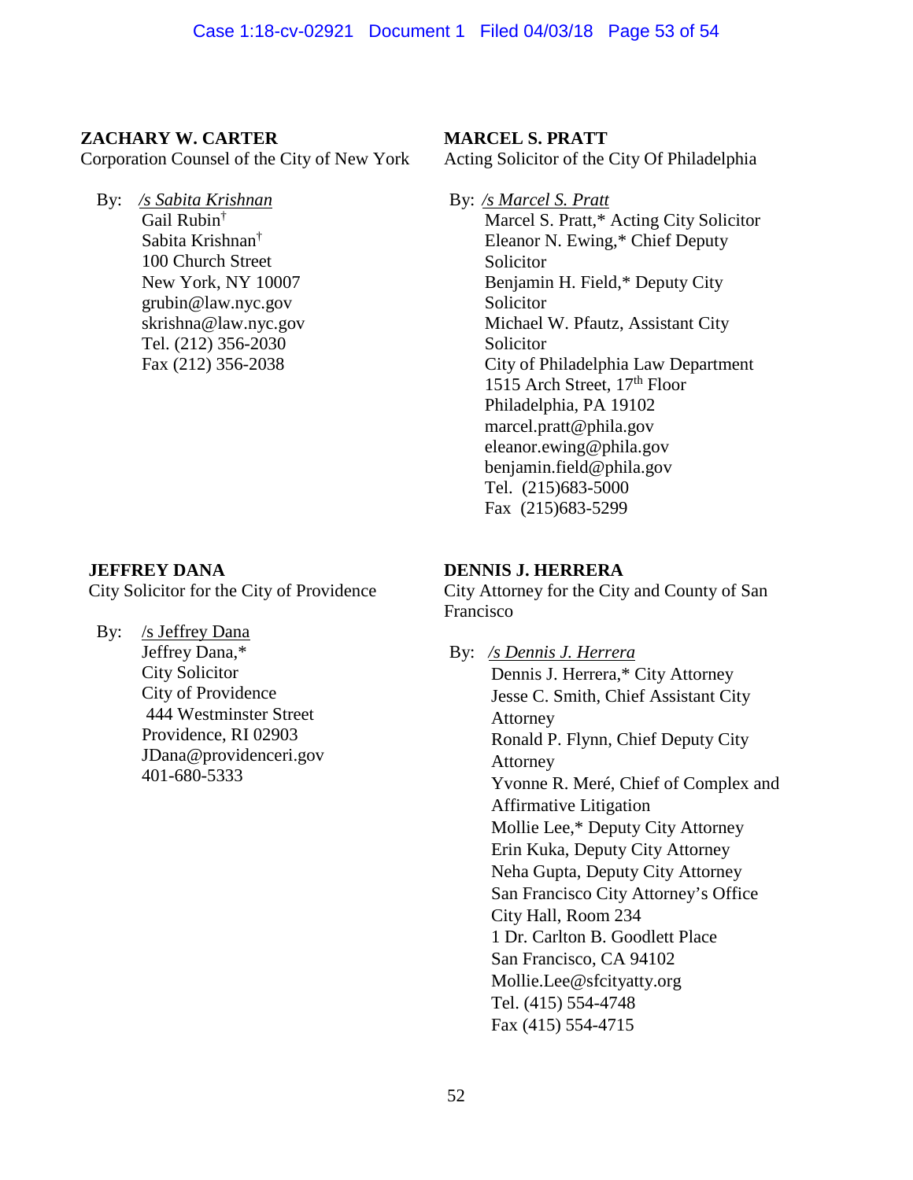**ZACHARY W. CARTER**
Corporation Counsel of the City of New York

By: */s Sabita Krishnan*
Gail Rubin†
Sabita Krishnan†
100 Church Street
New York, NY 10007
grubin@law.nyc.gov
skrishna@law.nyc.gov
Tel. (212) 356-2030
Fax (212) 356-2038

**MARCEL S. PRATT**
Acting Solicitor of the City Of Philadelphia

By: */s Marcel S. Pratt*
Marcel S. Pratt,* Acting City Solicitor
Eleanor N. Ewing,* Chief Deputy Solicitor
Benjamin H. Field,* Deputy City Solicitor
Michael W. Pfautz, Assistant City Solicitor
City of Philadelphia Law Department
1515 Arch Street, 17th Floor
Philadelphia, PA 19102
marcel.pratt@phila.gov
eleanor.ewing@phila.gov
benjamin.field@phila.gov
Tel. (215)683-5000
Fax (215)683-5299

**JEFFREY DANA**
City Solicitor for the City of Providence

By: /s Jeffrey Dana
Jeffrey Dana,*
City Solicitor
City of Providence
444 Westminster Street
Providence, RI 02903
JDana@providenceri.gov
401-680-5333

**DENNIS J. HERRERA**
City Attorney for the City and County of San Francisco

By: */s Dennis J. Herrera*
Dennis J. Herrera,* City Attorney
Jesse C. Smith, Chief Assistant City Attorney
Ronald P. Flynn, Chief Deputy City Attorney
Yvonne R. Meré, Chief of Complex and Affirmative Litigation
Mollie Lee,* Deputy City Attorney
Erin Kuka, Deputy City Attorney
Neha Gupta, Deputy City Attorney
San Francisco City Attorney's Office
City Hall, Room 234
1 Dr. Carlton B. Goodlett Place
San Francisco, CA 94102
Mollie.Lee@sfcityatty.org
Tel. (415) 554-4748
Fax (415) 554-4715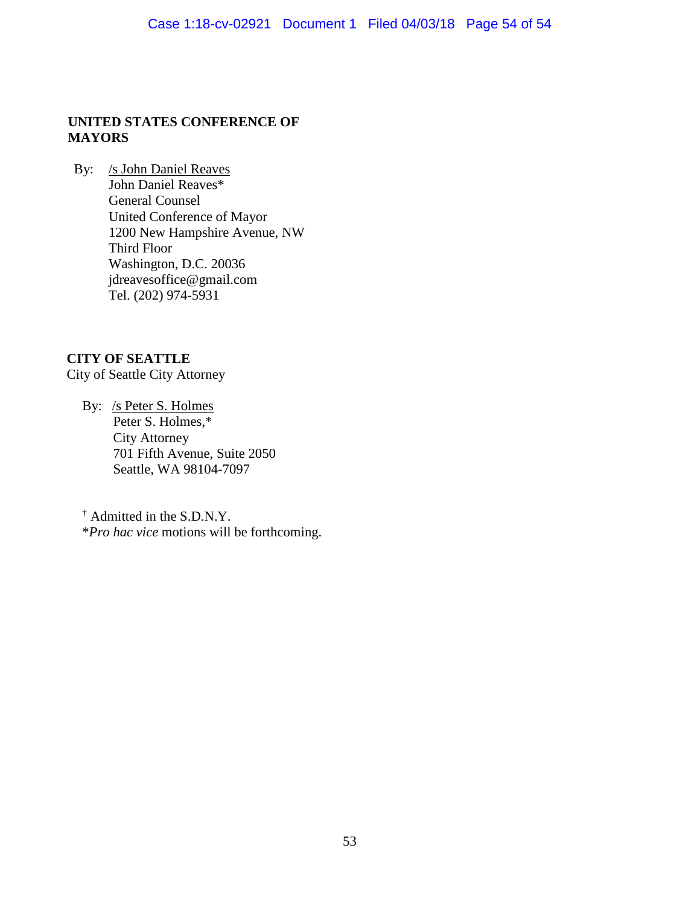**UNITED STATES CONFERENCE OF MAYORS**

By: /s John Daniel Reaves
John Daniel Reaves*
General Counsel
United Conference of Mayor
1200 New Hampshire Avenue, NW
Third Floor
Washington, D.C. 20036
jdreavesoffice@gmail.com
Tel. (202) 974-5931

**CITY OF SEATTLE**
City of Seattle City Attorney

By: /s Peter S. Holmes
Peter S. Holmes,*
City Attorney
701 Fifth Avenue, Suite 2050
Seattle, WA 98104-7097

† Admitted in the S.D.N.Y.
**Pro hac vice* motions will be forthcoming.